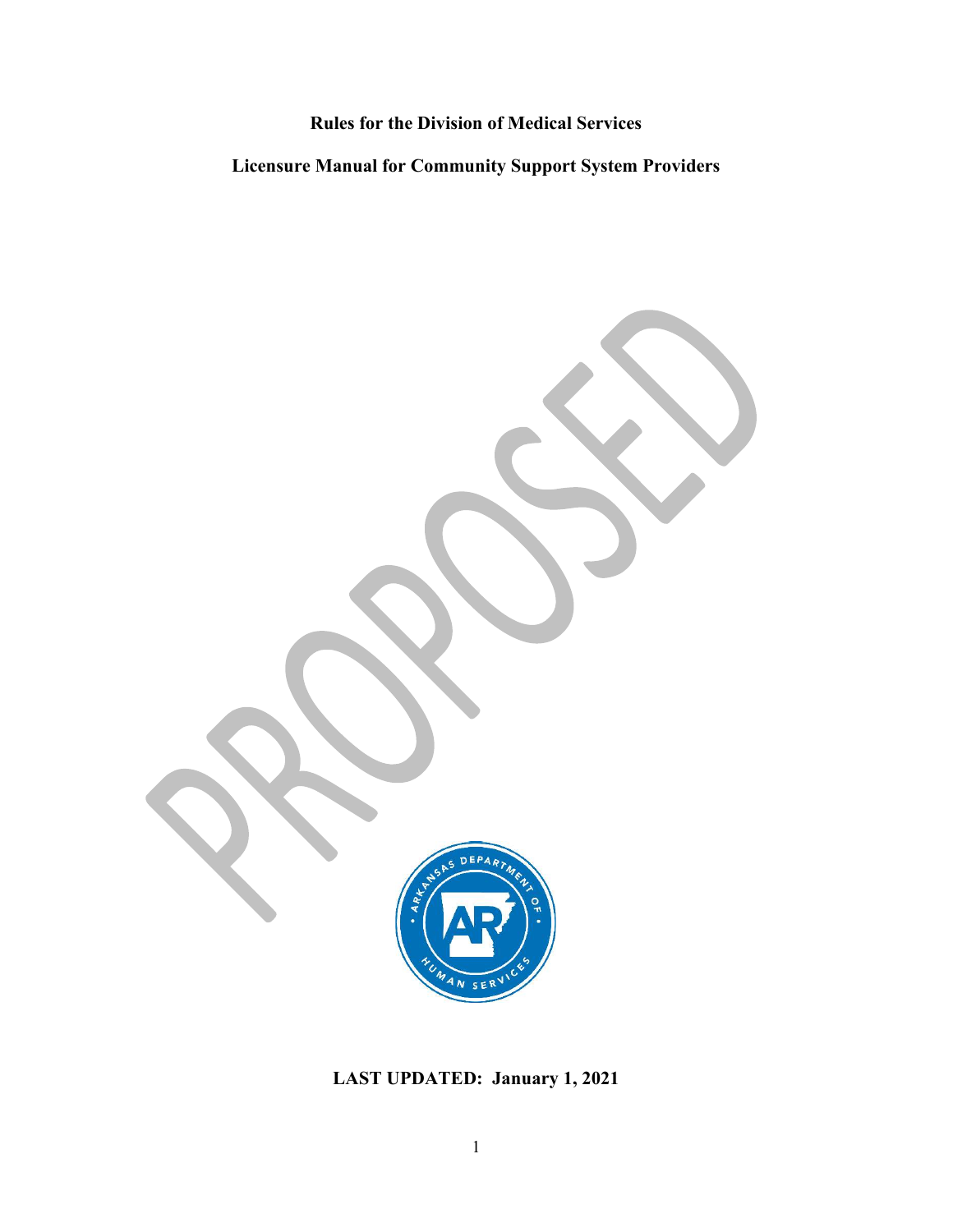# Rules for the Division of Medical Services

# Licensure Manual for Community Support System Providers

PROPOSED

**LAST UPDATED: January 1, 2021**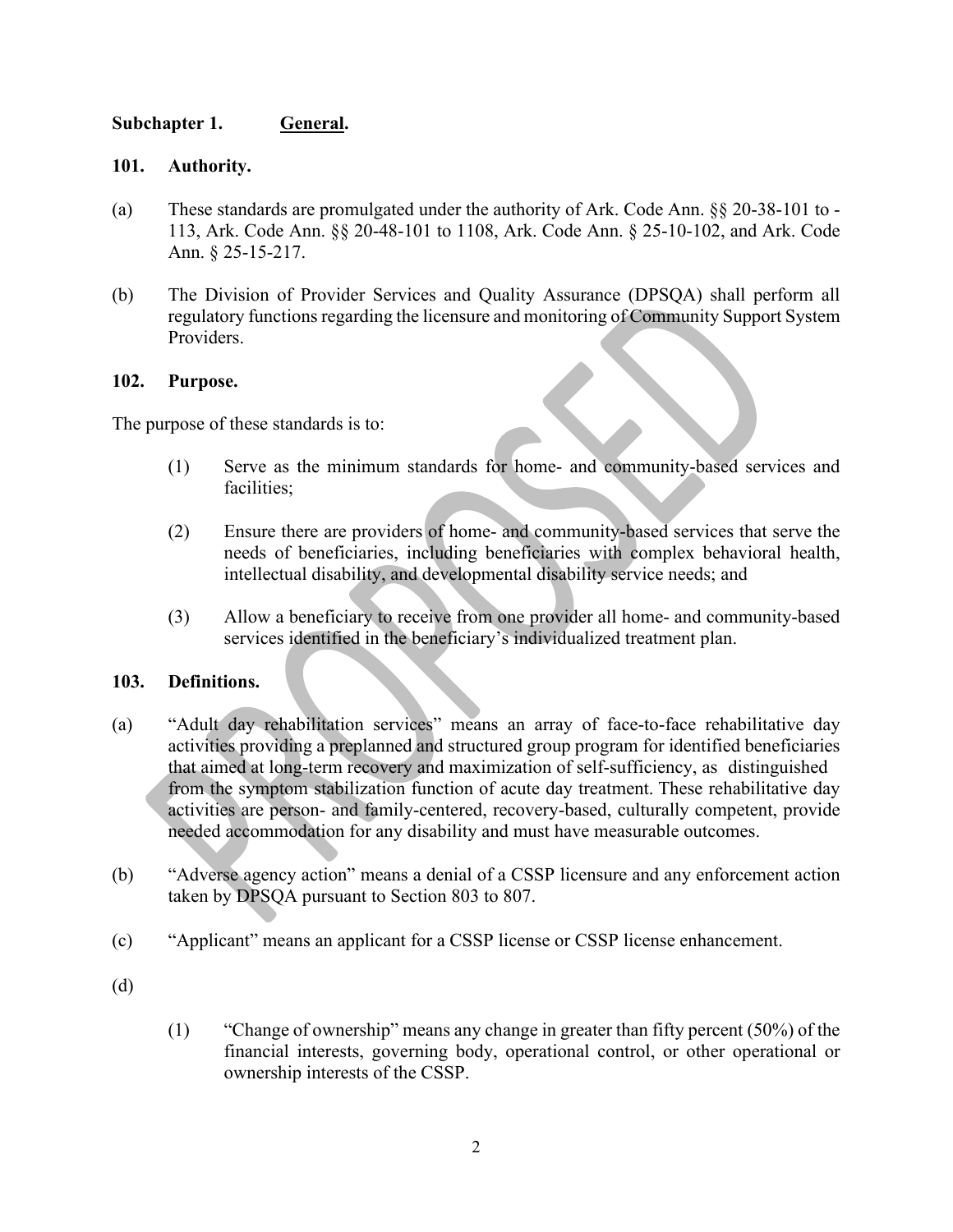## Subchapter 1. General.

### 101. Authority.

(a) These standards are promulgated under the authority of Ark. Code Ann. §§ 20-38-101 to -113, Ark. Code Ann. §§ 20-48-101 to 1108, Ark. Code Ann. § 25-10-102, and Ark. Code Ann. § 25-15-217.

(b) The Division of Provider Services and Quality Assurance (DPSQA) shall perform all regulatory functions regarding the licensure and monitoring of Community Support System Providers.

### 102. Purpose.

The purpose of these standards is to:

(1) Serve as the minimum standards for home- and community-based services and facilities;

(2) Ensure there are providers of home- and community-based services that serve the needs of beneficiaries, including beneficiaries with complex behavioral health, intellectual disability, and developmental disability service needs; and

(3) Allow a beneficiary to receive from one provider all home- and community-based services identified in the beneficiary's individualized treatment plan.

### 103. Definitions.

(a) "Adult day rehabilitation services" means an array of face-to-face rehabilitative day activities providing a preplanned and structured group program for identified beneficiaries that aimed at long-term recovery and maximization of self-sufficiency, as distinguished from the symptom stabilization function of acute day treatment. These rehabilitative day activities are person- and family-centered, recovery-based, culturally competent, provide needed accommodation for any disability and must have measurable outcomes.

(b) "Adverse agency action" means a denial of a CSSP licensure and any enforcement action taken by DPSQA pursuant to Section 803 to 807.

(c) "Applicant" means an applicant for a CSSP license or CSSP license enhancement.

(d)

(1) "Change of ownership" means any change in greater than fifty percent (50%) of the financial interests, governing body, operational control, or other operational or ownership interests of the CSSP.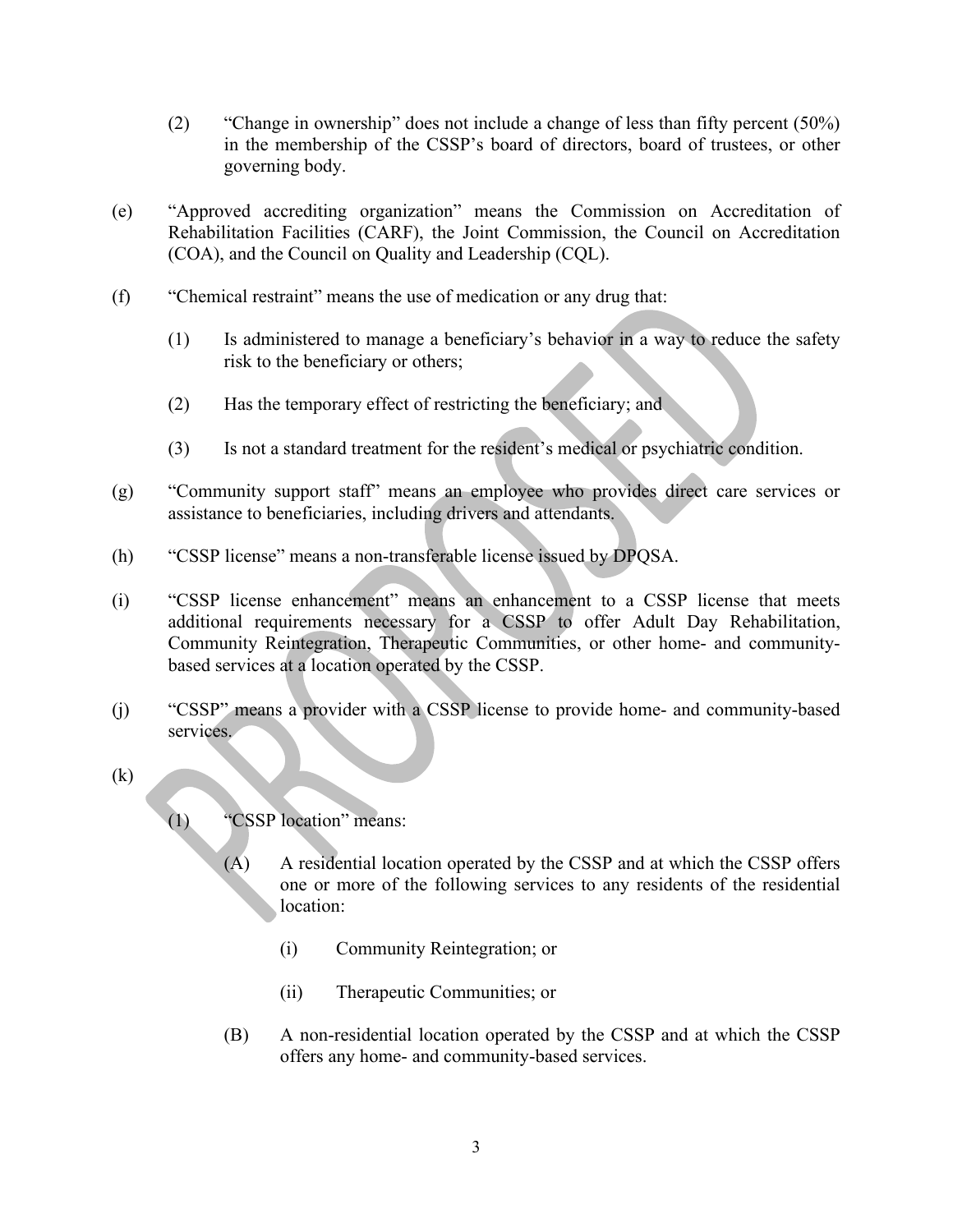(2) "Change in ownership" does not include a change of less than fifty percent (50%) in the membership of the CSSP's board of directors, board of trustees, or other governing body.

(e) "Approved accrediting organization" means the Commission on Accreditation of Rehabilitation Facilities (CARF), the Joint Commission, the Council on Accreditation (COA), and the Council on Quality and Leadership (CQL).

(f) "Chemical restraint" means the use of medication or any drug that:

(1) Is administered to manage a beneficiary's behavior in a way to reduce the safety risk to the beneficiary or others;

(2) Has the temporary effect of restricting the beneficiary; and

(3) Is not a standard treatment for the resident's medical or psychiatric condition.

(g) "Community support staff" means an employee who provides direct care services or assistance to beneficiaries, including drivers and attendants.

(h) "CSSP license" means a non-transferable license issued by DPQSA.

(i) "CSSP license enhancement" means an enhancement to a CSSP license that meets additional requirements necessary for a CSSP to offer Adult Day Rehabilitation, Community Reintegration, Therapeutic Communities, or other home- and community-based services at a location operated by the CSSP.

(j) "CSSP" means a provider with a CSSP license to provide home- and community-based services.

(k)

(1) "CSSP location" means:

(A) A residential location operated by the CSSP and at which the CSSP offers one or more of the following services to any residents of the residential location:

(i) Community Reintegration; or

(ii) Therapeutic Communities; or

(B) A non-residential location operated by the CSSP and at which the CSSP offers any home- and community-based services.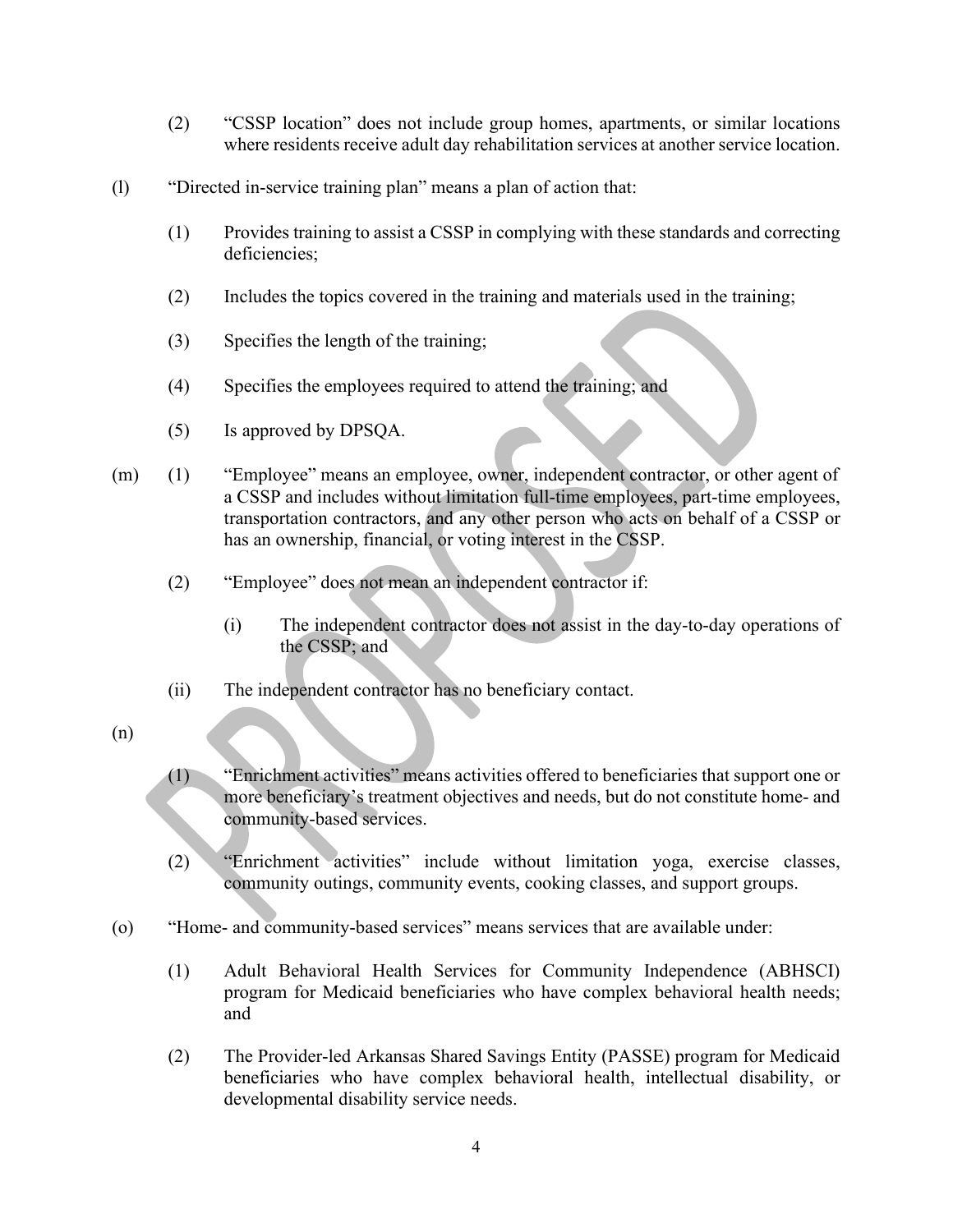(2) "CSSP location" does not include group homes, apartments, or similar locations where residents receive adult day rehabilitation services at another service location.

(l) "Directed in-service training plan" means a plan of action that:

(1) Provides training to assist a CSSP in complying with these standards and correcting deficiencies;

(2) Includes the topics covered in the training and materials used in the training;

(3) Specifies the length of the training;

(4) Specifies the employees required to attend the training; and

(5) Is approved by DPSQA.

(m) (1) "Employee" means an employee, owner, independent contractor, or other agent of a CSSP and includes without limitation full-time employees, part-time employees, transportation contractors, and any other person who acts on behalf of a CSSP or has an ownership, financial, or voting interest in the CSSP.

(2) "Employee" does not mean an independent contractor if:

(i) The independent contractor does not assist in the day-to-day operations of the CSSP; and

(ii) The independent contractor has no beneficiary contact.

(n)

(1) "Enrichment activities" means activities offered to beneficiaries that support one or more beneficiary's treatment objectives and needs, but do not constitute home- and community-based services.

(2) "Enrichment activities" include without limitation yoga, exercise classes, community outings, community events, cooking classes, and support groups.

(o) "Home- and community-based services" means services that are available under:

(1) Adult Behavioral Health Services for Community Independence (ABHSCI) program for Medicaid beneficiaries who have complex behavioral health needs; and

(2) The Provider-led Arkansas Shared Savings Entity (PASSE) program for Medicaid beneficiaries who have complex behavioral health, intellectual disability, or developmental disability service needs.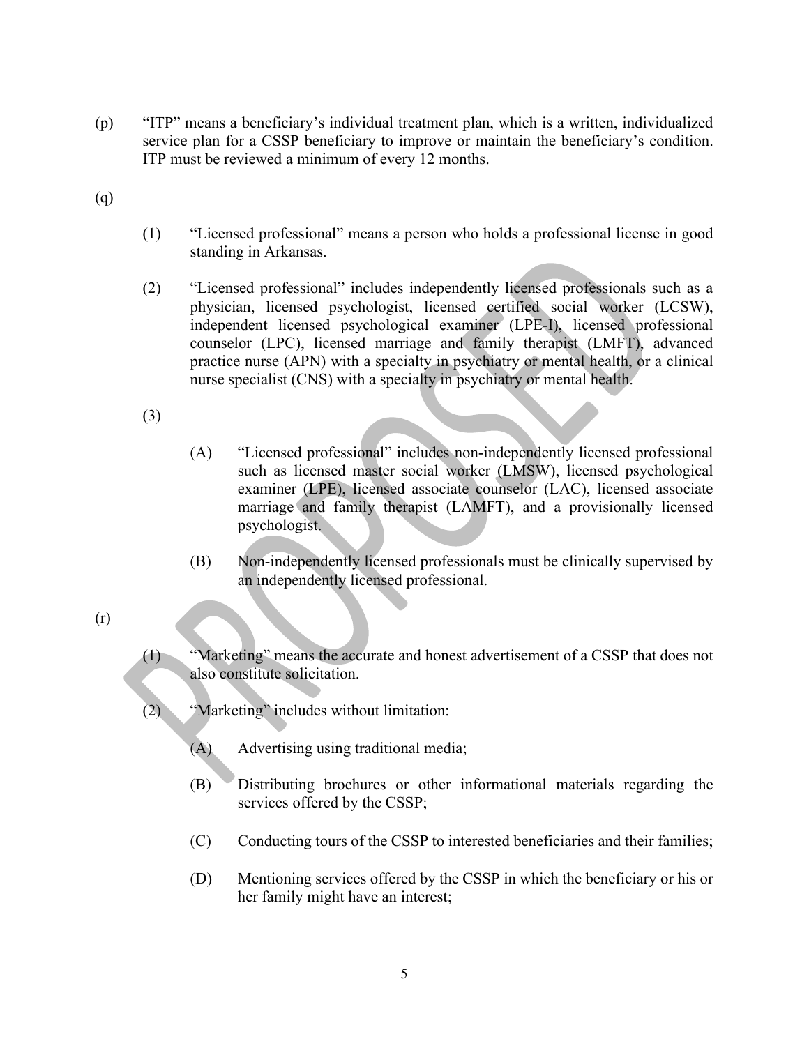(p) "ITP" means a beneficiary's individual treatment plan, which is a written, individualized service plan for a CSSP beneficiary to improve or maintain the beneficiary's condition. ITP must be reviewed a minimum of every 12 months.

(q)

(1) "Licensed professional" means a person who holds a professional license in good standing in Arkansas.

(2) "Licensed professional" includes independently licensed professionals such as a physician, licensed psychologist, licensed certified social worker (LCSW), independent licensed psychological examiner (LPE-I), licensed professional counselor (LPC), licensed marriage and family therapist (LMFT), advanced practice nurse (APN) with a specialty in psychiatry or mental health, or a clinical nurse specialist (CNS) with a specialty in psychiatry or mental health.

(3)

(A) "Licensed professional" includes non-independently licensed professional such as licensed master social worker (LMSW), licensed psychological examiner (LPE), licensed associate counselor (LAC), licensed associate marriage and family therapist (LAMFT), and a provisionally licensed psychologist.

(B) Non-independently licensed professionals must be clinically supervised by an independently licensed professional.

(r)

(1) "Marketing" means the accurate and honest advertisement of a CSSP that does not also constitute solicitation.

(2) "Marketing" includes without limitation:

(A) Advertising using traditional media;

(B) Distributing brochures or other informational materials regarding the services offered by the CSSP;

(C) Conducting tours of the CSSP to interested beneficiaries and their families;

(D) Mentioning services offered by the CSSP in which the beneficiary or his or her family might have an interest;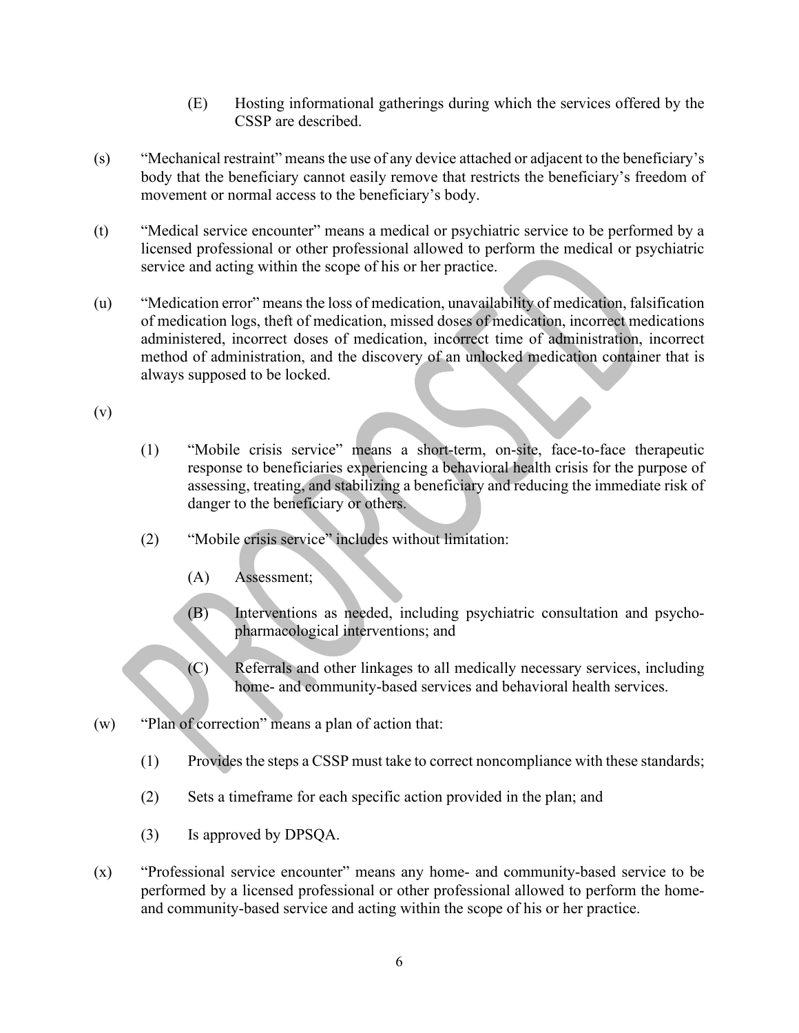(E) Hosting informational gatherings during which the services offered by the CSSP are described.

(s) "Mechanical restraint" means the use of any device attached or adjacent to the beneficiary's body that the beneficiary cannot easily remove that restricts the beneficiary's freedom of movement or normal access to the beneficiary's body.

(t) "Medical service encounter" means a medical or psychiatric service to be performed by a licensed professional or other professional allowed to perform the medical or psychiatric service and acting within the scope of his or her practice.

(u) "Medication error" means the loss of medication, unavailability of medication, falsification of medication logs, theft of medication, missed doses of medication, incorrect medications administered, incorrect doses of medication, incorrect time of administration, incorrect method of administration, and the discovery of an unlocked medication container that is always supposed to be locked.

(v)

(1) "Mobile crisis service" means a short-term, on-site, face-to-face therapeutic response to beneficiaries experiencing a behavioral health crisis for the purpose of assessing, treating, and stabilizing a beneficiary and reducing the immediate risk of danger to the beneficiary or others.

(2) "Mobile crisis service" includes without limitation:

(A) Assessment;

(B) Interventions as needed, including psychiatric consultation and psycho-pharmacological interventions; and

(C) Referrals and other linkages to all medically necessary services, including home- and community-based services and behavioral health services.

(w) "Plan of correction" means a plan of action that:

(1) Provides the steps a CSSP must take to correct noncompliance with these standards;

(2) Sets a timeframe for each specific action provided in the plan; and

(3) Is approved by DPSQA.

(x) "Professional service encounter" means any home- and community-based service to be performed by a licensed professional or other professional allowed to perform the home- and community-based service and acting within the scope of his or her practice.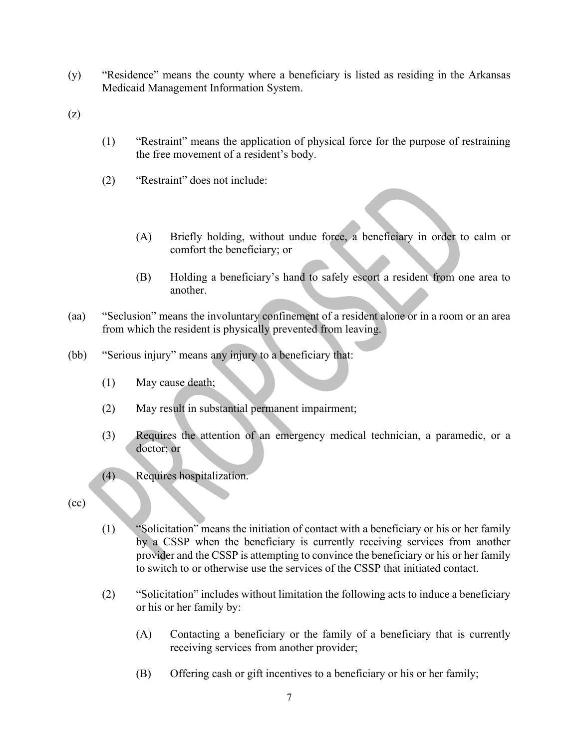(y) "Residence" means the county where a beneficiary is listed as residing in the Arkansas Medicaid Management Information System.

(z)

(1) "Restraint" means the application of physical force for the purpose of restraining the free movement of a resident's body.

(2) "Restraint" does not include:

(A) Briefly holding, without undue force, a beneficiary in order to calm or comfort the beneficiary; or

(B) Holding a beneficiary's hand to safely escort a resident from one area to another.

(aa) "Seclusion" means the involuntary confinement of a resident alone or in a room or an area from which the resident is physically prevented from leaving.

(bb) "Serious injury" means any injury to a beneficiary that:

(1) May cause death;

(2) May result in substantial permanent impairment;

(3) Requires the attention of an emergency medical technician, a paramedic, or a doctor; or

(4) Requires hospitalization.

(cc)

(1) "Solicitation" means the initiation of contact with a beneficiary or his or her family by a CSSP when the beneficiary is currently receiving services from another provider and the CSSP is attempting to convince the beneficiary or his or her family to switch to or otherwise use the services of the CSSP that initiated contact.

(2) "Solicitation" includes without limitation the following acts to induce a beneficiary or his or her family by:

(A) Contacting a beneficiary or the family of a beneficiary that is currently receiving services from another provider;

(B) Offering cash or gift incentives to a beneficiary or his or her family;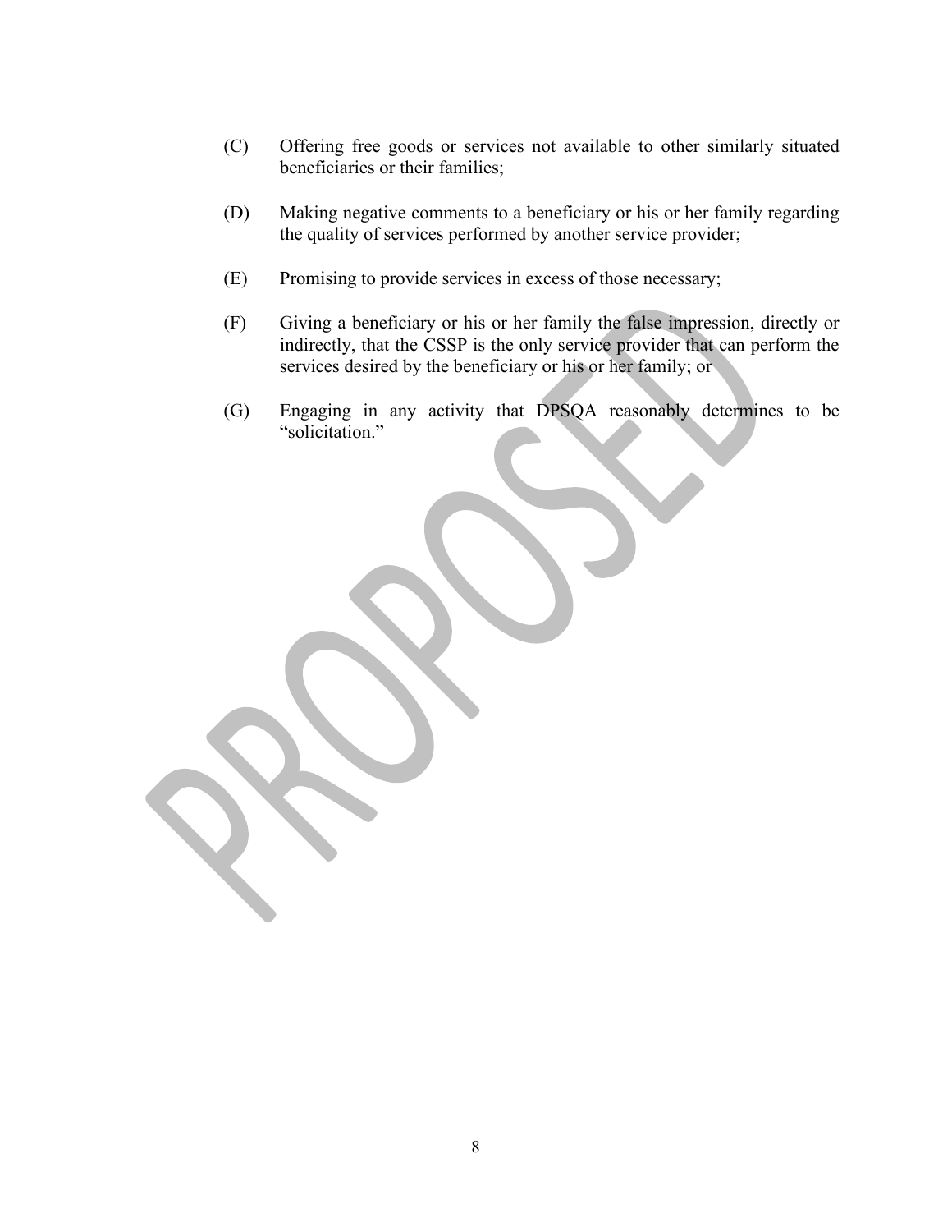(C) Offering free goods or services not available to other similarly situated beneficiaries or their families;

(D) Making negative comments to a beneficiary or his or her family regarding the quality of services performed by another service provider;

(E) Promising to provide services in excess of those necessary;

(F) Giving a beneficiary or his or her family the false impression, directly or indirectly, that the CSSP is the only service provider that can perform the services desired by the beneficiary or his or her family; or

(G) Engaging in any activity that DPSQA reasonably determines to be "solicitation."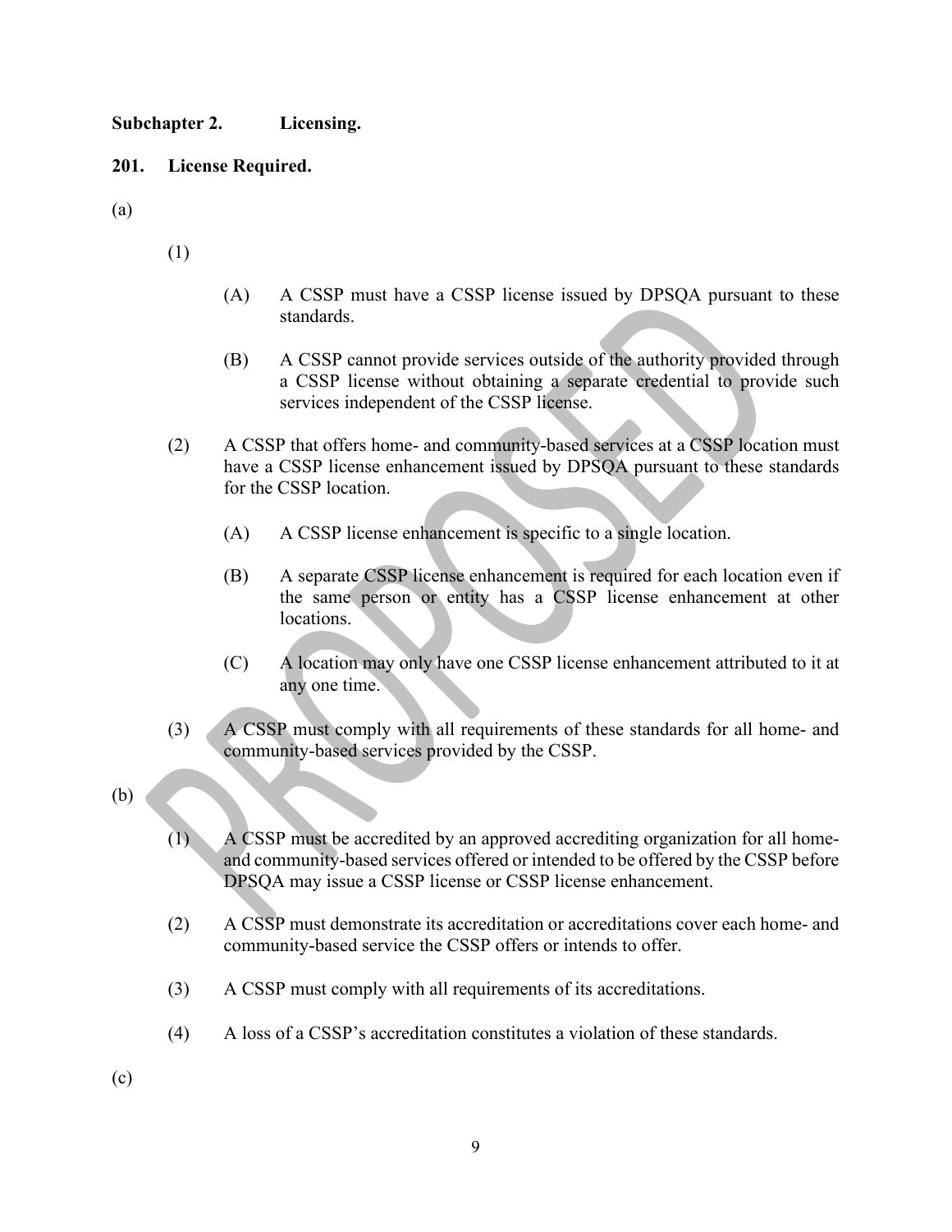**Subchapter 2. Licensing.**

**201. License Required.**

(a)

(1)

(A) A CSSP must have a CSSP license issued by DPSQA pursuant to these standards.

(B) A CSSP cannot provide services outside of the authority provided through a CSSP license without obtaining a separate credential to provide such services independent of the CSSP license.

(2) A CSSP that offers home- and community-based services at a CSSP location must have a CSSP license enhancement issued by DPSQA pursuant to these standards for the CSSP location.

(A) A CSSP license enhancement is specific to a single location.

(B) A separate CSSP license enhancement is required for each location even if the same person or entity has a CSSP license enhancement at other locations.

(C) A location may only have one CSSP license enhancement attributed to it at any one time.

(3) A CSSP must comply with all requirements of these standards for all home- and community-based services provided by the CSSP.

(b)

(1) A CSSP must be accredited by an approved accrediting organization for all home- and community-based services offered or intended to be offered by the CSSP before DPSQA may issue a CSSP license or CSSP license enhancement.

(2) A CSSP must demonstrate its accreditation or accreditations cover each home- and community-based service the CSSP offers or intends to offer.

(3) A CSSP must comply with all requirements of its accreditations.

(4) A loss of a CSSP's accreditation constitutes a violation of these standards.

(c)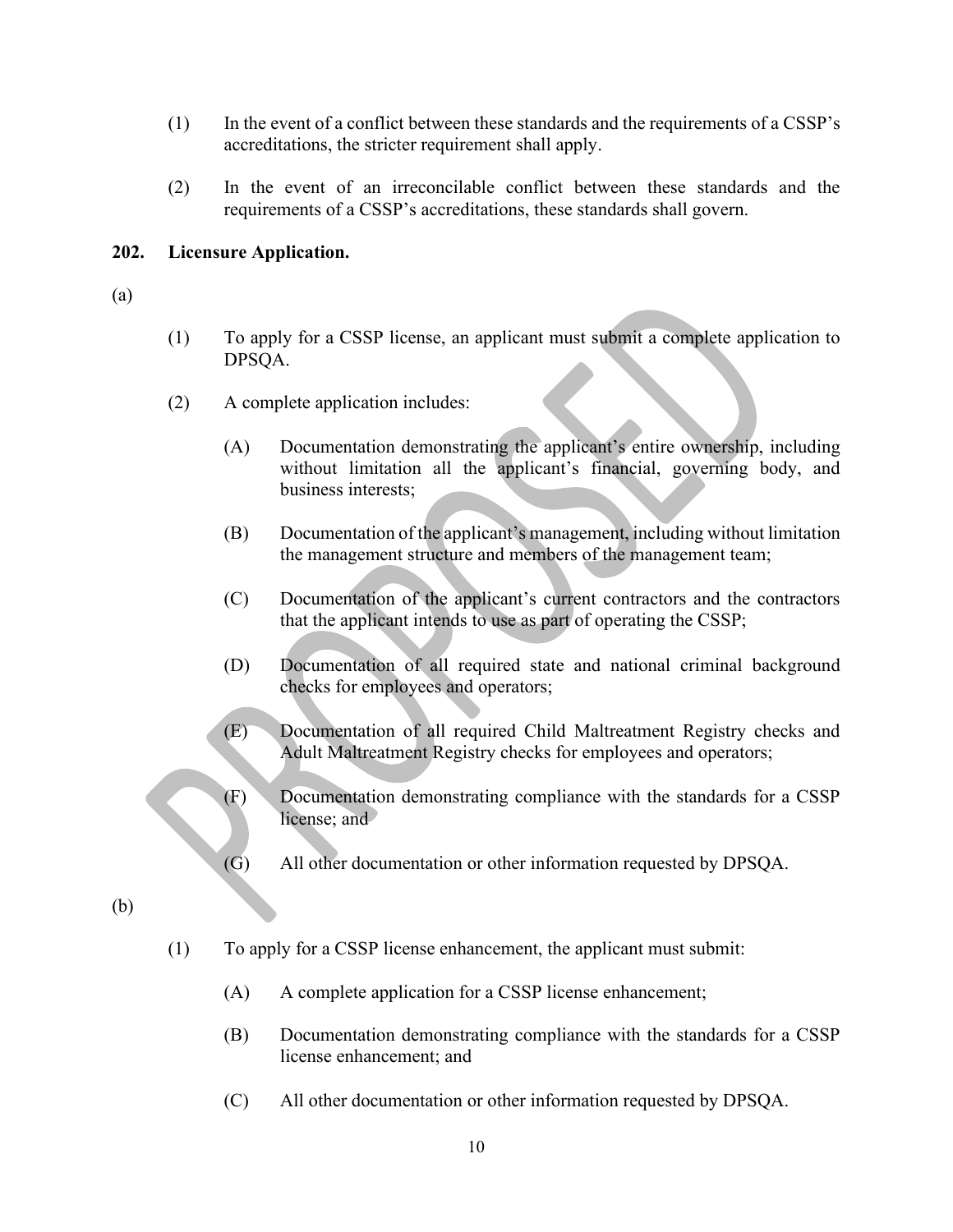(1) In the event of a conflict between these standards and the requirements of a CSSP's accreditations, the stricter requirement shall apply.

(2) In the event of an irreconcilable conflict between these standards and the requirements of a CSSP's accreditations, these standards shall govern.

**202. Licensure Application.**

(a)

(1) To apply for a CSSP license, an applicant must submit a complete application to DPSQA.

(2) A complete application includes:

(A) Documentation demonstrating the applicant's entire ownership, including without limitation all the applicant's financial, governing body, and business interests;

(B) Documentation of the applicant's management, including without limitation the management structure and members of the management team;

(C) Documentation of the applicant's current contractors and the contractors that the applicant intends to use as part of operating the CSSP;

(D) Documentation of all required state and national criminal background checks for employees and operators;

(E) Documentation of all required Child Maltreatment Registry checks and Adult Maltreatment Registry checks for employees and operators;

(F) Documentation demonstrating compliance with the standards for a CSSP license; and

(G) All other documentation or other information requested by DPSQA.

(b)

(1) To apply for a CSSP license enhancement, the applicant must submit:

(A) A complete application for a CSSP license enhancement;

(B) Documentation demonstrating compliance with the standards for a CSSP license enhancement; and

(C) All other documentation or other information requested by DPSQA.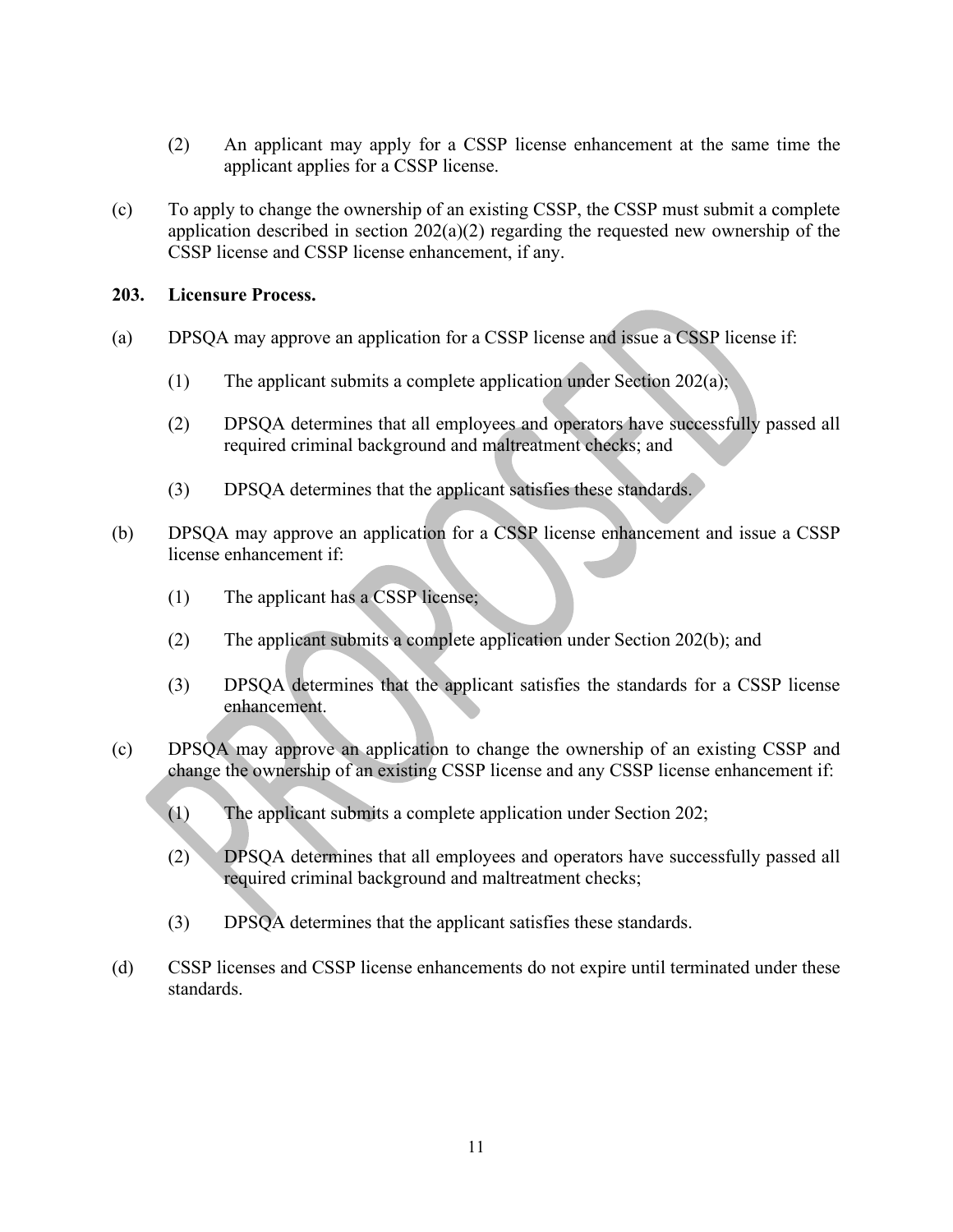(2) An applicant may apply for a CSSP license enhancement at the same time the applicant applies for a CSSP license.

(c) To apply to change the ownership of an existing CSSP, the CSSP must submit a complete application described in section 202(a)(2) regarding the requested new ownership of the CSSP license and CSSP license enhancement, if any.

**203. Licensure Process.**

(a) DPSQA may approve an application for a CSSP license and issue a CSSP license if:

(1) The applicant submits a complete application under Section 202(a);

(2) DPSQA determines that all employees and operators have successfully passed all required criminal background and maltreatment checks; and

(3) DPSQA determines that the applicant satisfies these standards.

(b) DPSQA may approve an application for a CSSP license enhancement and issue a CSSP license enhancement if:

(1) The applicant has a CSSP license;

(2) The applicant submits a complete application under Section 202(b); and

(3) DPSQA determines that the applicant satisfies the standards for a CSSP license enhancement.

(c) DPSQA may approve an application to change the ownership of an existing CSSP and change the ownership of an existing CSSP license and any CSSP license enhancement if:

(1) The applicant submits a complete application under Section 202;

(2) DPSQA determines that all employees and operators have successfully passed all required criminal background and maltreatment checks;

(3) DPSQA determines that the applicant satisfies these standards.

(d) CSSP licenses and CSSP license enhancements do not expire until terminated under these standards.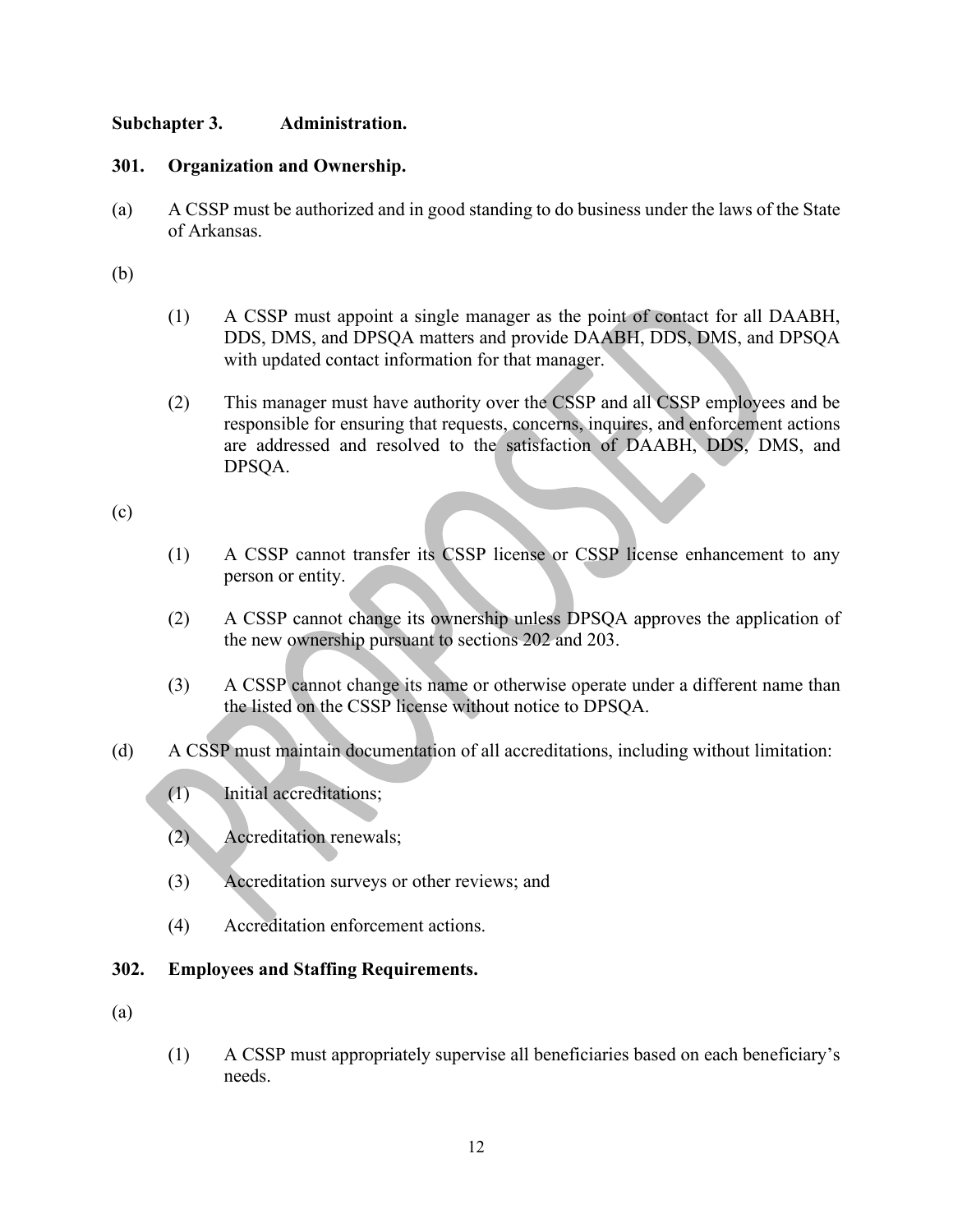## Subchapter 3. Administration.

### 301. Organization and Ownership.

(a) A CSSP must be authorized and in good standing to do business under the laws of the State of Arkansas.

(b)

(1) A CSSP must appoint a single manager as the point of contact for all DAABH, DDS, DMS, and DPSQA matters and provide DAABH, DDS, DMS, and DPSQA with updated contact information for that manager.

(2) This manager must have authority over the CSSP and all CSSP employees and be responsible for ensuring that requests, concerns, inquires, and enforcement actions are addressed and resolved to the satisfaction of DAABH, DDS, DMS, and DPSQA.

(c)

(1) A CSSP cannot transfer its CSSP license or CSSP license enhancement to any person or entity.

(2) A CSSP cannot change its ownership unless DPSQA approves the application of the new ownership pursuant to sections 202 and 203.

(3) A CSSP cannot change its name or otherwise operate under a different name than the listed on the CSSP license without notice to DPSQA.

(d) A CSSP must maintain documentation of all accreditations, including without limitation:

(1) Initial accreditations;

(2) Accreditation renewals;

(3) Accreditation surveys or other reviews; and

(4) Accreditation enforcement actions.

### 302. Employees and Staffing Requirements.

(a)

(1) A CSSP must appropriately supervise all beneficiaries based on each beneficiary's needs.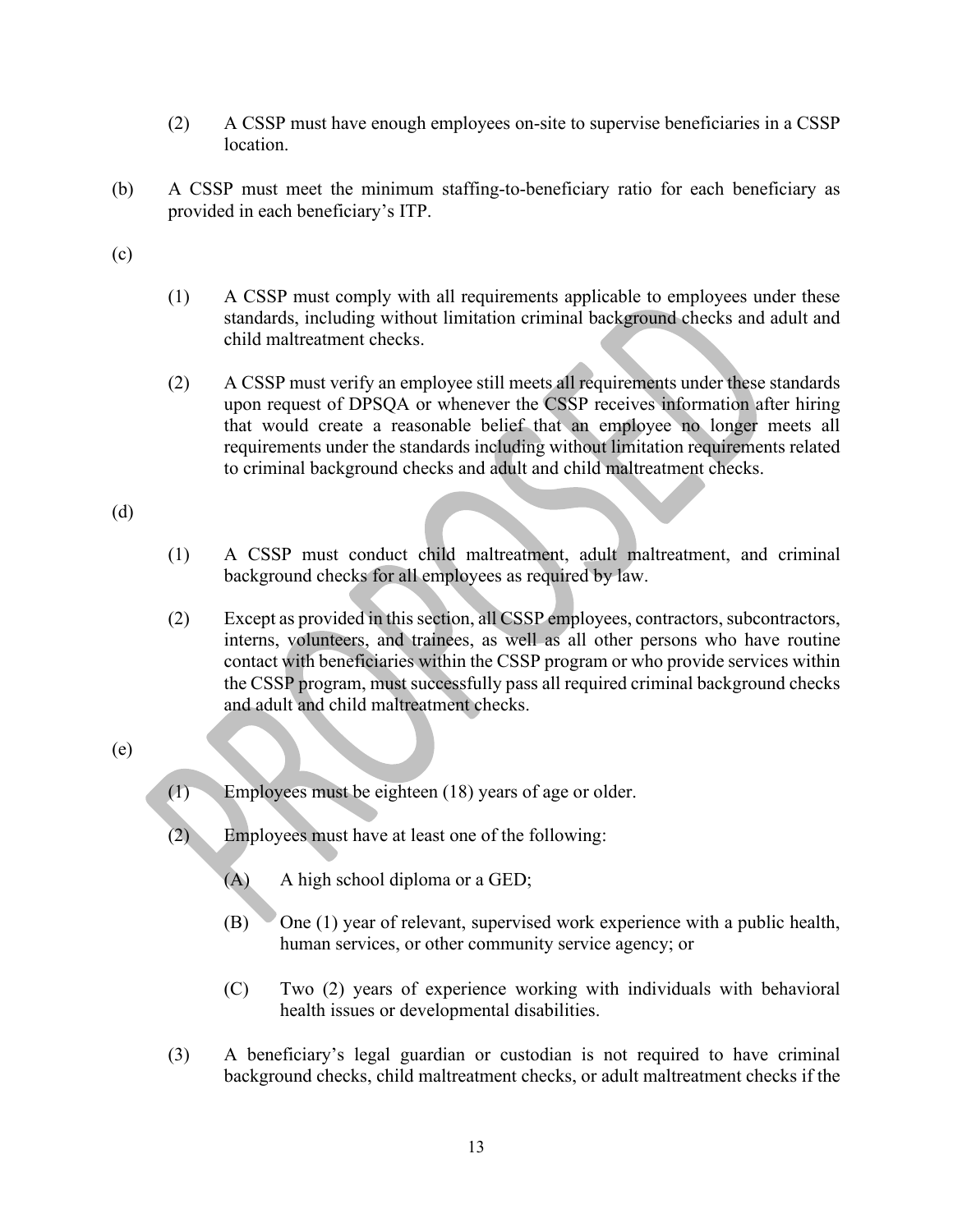(2) A CSSP must have enough employees on-site to supervise beneficiaries in a CSSP location.

(b) A CSSP must meet the minimum staffing-to-beneficiary ratio for each beneficiary as provided in each beneficiary's ITP.

(c)

(1) A CSSP must comply with all requirements applicable to employees under these standards, including without limitation criminal background checks and adult and child maltreatment checks.

(2) A CSSP must verify an employee still meets all requirements under these standards upon request of DPSQA or whenever the CSSP receives information after hiring that would create a reasonable belief that an employee no longer meets all requirements under the standards including without limitation requirements related to criminal background checks and adult and child maltreatment checks.

(d)

(1) A CSSP must conduct child maltreatment, adult maltreatment, and criminal background checks for all employees as required by law.

(2) Except as provided in this section, all CSSP employees, contractors, subcontractors, interns, volunteers, and trainees, as well as all other persons who have routine contact with beneficiaries within the CSSP program or who provide services within the CSSP program, must successfully pass all required criminal background checks and adult and child maltreatment checks.

(e)

(1) Employees must be eighteen (18) years of age or older.

(2) Employees must have at least one of the following:

(A) A high school diploma or a GED;

(B) One (1) year of relevant, supervised work experience with a public health, human services, or other community service agency; or

(C) Two (2) years of experience working with individuals with behavioral health issues or developmental disabilities.

(3) A beneficiary's legal guardian or custodian is not required to have criminal background checks, child maltreatment checks, or adult maltreatment checks if the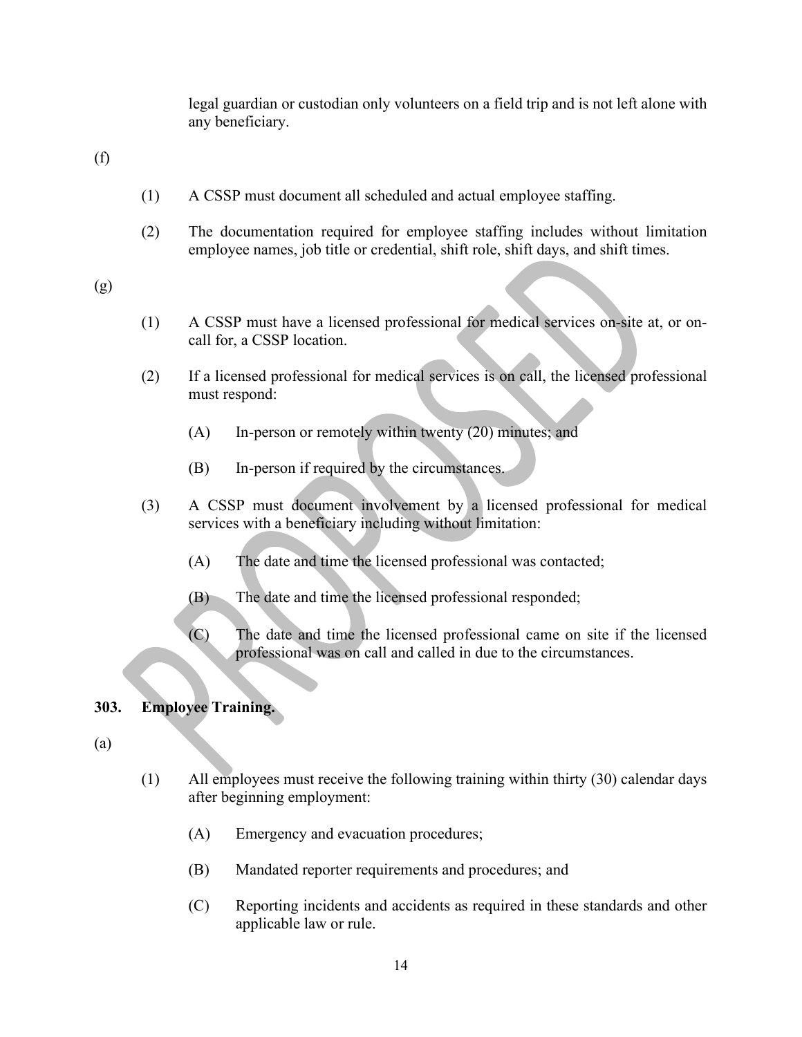legal guardian or custodian only volunteers on a field trip and is not left alone with any beneficiary.

(f)

(1) A CSSP must document all scheduled and actual employee staffing.

(2) The documentation required for employee staffing includes without limitation employee names, job title or credential, shift role, shift days, and shift times.

(g)

(1) A CSSP must have a licensed professional for medical services on-site at, or on-call for, a CSSP location.

(2) If a licensed professional for medical services is on call, the licensed professional must respond:

(A) In-person or remotely within twenty (20) minutes; and

(B) In-person if required by the circumstances.

(3) A CSSP must document involvement by a licensed professional for medical services with a beneficiary including without limitation:

(A) The date and time the licensed professional was contacted;

(B) The date and time the licensed professional responded;

(C) The date and time the licensed professional came on site if the licensed professional was on call and called in due to the circumstances.

## 303. Employee Training.

(a)

(1) All employees must receive the following training within thirty (30) calendar days after beginning employment:

(A) Emergency and evacuation procedures;

(B) Mandated reporter requirements and procedures; and

(C) Reporting incidents and accidents as required in these standards and other applicable law or rule.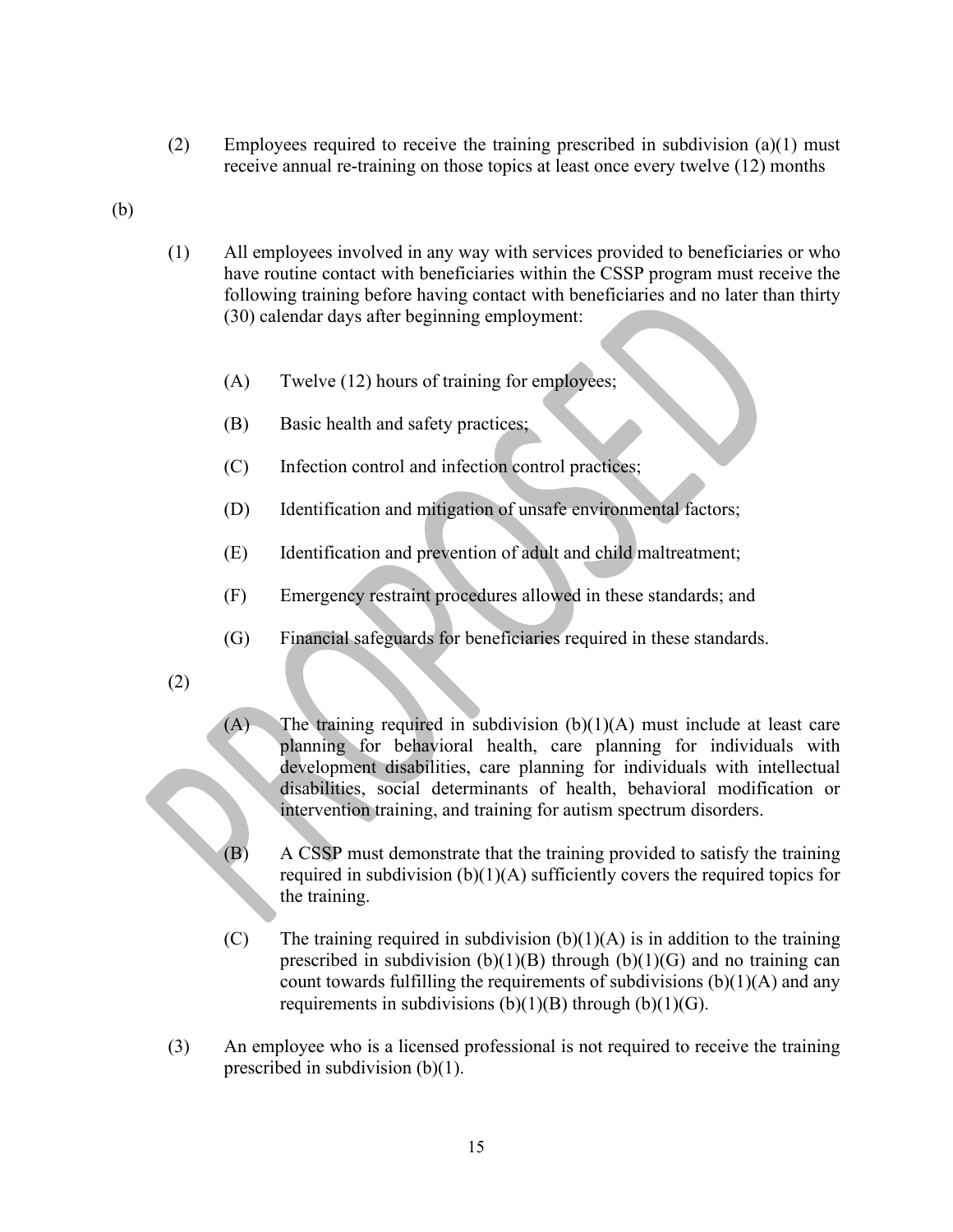(2) Employees required to receive the training prescribed in subdivision (a)(1) must receive annual re-training on those topics at least once every twelve (12) months

(b)

(1) All employees involved in any way with services provided to beneficiaries or who have routine contact with beneficiaries within the CSSP program must receive the following training before having contact with beneficiaries and no later than thirty (30) calendar days after beginning employment:

(A) Twelve (12) hours of training for employees;

(B) Basic health and safety practices;

(C) Infection control and infection control practices;

(D) Identification and mitigation of unsafe environmental factors;

(E) Identification and prevention of adult and child maltreatment;

(F) Emergency restraint procedures allowed in these standards; and

(G) Financial safeguards for beneficiaries required in these standards.

(2)

(A) The training required in subdivision (b)(1)(A) must include at least care planning for behavioral health, care planning for individuals with development disabilities, care planning for individuals with intellectual disabilities, social determinants of health, behavioral modification or intervention training, and training for autism spectrum disorders.

(B) A CSSP must demonstrate that the training provided to satisfy the training required in subdivision (b)(1)(A) sufficiently covers the required topics for the training.

(C) The training required in subdivision (b)(1)(A) is in addition to the training prescribed in subdivision (b)(1)(B) through (b)(1)(G) and no training can count towards fulfilling the requirements of subdivisions (b)(1)(A) and any requirements in subdivisions (b)(1)(B) through (b)(1)(G).

(3) An employee who is a licensed professional is not required to receive the training prescribed in subdivision (b)(1).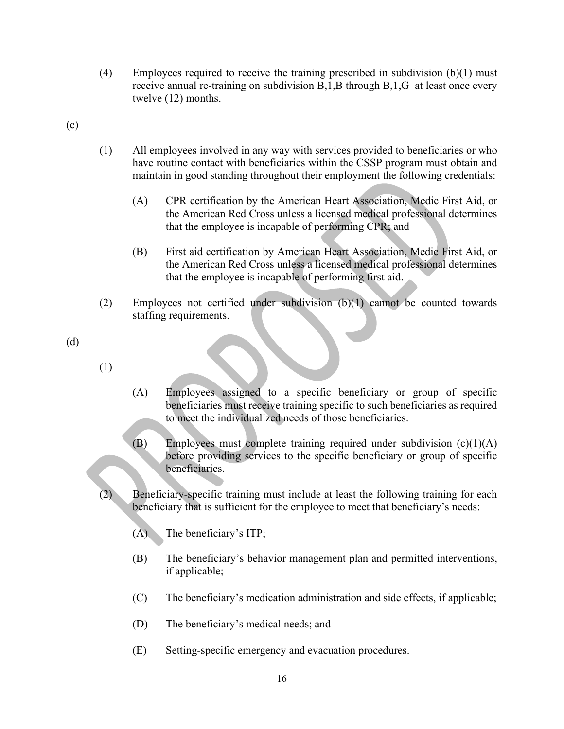(4) Employees required to receive the training prescribed in subdivision (b)(1) must receive annual re-training on subdivision B,1,B through B,1,G at least once every twelve (12) months.

(c)

(1) All employees involved in any way with services provided to beneficiaries or who have routine contact with beneficiaries within the CSSP program must obtain and maintain in good standing throughout their employment the following credentials:

(A) CPR certification by the American Heart Association, Medic First Aid, or the American Red Cross unless a licensed medical professional determines that the employee is incapable of performing CPR; and

(B) First aid certification by American Heart Association, Medic First Aid, or the American Red Cross unless a licensed medical professional determines that the employee is incapable of performing first aid.

(2) Employees not certified under subdivision (b)(1) cannot be counted towards staffing requirements.

(d)

(1)

(A) Employees assigned to a specific beneficiary or group of specific beneficiaries must receive training specific to such beneficiaries as required to meet the individualized needs of those beneficiaries.

(B) Employees must complete training required under subdivision (c)(1)(A) before providing services to the specific beneficiary or group of specific beneficiaries.

(2) Beneficiary-specific training must include at least the following training for each beneficiary that is sufficient for the employee to meet that beneficiary's needs:

(A) The beneficiary's ITP;

(B) The beneficiary's behavior management plan and permitted interventions, if applicable;

(C) The beneficiary's medication administration and side effects, if applicable;

(D) The beneficiary's medical needs; and

(E) Setting-specific emergency and evacuation procedures.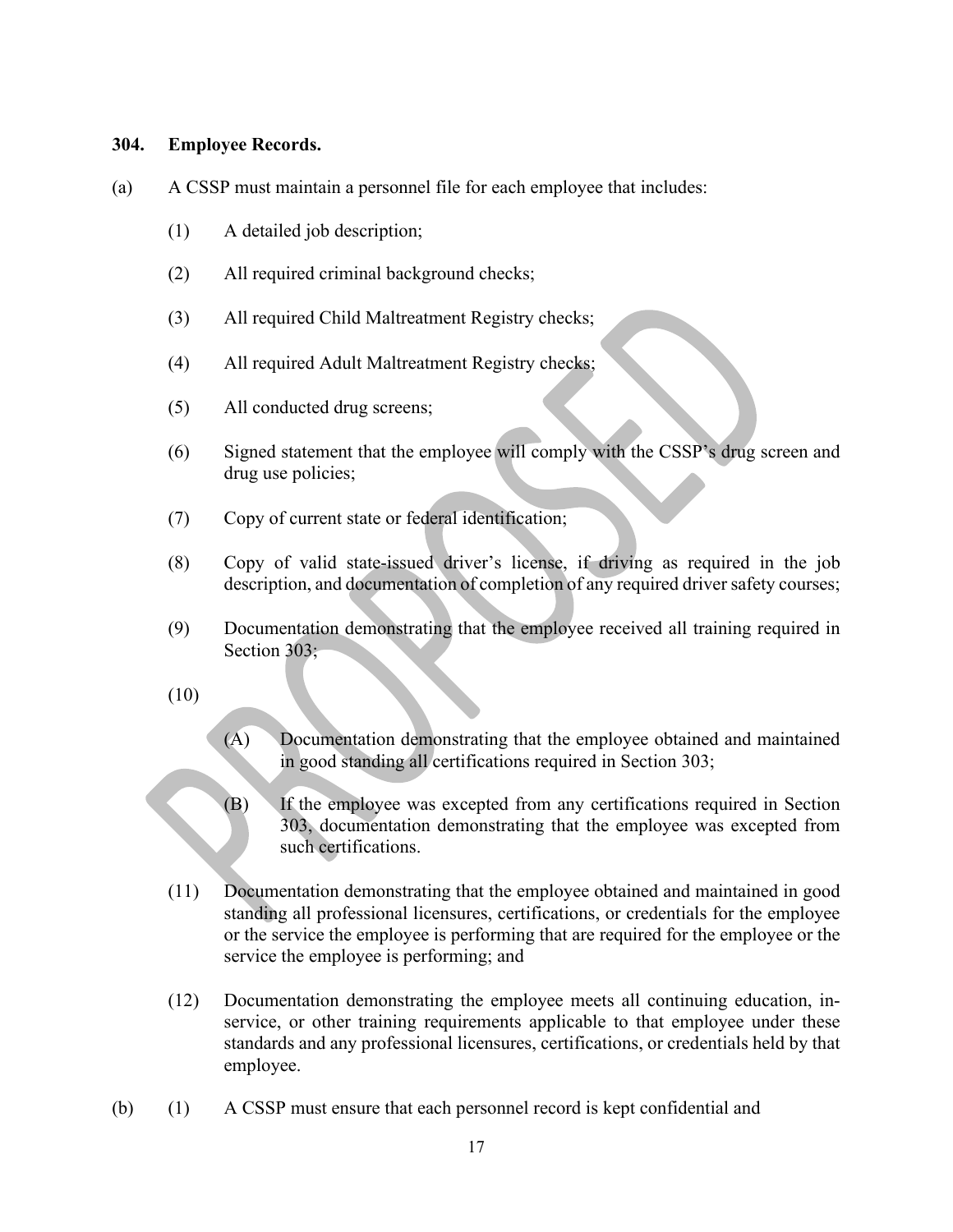**304. Employee Records.**

(a) A CSSP must maintain a personnel file for each employee that includes:

(1) A detailed job description;

(2) All required criminal background checks;

(3) All required Child Maltreatment Registry checks;

(4) All required Adult Maltreatment Registry checks;

(5) All conducted drug screens;

(6) Signed statement that the employee will comply with the CSSP's drug screen and drug use policies;

(7) Copy of current state or federal identification;

(8) Copy of valid state-issued driver's license, if driving as required in the job description, and documentation of completion of any required driver safety courses;

(9) Documentation demonstrating that the employee received all training required in Section 303;

(10)

(A) Documentation demonstrating that the employee obtained and maintained in good standing all certifications required in Section 303;

(B) If the employee was excepted from any certifications required in Section 303, documentation demonstrating that the employee was excepted from such certifications.

(11) Documentation demonstrating that the employee obtained and maintained in good standing all professional licensures, certifications, or credentials for the employee or the service the employee is performing that are required for the employee or the service the employee is performing; and

(12) Documentation demonstrating the employee meets all continuing education, in-service, or other training requirements applicable to that employee under these standards and any professional licensures, certifications, or credentials held by that employee.

(b) (1) A CSSP must ensure that each personnel record is kept confidential and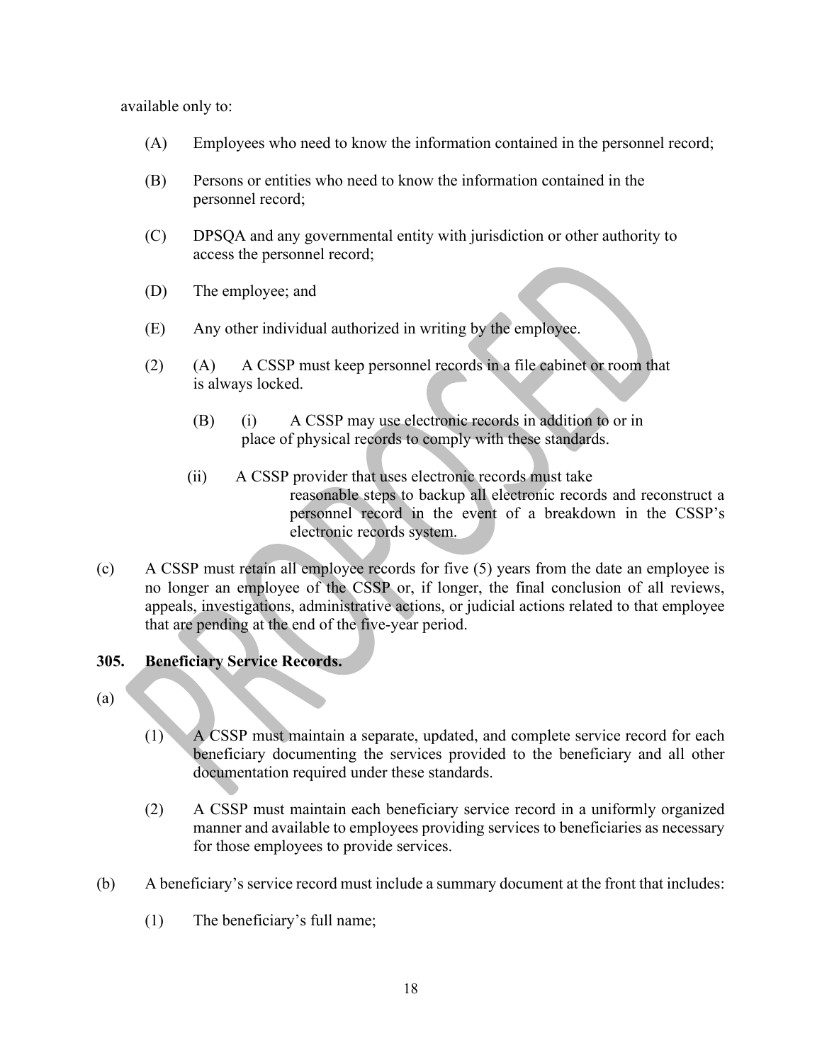available only to:

(A) Employees who need to know the information contained in the personnel record;

(B) Persons or entities who need to know the information contained in the personnel record;

(C) DPSQA and any governmental entity with jurisdiction or other authority to access the personnel record;

(D) The employee; and

(E) Any other individual authorized in writing by the employee.

(2) (A) A CSSP must keep personnel records in a file cabinet or room that is always locked.

(B) (i) A CSSP may use electronic records in addition to or in place of physical records to comply with these standards.

(ii) A CSSP provider that uses electronic records must take reasonable steps to backup all electronic records and reconstruct a personnel record in the event of a breakdown in the CSSP's electronic records system.

(c) A CSSP must retain all employee records for five (5) years from the date an employee is no longer an employee of the CSSP or, if longer, the final conclusion of all reviews, appeals, investigations, administrative actions, or judicial actions related to that employee that are pending at the end of the five-year period.

### 305. Beneficiary Service Records.

(a)

(1) A CSSP must maintain a separate, updated, and complete service record for each beneficiary documenting the services provided to the beneficiary and all other documentation required under these standards.

(2) A CSSP must maintain each beneficiary service record in a uniformly organized manner and available to employees providing services to beneficiaries as necessary for those employees to provide services.

(b) A beneficiary's service record must include a summary document at the front that includes:

(1) The beneficiary's full name;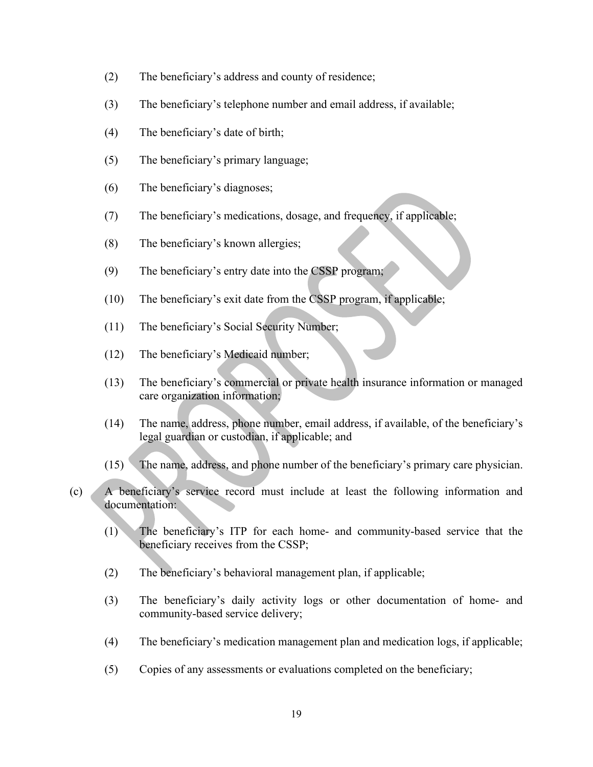(2) The beneficiary's address and county of residence;

(3) The beneficiary's telephone number and email address, if available;

(4) The beneficiary's date of birth;

(5) The beneficiary's primary language;

(6) The beneficiary's diagnoses;

(7) The beneficiary's medications, dosage, and frequency, if applicable;

(8) The beneficiary's known allergies;

(9) The beneficiary's entry date into the CSSP program;

(10) The beneficiary's exit date from the CSSP program, if applicable;

(11) The beneficiary's Social Security Number;

(12) The beneficiary's Medicaid number;

(13) The beneficiary's commercial or private health insurance information or managed care organization information;

(14) The name, address, phone number, email address, if available, of the beneficiary's legal guardian or custodian, if applicable; and

(15) The name, address, and phone number of the beneficiary's primary care physician.

(c) A beneficiary's service record must include at least the following information and documentation:

(1) The beneficiary's ITP for each home- and community-based service that the beneficiary receives from the CSSP;

(2) The beneficiary's behavioral management plan, if applicable;

(3) The beneficiary's daily activity logs or other documentation of home- and community-based service delivery;

(4) The beneficiary's medication management plan and medication logs, if applicable;

(5) Copies of any assessments or evaluations completed on the beneficiary;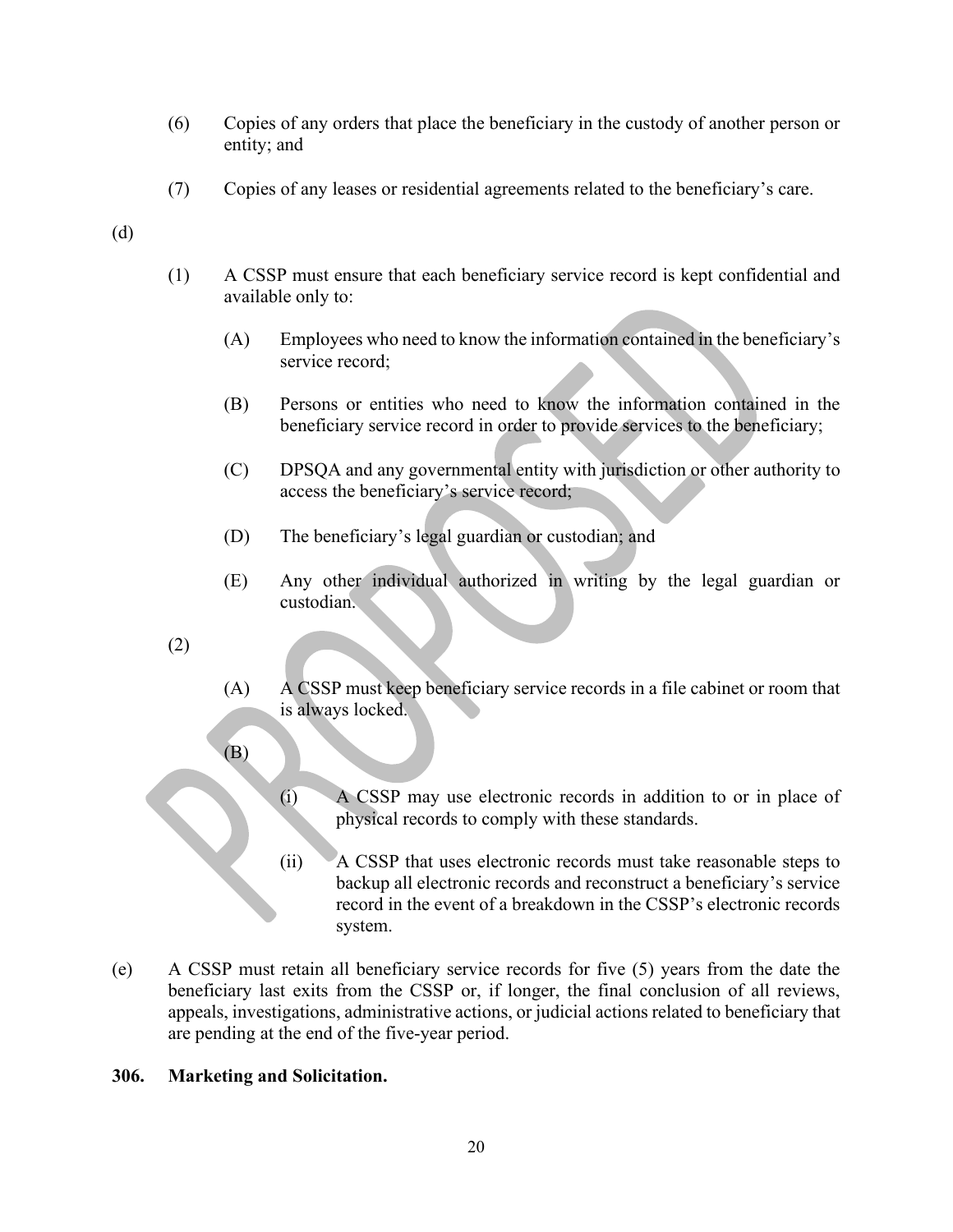(6) Copies of any orders that place the beneficiary in the custody of another person or entity; and

(7) Copies of any leases or residential agreements related to the beneficiary's care.

(d)

(1) A CSSP must ensure that each beneficiary service record is kept confidential and available only to:

(A) Employees who need to know the information contained in the beneficiary's service record;

(B) Persons or entities who need to know the information contained in the beneficiary service record in order to provide services to the beneficiary;

(C) DPSQA and any governmental entity with jurisdiction or other authority to access the beneficiary's service record;

(D) The beneficiary's legal guardian or custodian; and

(E) Any other individual authorized in writing by the legal guardian or custodian.

(2)

(A) A CSSP must keep beneficiary service records in a file cabinet or room that is always locked.

(B)

(i) A CSSP may use electronic records in addition to or in place of physical records to comply with these standards.

(ii) A CSSP that uses electronic records must take reasonable steps to backup all electronic records and reconstruct a beneficiary's service record in the event of a breakdown in the CSSP's electronic records system.

(e) A CSSP must retain all beneficiary service records for five (5) years from the date the beneficiary last exits from the CSSP or, if longer, the final conclusion of all reviews, appeals, investigations, administrative actions, or judicial actions related to beneficiary that are pending at the end of the five-year period.

**306. Marketing and Solicitation.**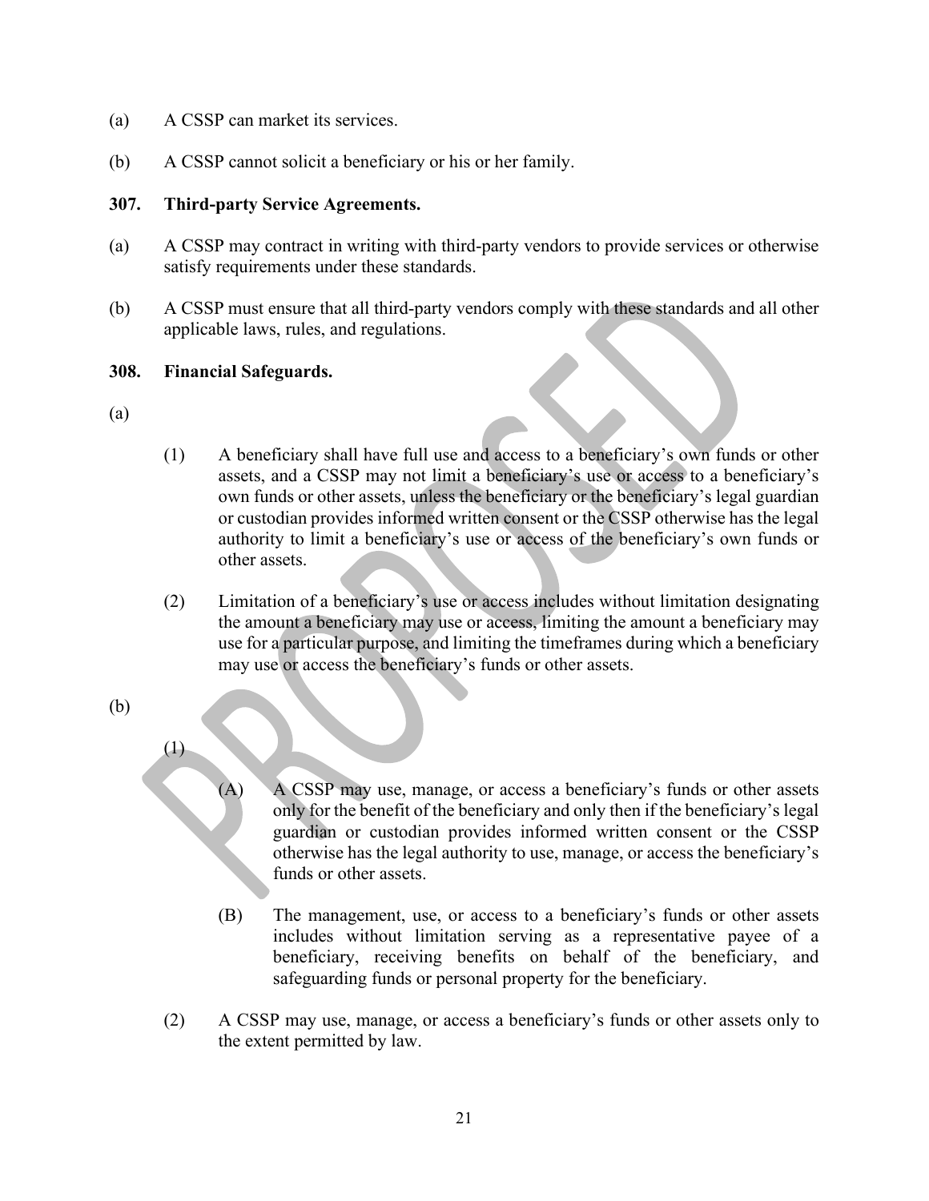(a) A CSSP can market its services.

(b) A CSSP cannot solicit a beneficiary or his or her family.

**307. Third-party Service Agreements.**

(a) A CSSP may contract in writing with third-party vendors to provide services or otherwise satisfy requirements under these standards.

(b) A CSSP must ensure that all third-party vendors comply with these standards and all other applicable laws, rules, and regulations.

**308. Financial Safeguards.**

(a)

(1) A beneficiary shall have full use and access to a beneficiary's own funds or other assets, and a CSSP may not limit a beneficiary's use or access to a beneficiary's own funds or other assets, unless the beneficiary or the beneficiary's legal guardian or custodian provides informed written consent or the CSSP otherwise has the legal authority to limit a beneficiary's use or access of the beneficiary's own funds or other assets.

(2) Limitation of a beneficiary's use or access includes without limitation designating the amount a beneficiary may use or access, limiting the amount a beneficiary may use for a particular purpose, and limiting the timeframes during which a beneficiary may use or access the beneficiary's funds or other assets.

(b)

(1)

(A) A CSSP may use, manage, or access a beneficiary's funds or other assets only for the benefit of the beneficiary and only then if the beneficiary's legal guardian or custodian provides informed written consent or the CSSP otherwise has the legal authority to use, manage, or access the beneficiary's funds or other assets.

(B) The management, use, or access to a beneficiary's funds or other assets includes without limitation serving as a representative payee of a beneficiary, receiving benefits on behalf of the beneficiary, and safeguarding funds or personal property for the beneficiary.

(2) A CSSP may use, manage, or access a beneficiary's funds or other assets only to the extent permitted by law.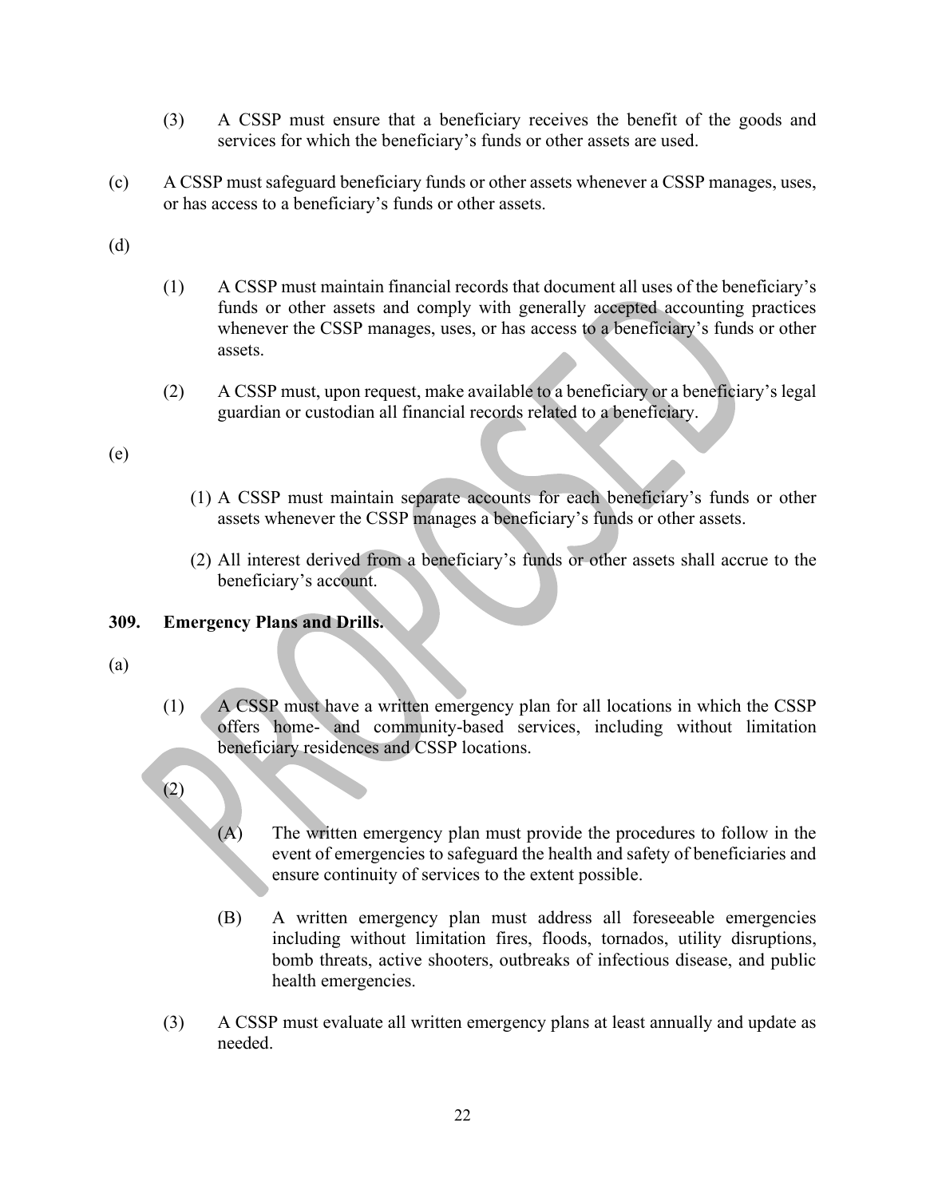(3) A CSSP must ensure that a beneficiary receives the benefit of the goods and services for which the beneficiary's funds or other assets are used.

(c) A CSSP must safeguard beneficiary funds or other assets whenever a CSSP manages, uses, or has access to a beneficiary's funds or other assets.

(d)

(1) A CSSP must maintain financial records that document all uses of the beneficiary's funds or other assets and comply with generally accepted accounting practices whenever the CSSP manages, uses, or has access to a beneficiary's funds or other assets.

(2) A CSSP must, upon request, make available to a beneficiary or a beneficiary's legal guardian or custodian all financial records related to a beneficiary.

(e)

(1) A CSSP must maintain separate accounts for each beneficiary's funds or other assets whenever the CSSP manages a beneficiary's funds or other assets.

(2) All interest derived from a beneficiary's funds or other assets shall accrue to the beneficiary's account.

**309. Emergency Plans and Drills.**

(a)

(1) A CSSP must have a written emergency plan for all locations in which the CSSP offers home- and community-based services, including without limitation beneficiary residences and CSSP locations.

(2)

(A) The written emergency plan must provide the procedures to follow in the event of emergencies to safeguard the health and safety of beneficiaries and ensure continuity of services to the extent possible.

(B) A written emergency plan must address all foreseeable emergencies including without limitation fires, floods, tornados, utility disruptions, bomb threats, active shooters, outbreaks of infectious disease, and public health emergencies.

(3) A CSSP must evaluate all written emergency plans at least annually and update as needed.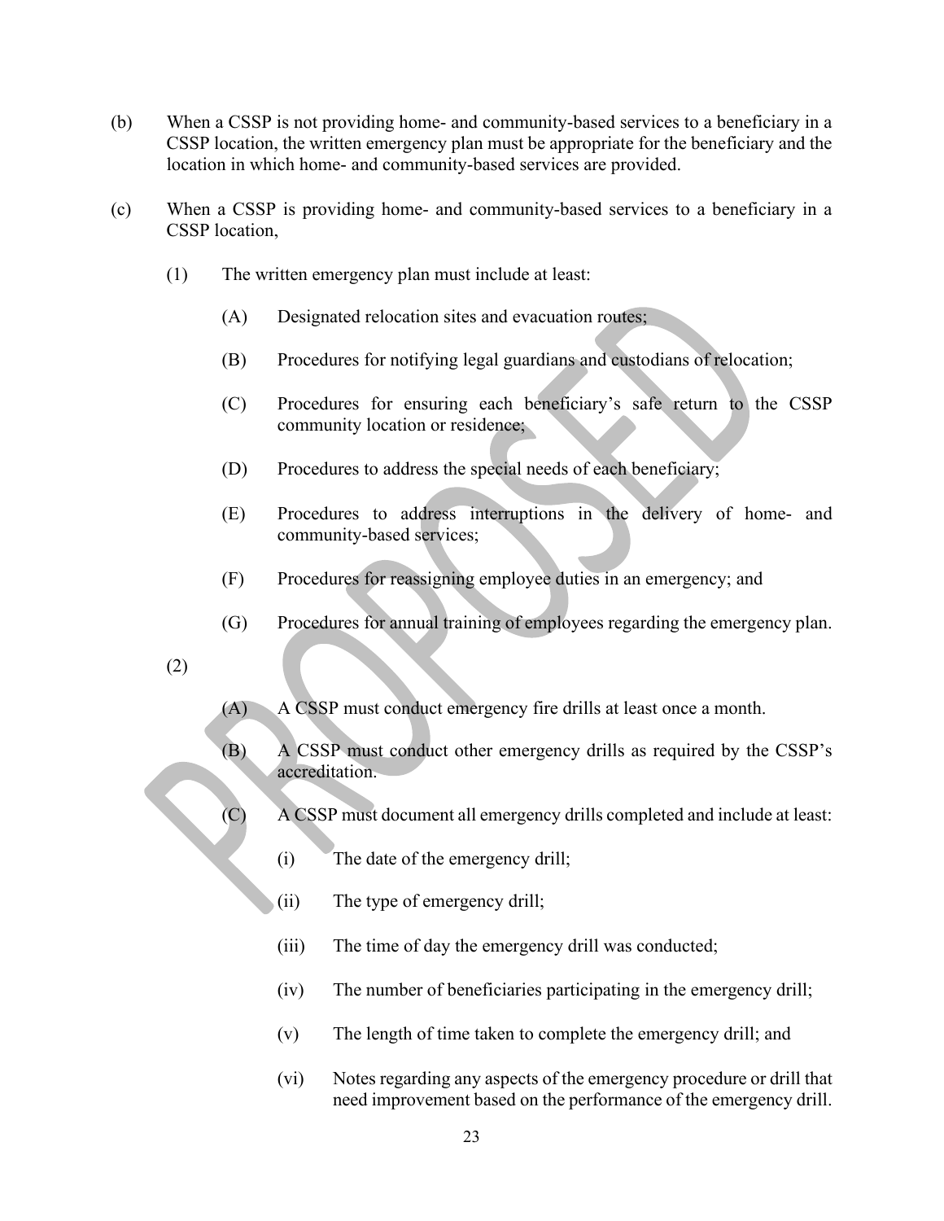(b) When a CSSP is not providing home- and community-based services to a beneficiary in a CSSP location, the written emergency plan must be appropriate for the beneficiary and the location in which home- and community-based services are provided.

(c) When a CSSP is providing home- and community-based services to a beneficiary in a CSSP location,

(1) The written emergency plan must include at least:

(A) Designated relocation sites and evacuation routes;

(B) Procedures for notifying legal guardians and custodians of relocation;

(C) Procedures for ensuring each beneficiary's safe return to the CSSP community location or residence;

(D) Procedures to address the special needs of each beneficiary;

(E) Procedures to address interruptions in the delivery of home- and community-based services;

(F) Procedures for reassigning employee duties in an emergency; and

(G) Procedures for annual training of employees regarding the emergency plan.

(2)

(A) A CSSP must conduct emergency fire drills at least once a month.

(B) A CSSP must conduct other emergency drills as required by the CSSP's accreditation.

(C) A CSSP must document all emergency drills completed and include at least:

(i) The date of the emergency drill;

(ii) The type of emergency drill;

(iii) The time of day the emergency drill was conducted;

(iv) The number of beneficiaries participating in the emergency drill;

(v) The length of time taken to complete the emergency drill; and

(vi) Notes regarding any aspects of the emergency procedure or drill that need improvement based on the performance of the emergency drill.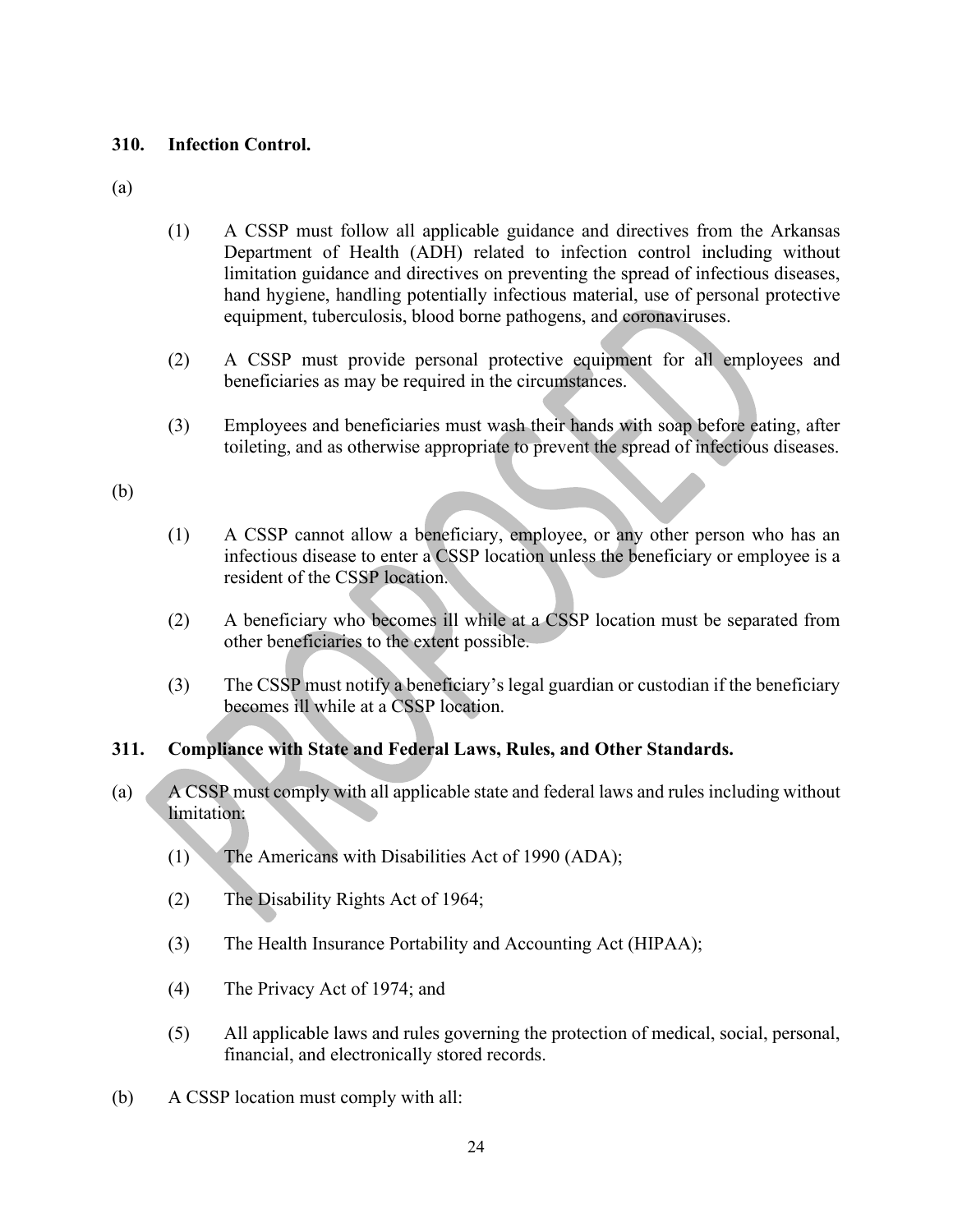### 310. Infection Control.

(a)

(1) A CSSP must follow all applicable guidance and directives from the Arkansas Department of Health (ADH) related to infection control including without limitation guidance and directives on preventing the spread of infectious diseases, hand hygiene, handling potentially infectious material, use of personal protective equipment, tuberculosis, blood borne pathogens, and coronaviruses.

(2) A CSSP must provide personal protective equipment for all employees and beneficiaries as may be required in the circumstances.

(3) Employees and beneficiaries must wash their hands with soap before eating, after toileting, and as otherwise appropriate to prevent the spread of infectious diseases.

(b)

(1) A CSSP cannot allow a beneficiary, employee, or any other person who has an infectious disease to enter a CSSP location unless the beneficiary or employee is a resident of the CSSP location.

(2) A beneficiary who becomes ill while at a CSSP location must be separated from other beneficiaries to the extent possible.

(3) The CSSP must notify a beneficiary's legal guardian or custodian if the beneficiary becomes ill while at a CSSP location.

### 311. Compliance with State and Federal Laws, Rules, and Other Standards.

(a) A CSSP must comply with all applicable state and federal laws and rules including without limitation:

(1) The Americans with Disabilities Act of 1990 (ADA);

(2) The Disability Rights Act of 1964;

(3) The Health Insurance Portability and Accounting Act (HIPAA);

(4) The Privacy Act of 1974; and

(5) All applicable laws and rules governing the protection of medical, social, personal, financial, and electronically stored records.

(b) A CSSP location must comply with all: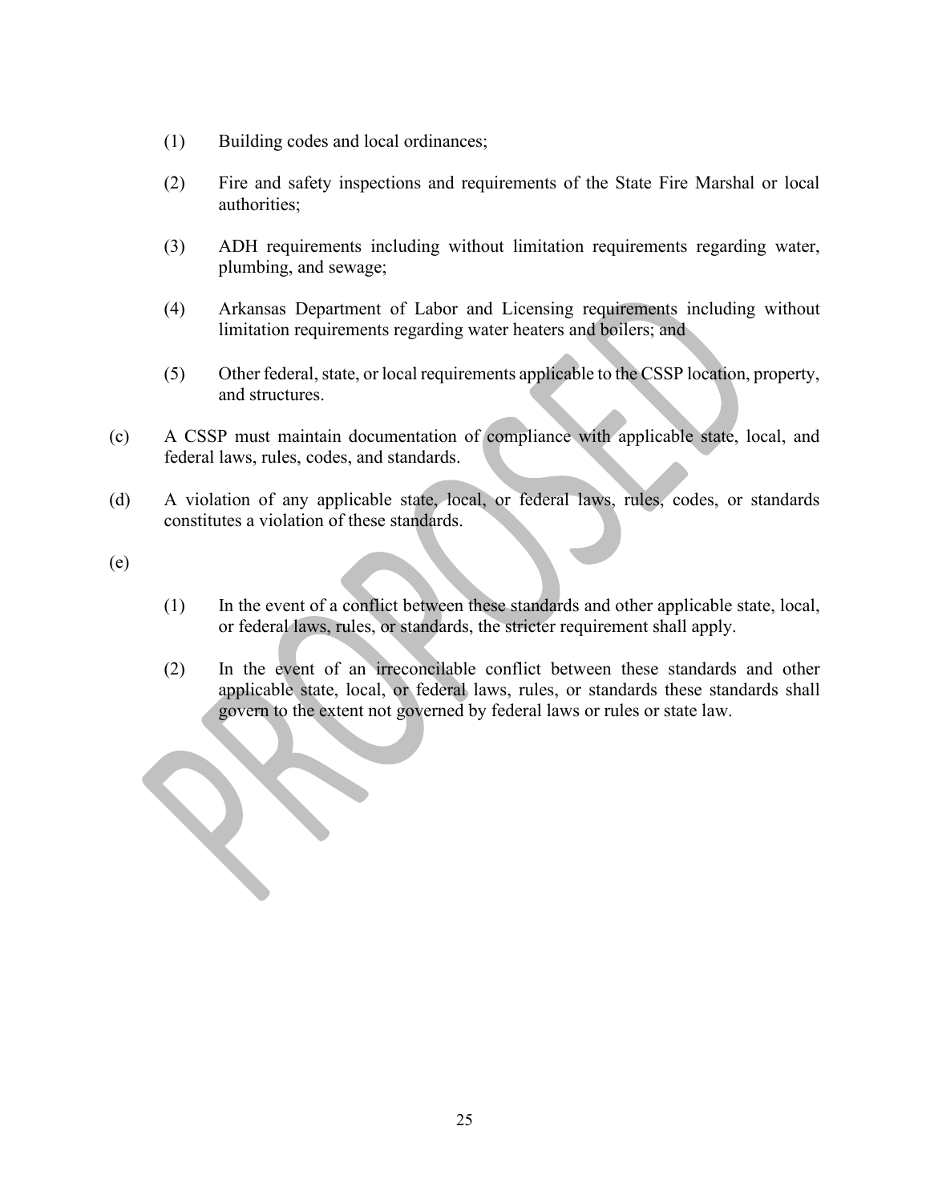(1) Building codes and local ordinances;

(2) Fire and safety inspections and requirements of the State Fire Marshal or local authorities;

(3) ADH requirements including without limitation requirements regarding water, plumbing, and sewage;

(4) Arkansas Department of Labor and Licensing requirements including without limitation requirements regarding water heaters and boilers; and

(5) Other federal, state, or local requirements applicable to the CSSP location, property, and structures.

(c) A CSSP must maintain documentation of compliance with applicable state, local, and federal laws, rules, codes, and standards.

(d) A violation of any applicable state, local, or federal laws, rules, codes, or standards constitutes a violation of these standards.

(e)

(1) In the event of a conflict between these standards and other applicable state, local, or federal laws, rules, or standards, the stricter requirement shall apply.

(2) In the event of an irreconcilable conflict between these standards and other applicable state, local, or federal laws, rules, or standards these standards shall govern to the extent not governed by federal laws or rules or state law.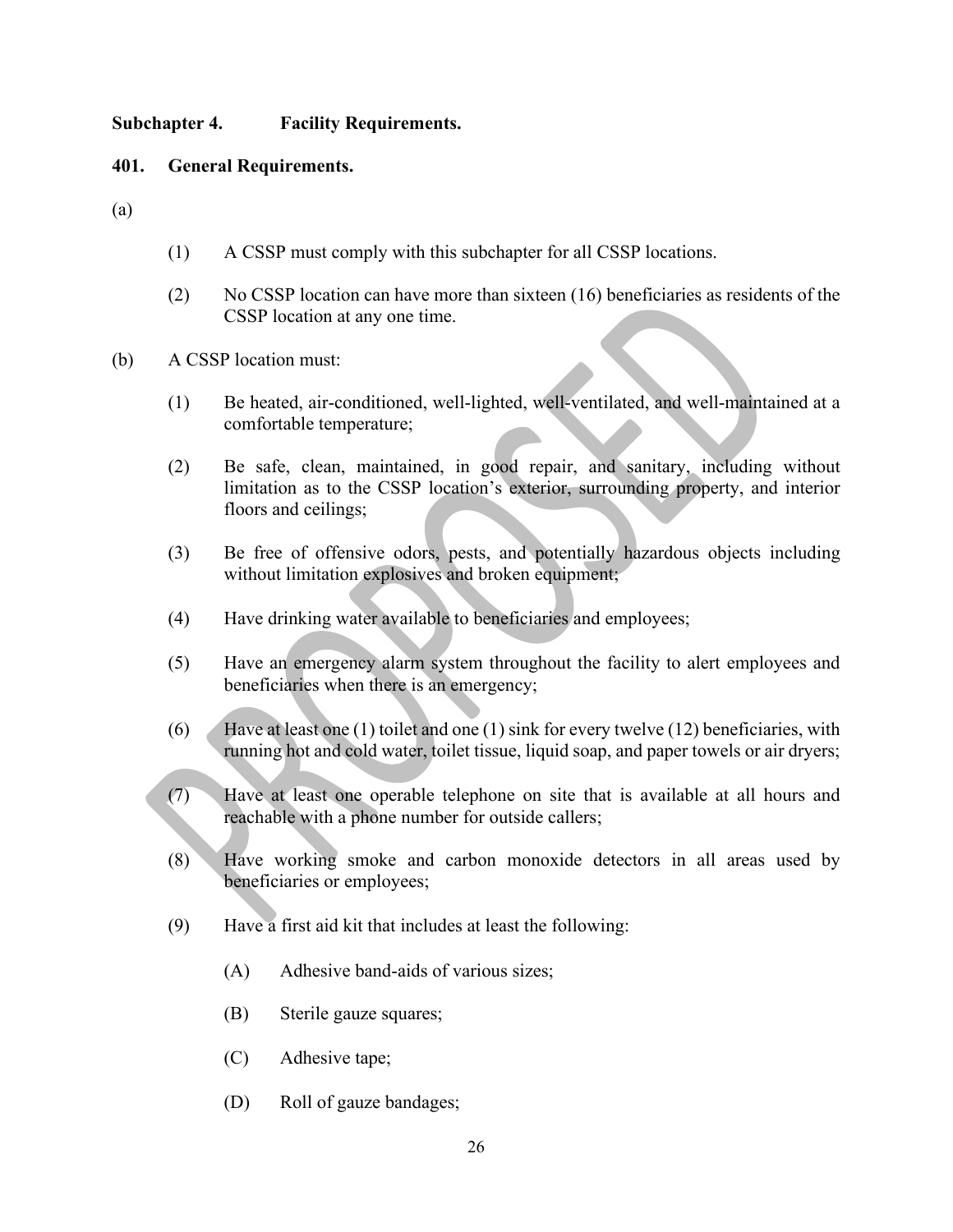## Subchapter 4. Facility Requirements.

### 401. General Requirements.

(a)

(1) A CSSP must comply with this subchapter for all CSSP locations.

(2) No CSSP location can have more than sixteen (16) beneficiaries as residents of the CSSP location at any one time.

(b) A CSSP location must:

(1) Be heated, air-conditioned, well-lighted, well-ventilated, and well-maintained at a comfortable temperature;

(2) Be safe, clean, maintained, in good repair, and sanitary, including without limitation as to the CSSP location's exterior, surrounding property, and interior floors and ceilings;

(3) Be free of offensive odors, pests, and potentially hazardous objects including without limitation explosives and broken equipment;

(4) Have drinking water available to beneficiaries and employees;

(5) Have an emergency alarm system throughout the facility to alert employees and beneficiaries when there is an emergency;

(6) Have at least one (1) toilet and one (1) sink for every twelve (12) beneficiaries, with running hot and cold water, toilet tissue, liquid soap, and paper towels or air dryers;

(7) Have at least one operable telephone on site that is available at all hours and reachable with a phone number for outside callers;

(8) Have working smoke and carbon monoxide detectors in all areas used by beneficiaries or employees;

(9) Have a first aid kit that includes at least the following:

(A) Adhesive band-aids of various sizes;

(B) Sterile gauze squares;

(C) Adhesive tape;

(D) Roll of gauze bandages;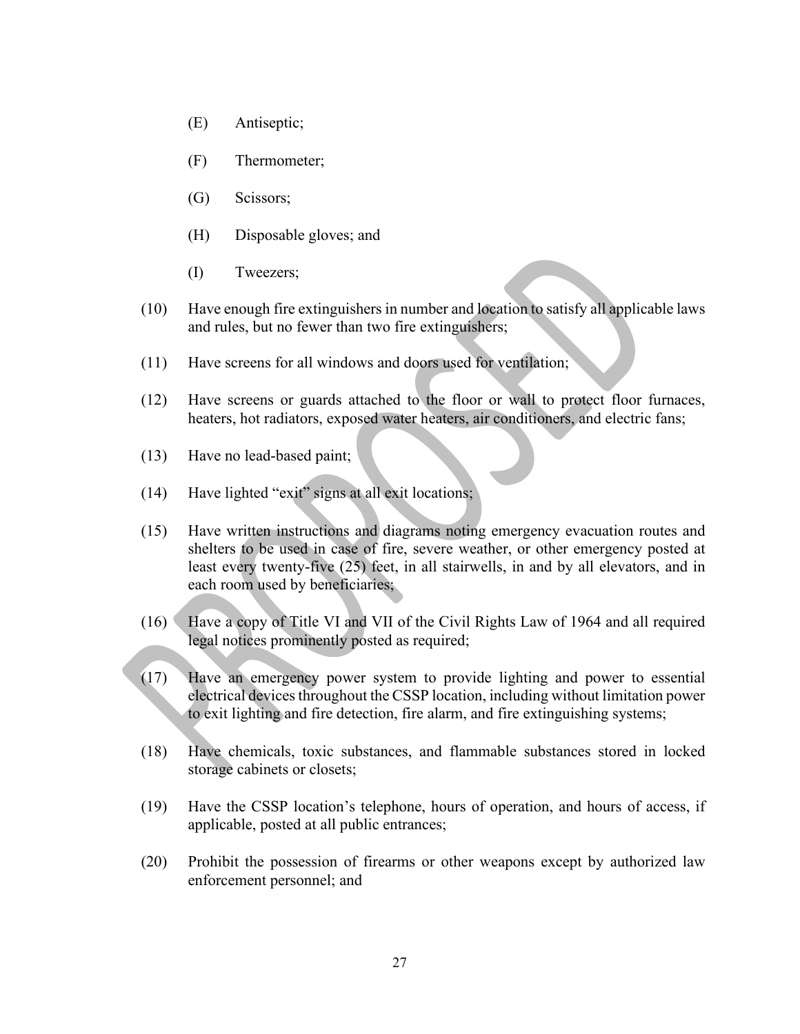(E) Antiseptic;

(F) Thermometer;

(G) Scissors;

(H) Disposable gloves; and

(I) Tweezers;

(10) Have enough fire extinguishers in number and location to satisfy all applicable laws and rules, but no fewer than two fire extinguishers;

(11) Have screens for all windows and doors used for ventilation;

(12) Have screens or guards attached to the floor or wall to protect floor furnaces, heaters, hot radiators, exposed water heaters, air conditioners, and electric fans;

(13) Have no lead-based paint;

(14) Have lighted "exit" signs at all exit locations;

(15) Have written instructions and diagrams noting emergency evacuation routes and shelters to be used in case of fire, severe weather, or other emergency posted at least every twenty-five (25) feet, in all stairwells, in and by all elevators, and in each room used by beneficiaries;

(16) Have a copy of Title VI and VII of the Civil Rights Law of 1964 and all required legal notices prominently posted as required;

(17) Have an emergency power system to provide lighting and power to essential electrical devices throughout the CSSP location, including without limitation power to exit lighting and fire detection, fire alarm, and fire extinguishing systems;

(18) Have chemicals, toxic substances, and flammable substances stored in locked storage cabinets or closets;

(19) Have the CSSP location's telephone, hours of operation, and hours of access, if applicable, posted at all public entrances;

(20) Prohibit the possession of firearms or other weapons except by authorized law enforcement personnel; and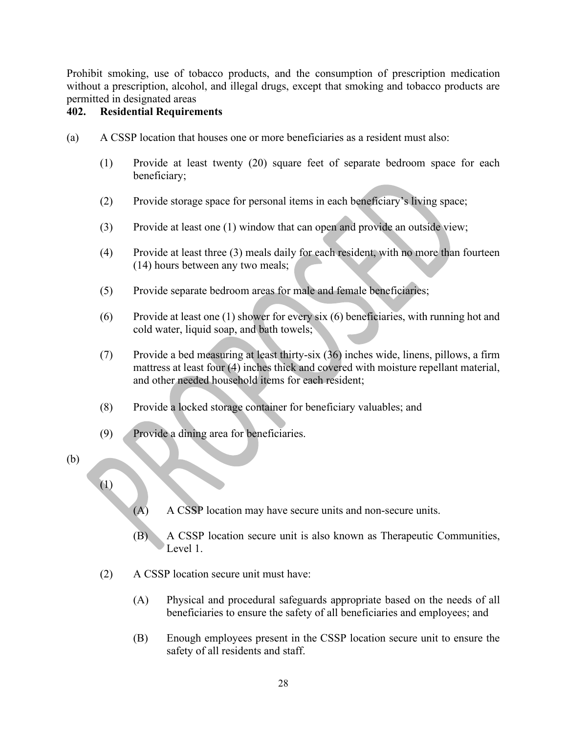Prohibit smoking, use of tobacco products, and the consumption of prescription medication without a prescription, alcohol, and illegal drugs, except that smoking and tobacco products are permitted in designated areas

## 402. Residential Requirements

(a) A CSSP location that houses one or more beneficiaries as a resident must also:

(1) Provide at least twenty (20) square feet of separate bedroom space for each beneficiary;

(2) Provide storage space for personal items in each beneficiary's living space;

(3) Provide at least one (1) window that can open and provide an outside view;

(4) Provide at least three (3) meals daily for each resident, with no more than fourteen (14) hours between any two meals;

(5) Provide separate bedroom areas for male and female beneficiaries;

(6) Provide at least one (1) shower for every six (6) beneficiaries, with running hot and cold water, liquid soap, and bath towels;

(7) Provide a bed measuring at least thirty-six (36) inches wide, linens, pillows, a firm mattress at least four (4) inches thick and covered with moisture repellant material, and other needed household items for each resident;

(8) Provide a locked storage container for beneficiary valuables; and

(9) Provide a dining area for beneficiaries.

(b)

(1)

(A) A CSSP location may have secure units and non-secure units.

(B) A CSSP location secure unit is also known as Therapeutic Communities, Level 1.

(2) A CSSP location secure unit must have:

(A) Physical and procedural safeguards appropriate based on the needs of all beneficiaries to ensure the safety of all beneficiaries and employees; and

(B) Enough employees present in the CSSP location secure unit to ensure the safety of all residents and staff.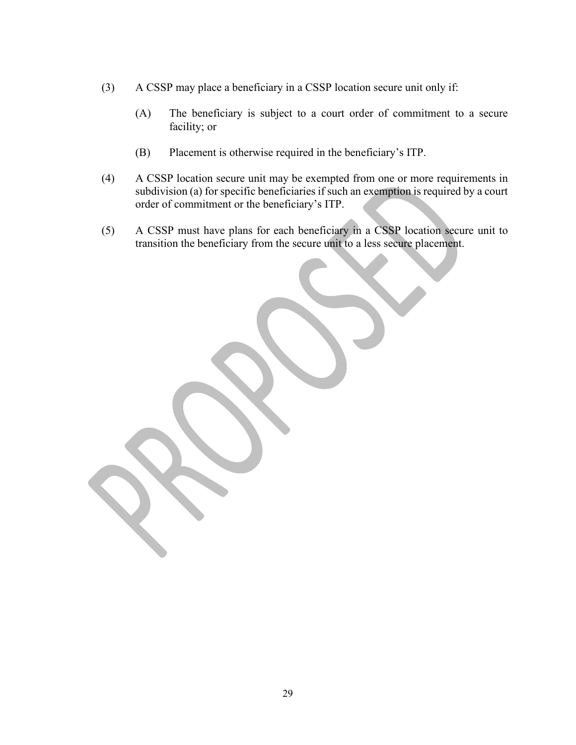(3) A CSSP may place a beneficiary in a CSSP location secure unit only if:

  (A) The beneficiary is subject to a court order of commitment to a secure facility; or

  (B) Placement is otherwise required in the beneficiary's ITP.

(4) A CSSP location secure unit may be exempted from one or more requirements in subdivision (a) for specific beneficiaries if such an exemption is required by a court order of commitment or the beneficiary's ITP.

(5) A CSSP must have plans for each beneficiary in a CSSP location secure unit to transition the beneficiary from the secure unit to a less secure placement.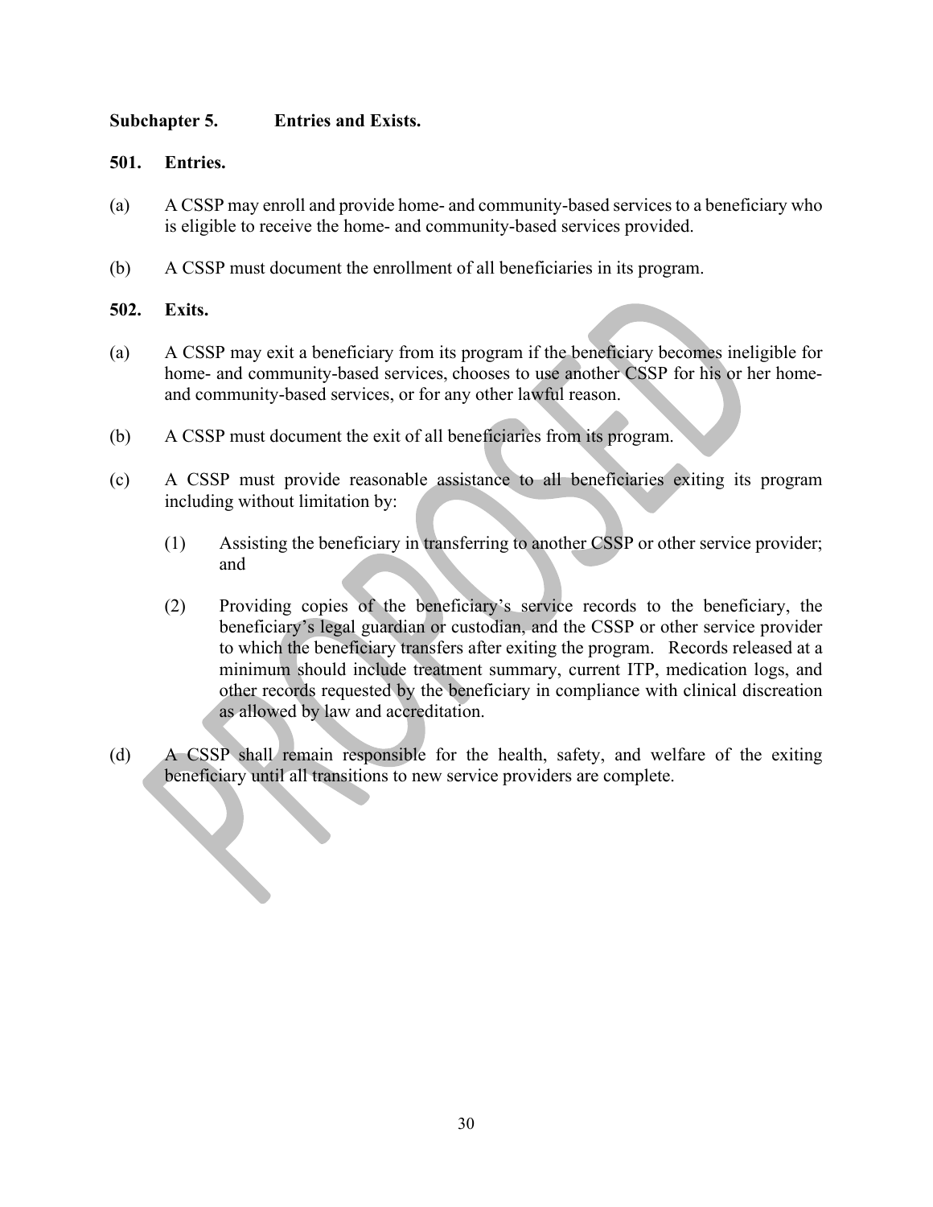## Subchapter 5. Entries and Exists.

### 501. Entries.

(a) A CSSP may enroll and provide home- and community-based services to a beneficiary who is eligible to receive the home- and community-based services provided.

(b) A CSSP must document the enrollment of all beneficiaries in its program.

### 502. Exits.

(a) A CSSP may exit a beneficiary from its program if the beneficiary becomes ineligible for home- and community-based services, chooses to use another CSSP for his or her home- and community-based services, or for any other lawful reason.

(b) A CSSP must document the exit of all beneficiaries from its program.

(c) A CSSP must provide reasonable assistance to all beneficiaries exiting its program including without limitation by:

> (1) Assisting the beneficiary in transferring to another CSSP or other service provider; and
>
> (2) Providing copies of the beneficiary's service records to the beneficiary, the beneficiary's legal guardian or custodian, and the CSSP or other service provider to which the beneficiary transfers after exiting the program. Records released at a minimum should include treatment summary, current ITP, medication logs, and other records requested by the beneficiary in compliance with clinical discreation as allowed by law and accreditation.

(d) A CSSP shall remain responsible for the health, safety, and welfare of the exiting beneficiary until all transitions to new service providers are complete.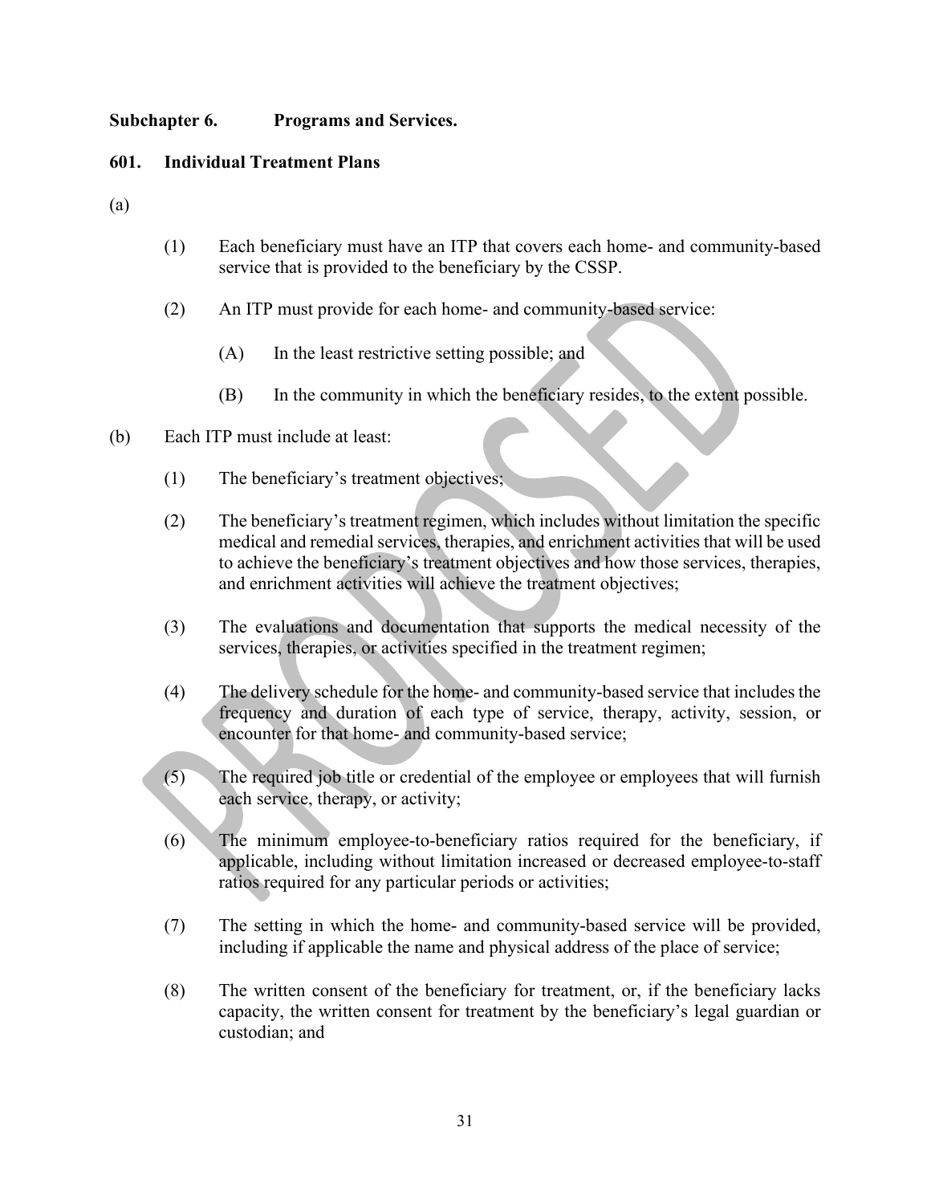**Subchapter 6. Programs and Services.**

**601. Individual Treatment Plans**

(a)

(1) Each beneficiary must have an ITP that covers each home- and community-based service that is provided to the beneficiary by the CSSP.

(2) An ITP must provide for each home- and community-based service:

(A) In the least restrictive setting possible; and

(B) In the community in which the beneficiary resides, to the extent possible.

(b) Each ITP must include at least:

(1) The beneficiary's treatment objectives;

(2) The beneficiary's treatment regimen, which includes without limitation the specific medical and remedial services, therapies, and enrichment activities that will be used to achieve the beneficiary's treatment objectives and how those services, therapies, and enrichment activities will achieve the treatment objectives;

(3) The evaluations and documentation that supports the medical necessity of the services, therapies, or activities specified in the treatment regimen;

(4) The delivery schedule for the home- and community-based service that includes the frequency and duration of each type of service, therapy, activity, session, or encounter for that home- and community-based service;

(5) The required job title or credential of the employee or employees that will furnish each service, therapy, or activity;

(6) The minimum employee-to-beneficiary ratios required for the beneficiary, if applicable, including without limitation increased or decreased employee-to-staff ratios required for any particular periods or activities;

(7) The setting in which the home- and community-based service will be provided, including if applicable the name and physical address of the place of service;

(8) The written consent of the beneficiary for treatment, or, if the beneficiary lacks capacity, the written consent for treatment by the beneficiary's legal guardian or custodian; and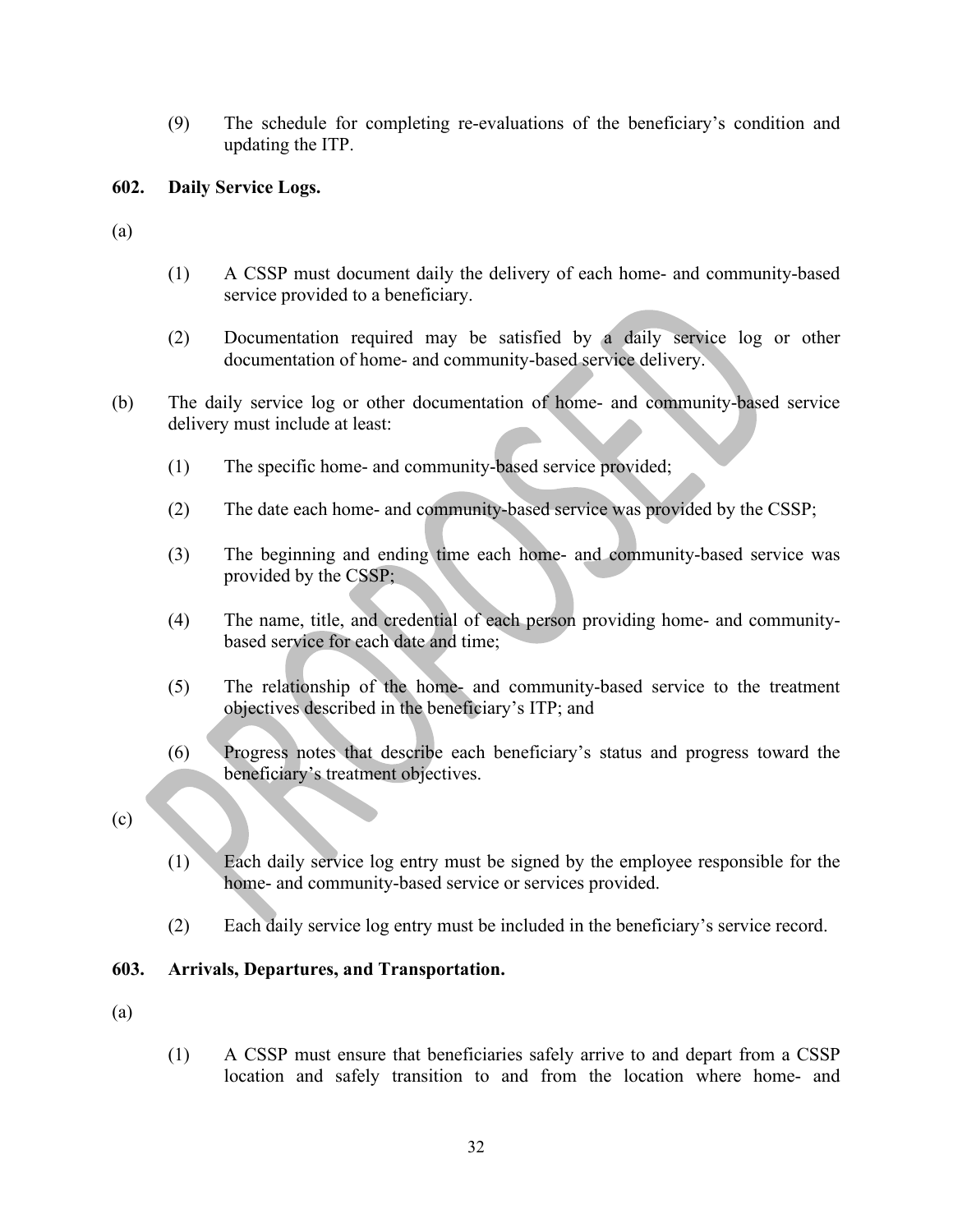(9) The schedule for completing re-evaluations of the beneficiary's condition and updating the ITP.

**602. Daily Service Logs.**

(a)

(1) A CSSP must document daily the delivery of each home- and community-based service provided to a beneficiary.

(2) Documentation required may be satisfied by a daily service log or other documentation of home- and community-based service delivery.

(b) The daily service log or other documentation of home- and community-based service delivery must include at least:

(1) The specific home- and community-based service provided;

(2) The date each home- and community-based service was provided by the CSSP;

(3) The beginning and ending time each home- and community-based service was provided by the CSSP;

(4) The name, title, and credential of each person providing home- and community-based service for each date and time;

(5) The relationship of the home- and community-based service to the treatment objectives described in the beneficiary's ITP; and

(6) Progress notes that describe each beneficiary's status and progress toward the beneficiary's treatment objectives.

(c)

(1) Each daily service log entry must be signed by the employee responsible for the home- and community-based service or services provided.

(2) Each daily service log entry must be included in the beneficiary's service record.

**603. Arrivals, Departures, and Transportation.**

(a)

(1) A CSSP must ensure that beneficiaries safely arrive to and depart from a CSSP location and safely transition to and from the location where home- and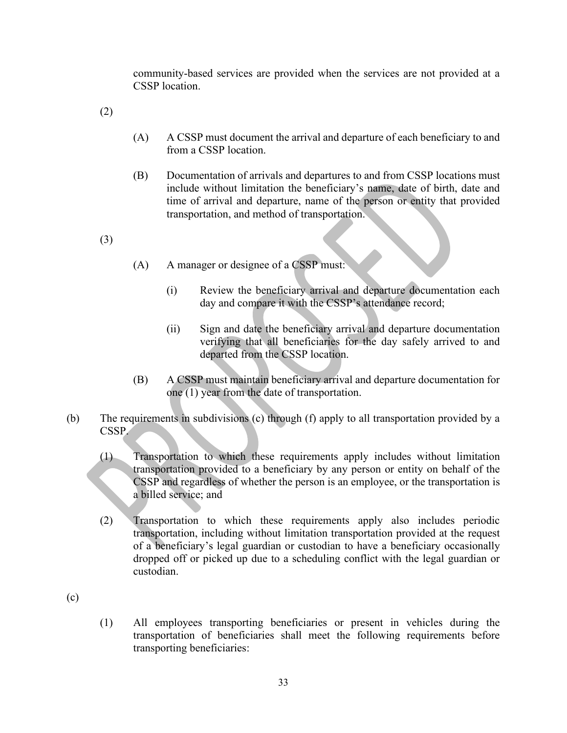community-based services are provided when the services are not provided at a CSSP location.

(2)

(A) A CSSP must document the arrival and departure of each beneficiary to and from a CSSP location.

(B) Documentation of arrivals and departures to and from CSSP locations must include without limitation the beneficiary's name, date of birth, date and time of arrival and departure, name of the person or entity that provided transportation, and method of transportation.

(3)

(A) A manager or designee of a CSSP must:

(i) Review the beneficiary arrival and departure documentation each day and compare it with the CSSP's attendance record;

(ii) Sign and date the beneficiary arrival and departure documentation verifying that all beneficiaries for the day safely arrived to and departed from the CSSP location.

(B) A CSSP must maintain beneficiary arrival and departure documentation for one (1) year from the date of transportation.

(b) The requirements in subdivisions (c) through (f) apply to all transportation provided by a CSSP.

(1) Transportation to which these requirements apply includes without limitation transportation provided to a beneficiary by any person or entity on behalf of the CSSP and regardless of whether the person is an employee, or the transportation is a billed service; and

(2) Transportation to which these requirements apply also includes periodic transportation, including without limitation transportation provided at the request of a beneficiary's legal guardian or custodian to have a beneficiary occasionally dropped off or picked up due to a scheduling conflict with the legal guardian or custodian.

(c)

(1) All employees transporting beneficiaries or present in vehicles during the transportation of beneficiaries shall meet the following requirements before transporting beneficiaries: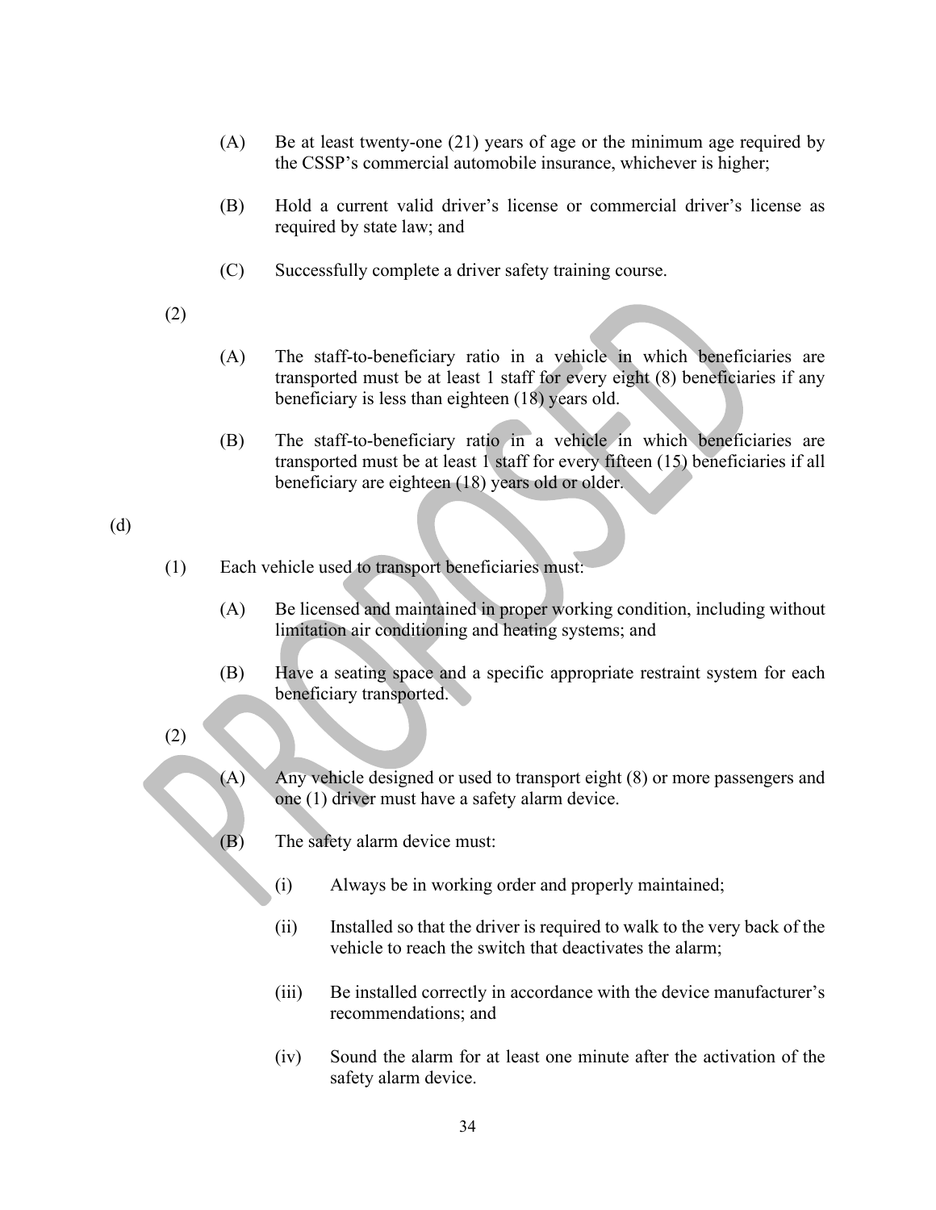(A) Be at least twenty-one (21) years of age or the minimum age required by the CSSP's commercial automobile insurance, whichever is higher;

(B) Hold a current valid driver's license or commercial driver's license as required by state law; and

(C) Successfully complete a driver safety training course.

(2)

(A) The staff-to-beneficiary ratio in a vehicle in which beneficiaries are transported must be at least 1 staff for every eight (8) beneficiaries if any beneficiary is less than eighteen (18) years old.

(B) The staff-to-beneficiary ratio in a vehicle in which beneficiaries are transported must be at least 1 staff for every fifteen (15) beneficiaries if all beneficiary are eighteen (18) years old or older.

(d)

(1) Each vehicle used to transport beneficiaries must:

(A) Be licensed and maintained in proper working condition, including without limitation air conditioning and heating systems; and

(B) Have a seating space and a specific appropriate restraint system for each beneficiary transported.

(2)

(A) Any vehicle designed or used to transport eight (8) or more passengers and one (1) driver must have a safety alarm device.

(B) The safety alarm device must:

(i) Always be in working order and properly maintained;

(ii) Installed so that the driver is required to walk to the very back of the vehicle to reach the switch that deactivates the alarm;

(iii) Be installed correctly in accordance with the device manufacturer's recommendations; and

(iv) Sound the alarm for at least one minute after the activation of the safety alarm device.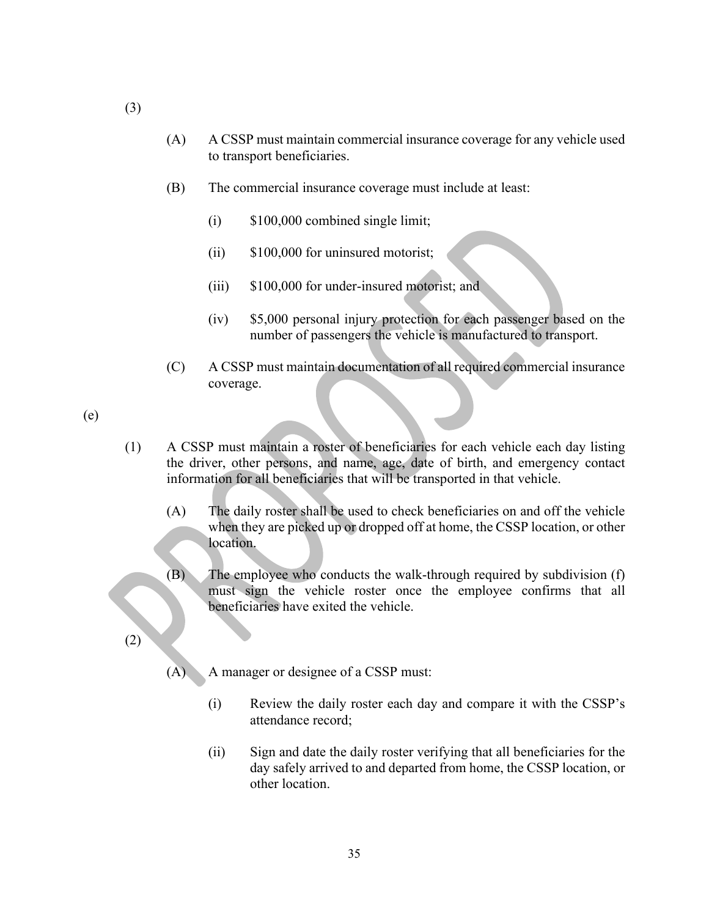(3)

(A) A CSSP must maintain commercial insurance coverage for any vehicle used to transport beneficiaries.

(B) The commercial insurance coverage must include at least:

(i) $100,000 combined single limit;

(ii) $100,000 for uninsured motorist;

(iii) $100,000 for under-insured motorist; and

(iv) $5,000 personal injury protection for each passenger based on the number of passengers the vehicle is manufactured to transport.

(C) A CSSP must maintain documentation of all required commercial insurance coverage.

(e)

(1) A CSSP must maintain a roster of beneficiaries for each vehicle each day listing the driver, other persons, and name, age, date of birth, and emergency contact information for all beneficiaries that will be transported in that vehicle.

(A) The daily roster shall be used to check beneficiaries on and off the vehicle when they are picked up or dropped off at home, the CSSP location, or other location.

(B) The employee who conducts the walk-through required by subdivision (f) must sign the vehicle roster once the employee confirms that all beneficiaries have exited the vehicle.

(2)

(A) A manager or designee of a CSSP must:

(i) Review the daily roster each day and compare it with the CSSP's attendance record;

(ii) Sign and date the daily roster verifying that all beneficiaries for the day safely arrived to and departed from home, the CSSP location, or other location.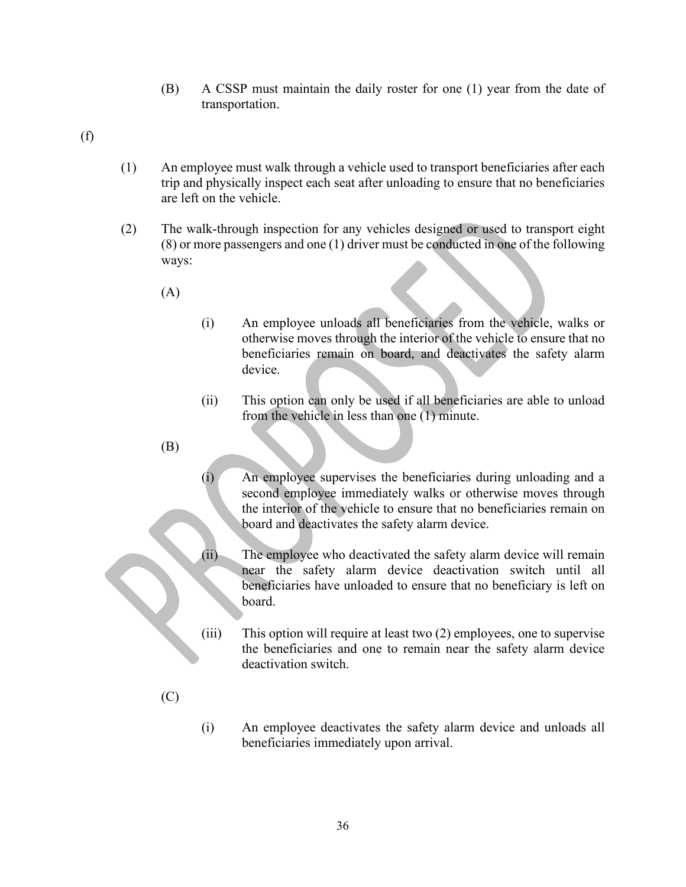(B) A CSSP must maintain the daily roster for one (1) year from the date of transportation.

(f)

(1) An employee must walk through a vehicle used to transport beneficiaries after each trip and physically inspect each seat after unloading to ensure that no beneficiaries are left on the vehicle.

(2) The walk-through inspection for any vehicles designed or used to transport eight (8) or more passengers and one (1) driver must be conducted in one of the following ways:

(A)

(i) An employee unloads all beneficiaries from the vehicle, walks or otherwise moves through the interior of the vehicle to ensure that no beneficiaries remain on board, and deactivates the safety alarm device.

(ii) This option can only be used if all beneficiaries are able to unload from the vehicle in less than one (1) minute.

(B)

(i) An employee supervises the beneficiaries during unloading and a second employee immediately walks or otherwise moves through the interior of the vehicle to ensure that no beneficiaries remain on board and deactivates the safety alarm device.

(ii) The employee who deactivated the safety alarm device will remain near the safety alarm device deactivation switch until all beneficiaries have unloaded to ensure that no beneficiary is left on board.

(iii) This option will require at least two (2) employees, one to supervise the beneficiaries and one to remain near the safety alarm device deactivation switch.

(C)

(i) An employee deactivates the safety alarm device and unloads all beneficiaries immediately upon arrival.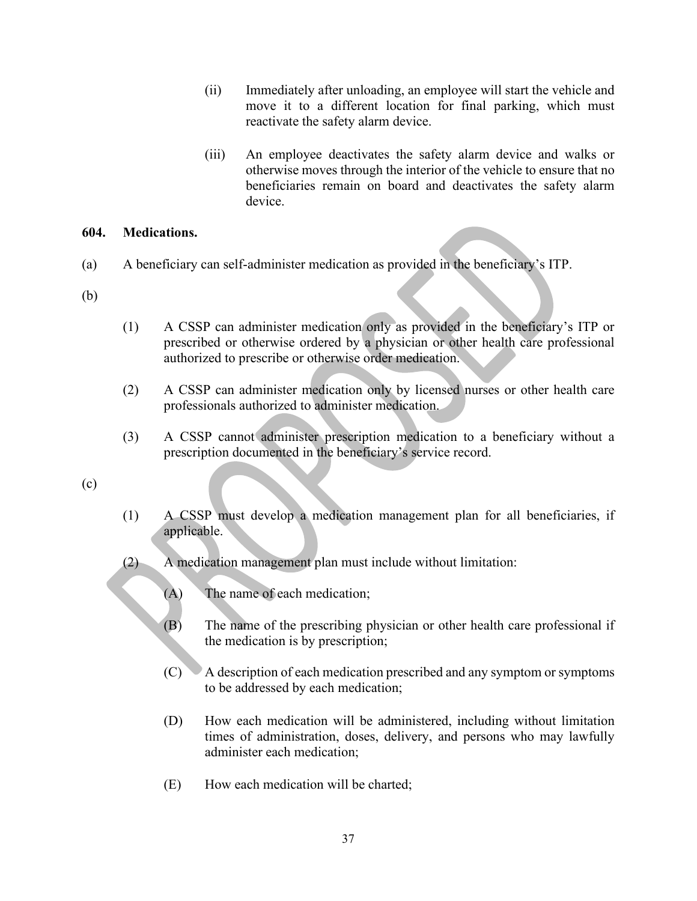(ii) Immediately after unloading, an employee will start the vehicle and move it to a different location for final parking, which must reactivate the safety alarm device.

(iii) An employee deactivates the safety alarm device and walks or otherwise moves through the interior of the vehicle to ensure that no beneficiaries remain on board and deactivates the safety alarm device.

**604. Medications.**

(a) A beneficiary can self-administer medication as provided in the beneficiary's ITP.

(b)

(1) A CSSP can administer medication only as provided in the beneficiary's ITP or prescribed or otherwise ordered by a physician or other health care professional authorized to prescribe or otherwise order medication.

(2) A CSSP can administer medication only by licensed nurses or other health care professionals authorized to administer medication.

(3) A CSSP cannot administer prescription medication to a beneficiary without a prescription documented in the beneficiary's service record.

(c)

(1) A CSSP must develop a medication management plan for all beneficiaries, if applicable.

(2) A medication management plan must include without limitation:

(A) The name of each medication;

(B) The name of the prescribing physician or other health care professional if the medication is by prescription;

(C) A description of each medication prescribed and any symptom or symptoms to be addressed by each medication;

(D) How each medication will be administered, including without limitation times of administration, doses, delivery, and persons who may lawfully administer each medication;

(E) How each medication will be charted;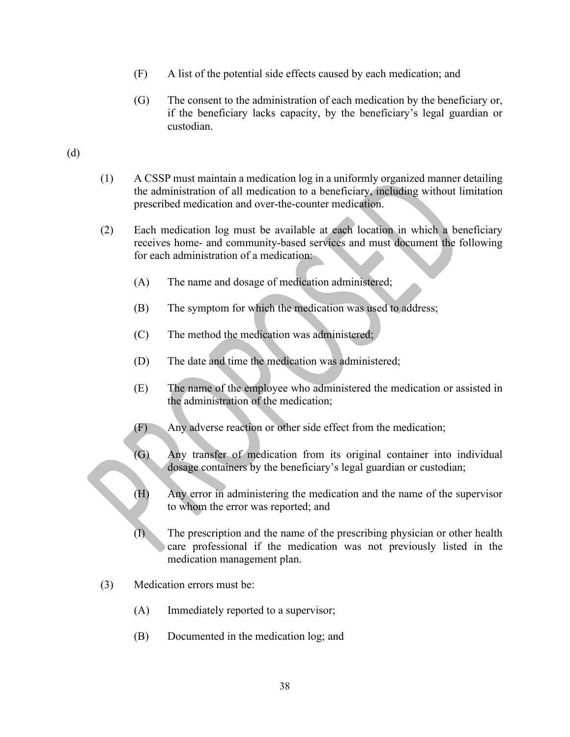(F) A list of the potential side effects caused by each medication; and

(G) The consent to the administration of each medication by the beneficiary or, if the beneficiary lacks capacity, by the beneficiary's legal guardian or custodian.

(d)

(1) A CSSP must maintain a medication log in a uniformly organized manner detailing the administration of all medication to a beneficiary, including without limitation prescribed medication and over-the-counter medication.

(2) Each medication log must be available at each location in which a beneficiary receives home- and community-based services and must document the following for each administration of a medication:

(A) The name and dosage of medication administered;

(B) The symptom for which the medication was used to address;

(C) The method the medication was administered;

(D) The date and time the medication was administered;

(E) The name of the employee who administered the medication or assisted in the administration of the medication;

(F) Any adverse reaction or other side effect from the medication;

(G) Any transfer of medication from its original container into individual dosage containers by the beneficiary's legal guardian or custodian;

(H) Any error in administering the medication and the name of the supervisor to whom the error was reported; and

(I) The prescription and the name of the prescribing physician or other health care professional if the medication was not previously listed in the medication management plan.

(3) Medication errors must be:

(A) Immediately reported to a supervisor;

(B) Documented in the medication log; and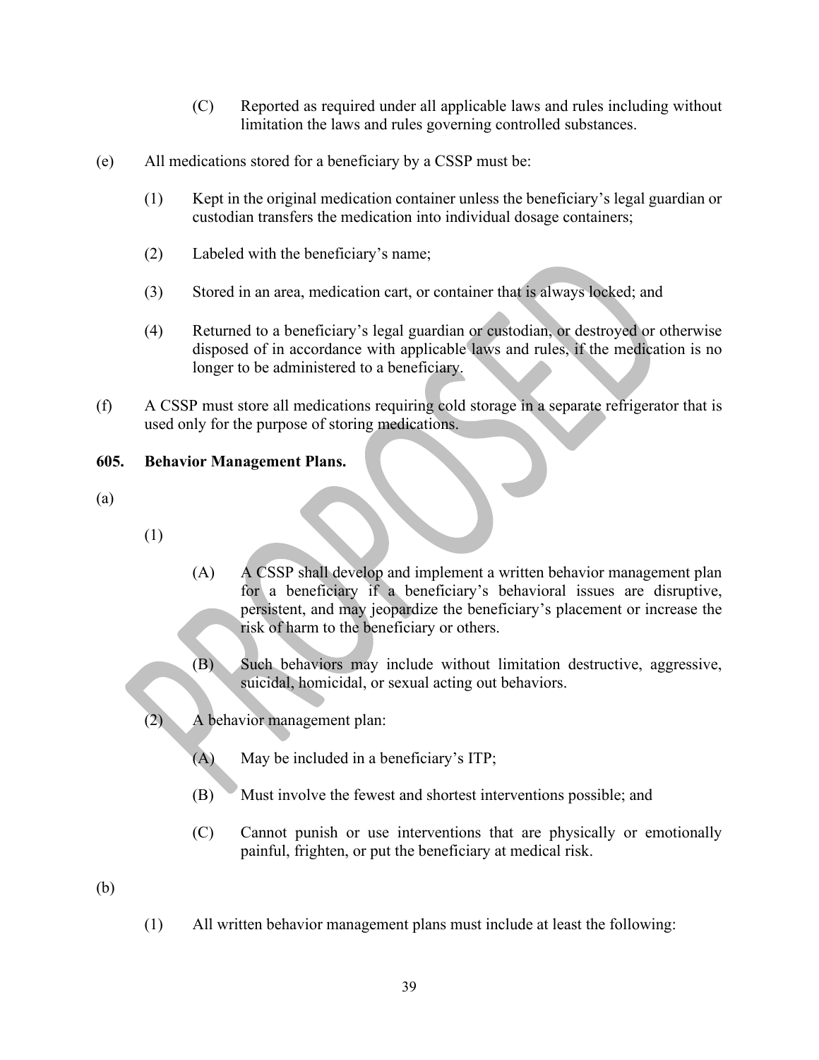(C) Reported as required under all applicable laws and rules including without limitation the laws and rules governing controlled substances.

(e) All medications stored for a beneficiary by a CSSP must be:

(1) Kept in the original medication container unless the beneficiary's legal guardian or custodian transfers the medication into individual dosage containers;

(2) Labeled with the beneficiary's name;

(3) Stored in an area, medication cart, or container that is always locked; and

(4) Returned to a beneficiary's legal guardian or custodian, or destroyed or otherwise disposed of in accordance with applicable laws and rules, if the medication is no longer to be administered to a beneficiary.

(f) A CSSP must store all medications requiring cold storage in a separate refrigerator that is used only for the purpose of storing medications.

**605. Behavior Management Plans.**

(a)

(1)

(A) A CSSP shall develop and implement a written behavior management plan for a beneficiary if a beneficiary's behavioral issues are disruptive, persistent, and may jeopardize the beneficiary's placement or increase the risk of harm to the beneficiary or others.

(B) Such behaviors may include without limitation destructive, aggressive, suicidal, homicidal, or sexual acting out behaviors.

(2) A behavior management plan:

(A) May be included in a beneficiary's ITP;

(B) Must involve the fewest and shortest interventions possible; and

(C) Cannot punish or use interventions that are physically or emotionally painful, frighten, or put the beneficiary at medical risk.

(b)

(1) All written behavior management plans must include at least the following: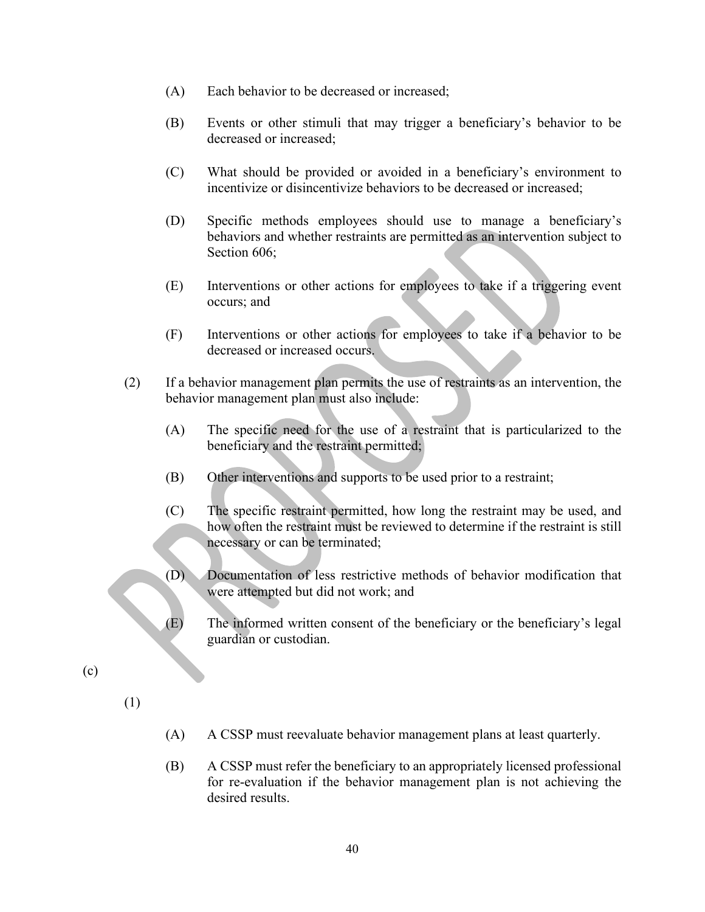(A) Each behavior to be decreased or increased;

(B) Events or other stimuli that may trigger a beneficiary's behavior to be decreased or increased;

(C) What should be provided or avoided in a beneficiary's environment to incentivize or disincentivize behaviors to be decreased or increased;

(D) Specific methods employees should use to manage a beneficiary's behaviors and whether restraints are permitted as an intervention subject to Section 606;

(E) Interventions or other actions for employees to take if a triggering event occurs; and

(F) Interventions or other actions for employees to take if a behavior to be decreased or increased occurs.

(2) If a behavior management plan permits the use of restraints as an intervention, the behavior management plan must also include:

(A) The specific need for the use of a restraint that is particularized to the beneficiary and the restraint permitted;

(B) Other interventions and supports to be used prior to a restraint;

(C) The specific restraint permitted, how long the restraint may be used, and how often the restraint must be reviewed to determine if the restraint is still necessary or can be terminated;

(D) Documentation of less restrictive methods of behavior modification that were attempted but did not work; and

(E) The informed written consent of the beneficiary or the beneficiary's legal guardian or custodian.

(c)

(1)

(A) A CSSP must reevaluate behavior management plans at least quarterly.

(B) A CSSP must refer the beneficiary to an appropriately licensed professional for re-evaluation if the behavior management plan is not achieving the desired results.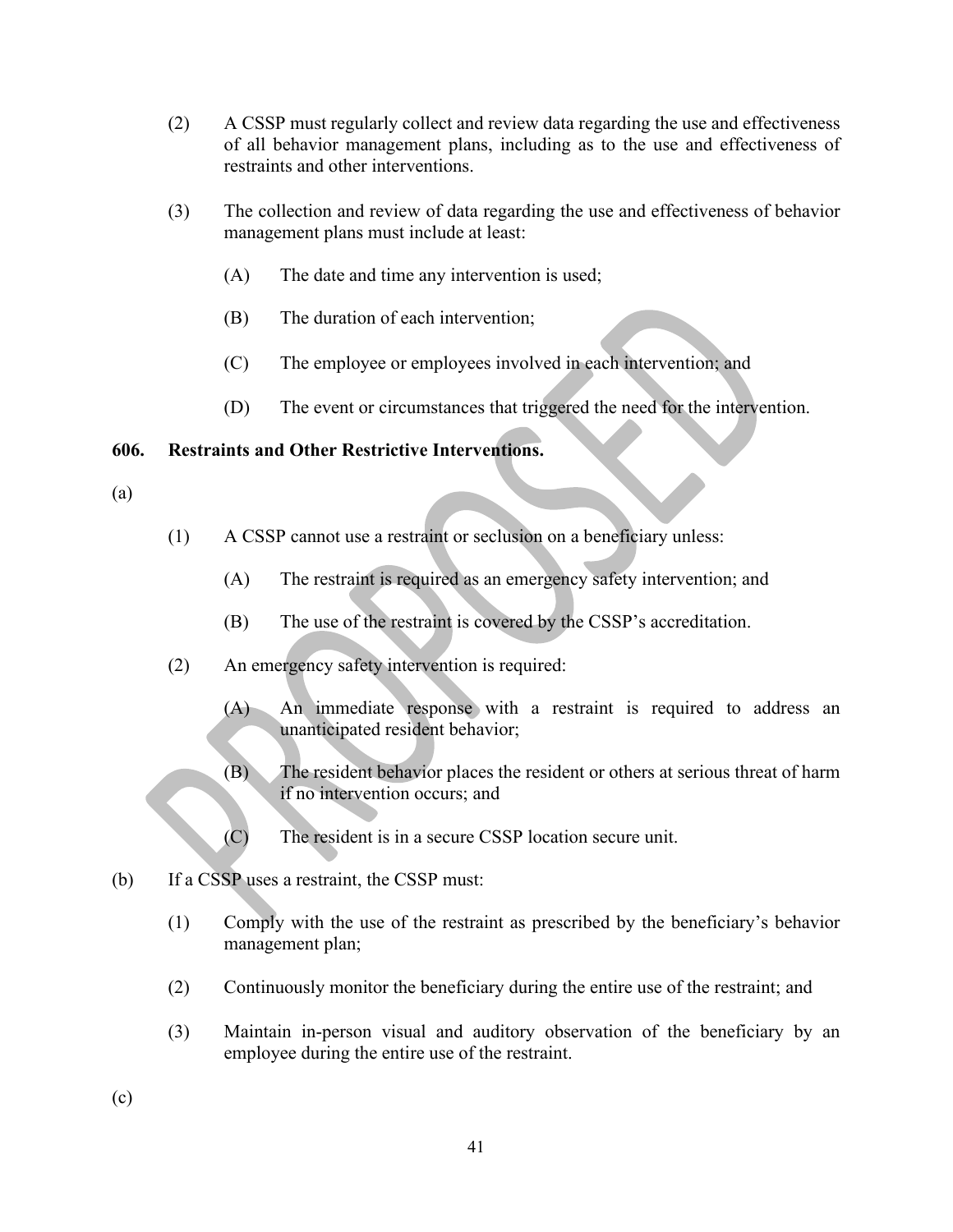(2) A CSSP must regularly collect and review data regarding the use and effectiveness of all behavior management plans, including as to the use and effectiveness of restraints and other interventions.

(3) The collection and review of data regarding the use and effectiveness of behavior management plans must include at least:

(A) The date and time any intervention is used;

(B) The duration of each intervention;

(C) The employee or employees involved in each intervention; and

(D) The event or circumstances that triggered the need for the intervention.

**606. Restraints and Other Restrictive Interventions.**

(a)

(1) A CSSP cannot use a restraint or seclusion on a beneficiary unless:

(A) The restraint is required as an emergency safety intervention; and

(B) The use of the restraint is covered by the CSSP's accreditation.

(2) An emergency safety intervention is required:

(A) An immediate response with a restraint is required to address an unanticipated resident behavior;

(B) The resident behavior places the resident or others at serious threat of harm if no intervention occurs; and

(C) The resident is in a secure CSSP location secure unit.

(b) If a CSSP uses a restraint, the CSSP must:

(1) Comply with the use of the restraint as prescribed by the beneficiary's behavior management plan;

(2) Continuously monitor the beneficiary during the entire use of the restraint; and

(3) Maintain in-person visual and auditory observation of the beneficiary by an employee during the entire use of the restraint.

(c)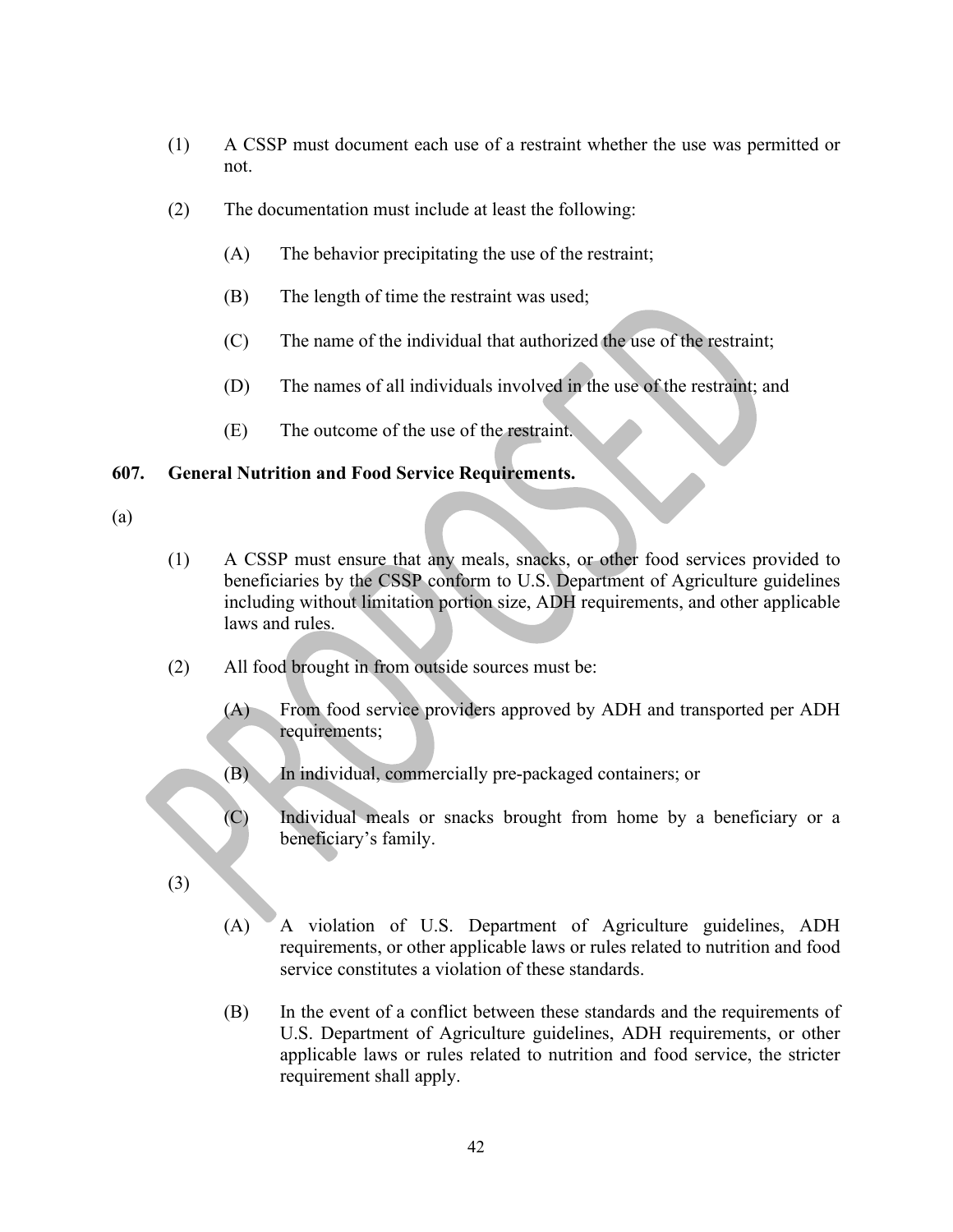(1) A CSSP must document each use of a restraint whether the use was permitted or not.

(2) The documentation must include at least the following:

(A) The behavior precipitating the use of the restraint;

(B) The length of time the restraint was used;

(C) The name of the individual that authorized the use of the restraint;

(D) The names of all individuals involved in the use of the restraint; and

(E) The outcome of the use of the restraint.

**607. General Nutrition and Food Service Requirements.**

(a)

(1) A CSSP must ensure that any meals, snacks, or other food services provided to beneficiaries by the CSSP conform to U.S. Department of Agriculture guidelines including without limitation portion size, ADH requirements, and other applicable laws and rules.

(2) All food brought in from outside sources must be:

(A) From food service providers approved by ADH and transported per ADH requirements;

(B) In individual, commercially pre-packaged containers; or

(C) Individual meals or snacks brought from home by a beneficiary or a beneficiary's family.

(3)

(A) A violation of U.S. Department of Agriculture guidelines, ADH requirements, or other applicable laws or rules related to nutrition and food service constitutes a violation of these standards.

(B) In the event of a conflict between these standards and the requirements of U.S. Department of Agriculture guidelines, ADH requirements, or other applicable laws or rules related to nutrition and food service, the stricter requirement shall apply.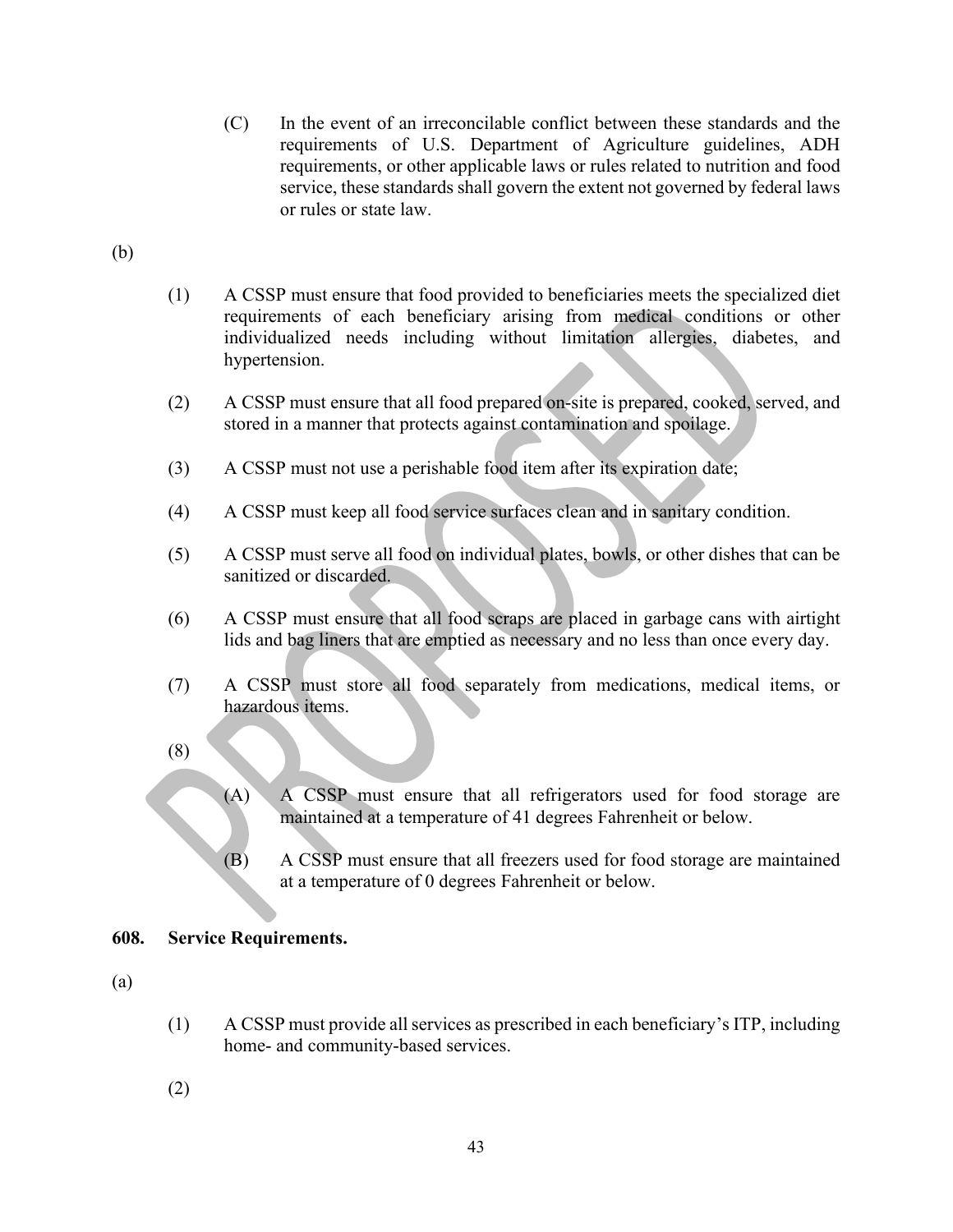(C) In the event of an irreconcilable conflict between these standards and the requirements of U.S. Department of Agriculture guidelines, ADH requirements, or other applicable laws or rules related to nutrition and food service, these standards shall govern the extent not governed by federal laws or rules or state law.

(b)

(1) A CSSP must ensure that food provided to beneficiaries meets the specialized diet requirements of each beneficiary arising from medical conditions or other individualized needs including without limitation allergies, diabetes, and hypertension.

(2) A CSSP must ensure that all food prepared on-site is prepared, cooked, served, and stored in a manner that protects against contamination and spoilage.

(3) A CSSP must not use a perishable food item after its expiration date;

(4) A CSSP must keep all food service surfaces clean and in sanitary condition.

(5) A CSSP must serve all food on individual plates, bowls, or other dishes that can be sanitized or discarded.

(6) A CSSP must ensure that all food scraps are placed in garbage cans with airtight lids and bag liners that are emptied as necessary and no less than once every day.

(7) A CSSP must store all food separately from medications, medical items, or hazardous items.

(8)

(A) A CSSP must ensure that all refrigerators used for food storage are maintained at a temperature of 41 degrees Fahrenheit or below.

(B) A CSSP must ensure that all freezers used for food storage are maintained at a temperature of 0 degrees Fahrenheit or below.

**608. Service Requirements.**

(a)

(1) A CSSP must provide all services as prescribed in each beneficiary's ITP, including home- and community-based services.

(2)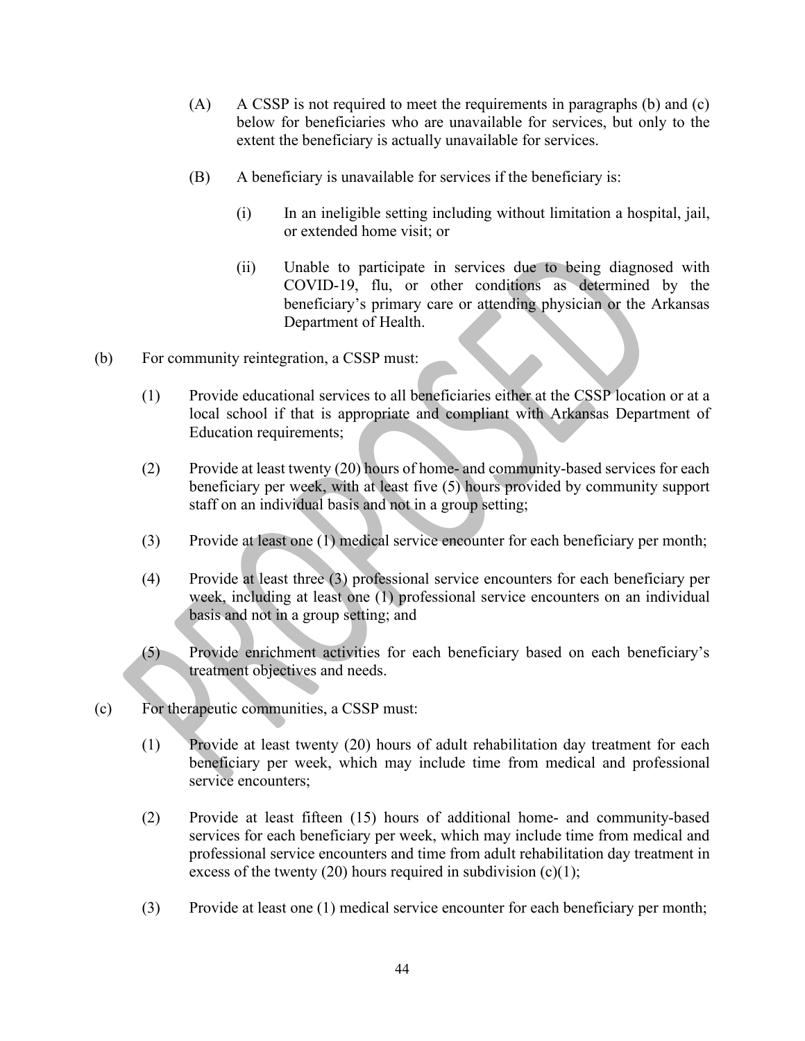(A) A CSSP is not required to meet the requirements in paragraphs (b) and (c) below for beneficiaries who are unavailable for services, but only to the extent the beneficiary is actually unavailable for services.

(B) A beneficiary is unavailable for services if the beneficiary is:

(i) In an ineligible setting including without limitation a hospital, jail, or extended home visit; or

(ii) Unable to participate in services due to being diagnosed with COVID-19, flu, or other conditions as determined by the beneficiary's primary care or attending physician or the Arkansas Department of Health.

(b) For community reintegration, a CSSP must:

(1) Provide educational services to all beneficiaries either at the CSSP location or at a local school if that is appropriate and compliant with Arkansas Department of Education requirements;

(2) Provide at least twenty (20) hours of home- and community-based services for each beneficiary per week, with at least five (5) hours provided by community support staff on an individual basis and not in a group setting;

(3) Provide at least one (1) medical service encounter for each beneficiary per month;

(4) Provide at least three (3) professional service encounters for each beneficiary per week, including at least one (1) professional service encounters on an individual basis and not in a group setting; and

(5) Provide enrichment activities for each beneficiary based on each beneficiary's treatment objectives and needs.

(c) For therapeutic communities, a CSSP must:

(1) Provide at least twenty (20) hours of adult rehabilitation day treatment for each beneficiary per week, which may include time from medical and professional service encounters;

(2) Provide at least fifteen (15) hours of additional home- and community-based services for each beneficiary per week, which may include time from medical and professional service encounters and time from adult rehabilitation day treatment in excess of the twenty (20) hours required in subdivision (c)(1);

(3) Provide at least one (1) medical service encounter for each beneficiary per month;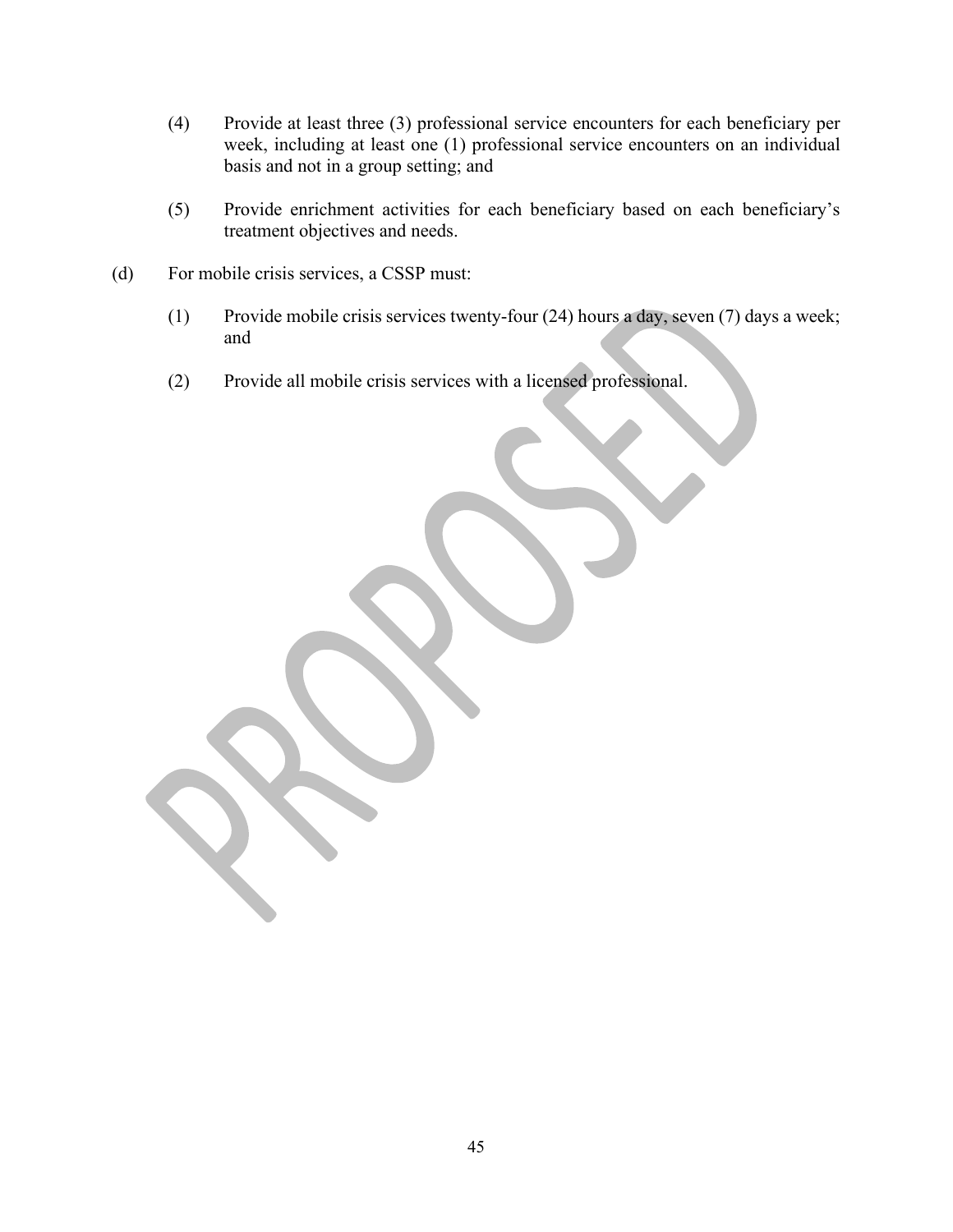(4) Provide at least three (3) professional service encounters for each beneficiary per week, including at least one (1) professional service encounters on an individual basis and not in a group setting; and

(5) Provide enrichment activities for each beneficiary based on each beneficiary's treatment objectives and needs.

(d) For mobile crisis services, a CSSP must:

(1) Provide mobile crisis services twenty-four (24) hours a day, seven (7) days a week; and

(2) Provide all mobile crisis services with a licensed professional.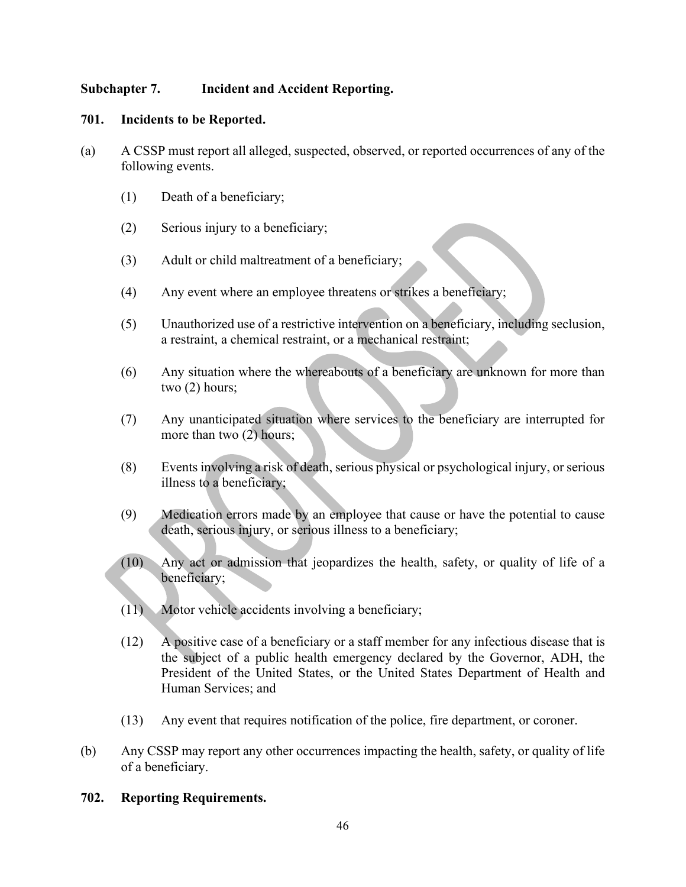**Subchapter 7. Incident and Accident Reporting.**

**701. Incidents to be Reported.**

(a) A CSSP must report all alleged, suspected, observed, or reported occurrences of any of the following events.

(1) Death of a beneficiary;

(2) Serious injury to a beneficiary;

(3) Adult or child maltreatment of a beneficiary;

(4) Any event where an employee threatens or strikes a beneficiary;

(5) Unauthorized use of a restrictive intervention on a beneficiary, including seclusion, a restraint, a chemical restraint, or a mechanical restraint;

(6) Any situation where the whereabouts of a beneficiary are unknown for more than two (2) hours;

(7) Any unanticipated situation where services to the beneficiary are interrupted for more than two (2) hours;

(8) Events involving a risk of death, serious physical or psychological injury, or serious illness to a beneficiary;

(9) Medication errors made by an employee that cause or have the potential to cause death, serious injury, or serious illness to a beneficiary;

(10) Any act or admission that jeopardizes the health, safety, or quality of life of a beneficiary;

(11) Motor vehicle accidents involving a beneficiary;

(12) A positive case of a beneficiary or a staff member for any infectious disease that is the subject of a public health emergency declared by the Governor, ADH, the President of the United States, or the United States Department of Health and Human Services; and

(13) Any event that requires notification of the police, fire department, or coroner.

(b) Any CSSP may report any other occurrences impacting the health, safety, or quality of life of a beneficiary.

**702. Reporting Requirements.**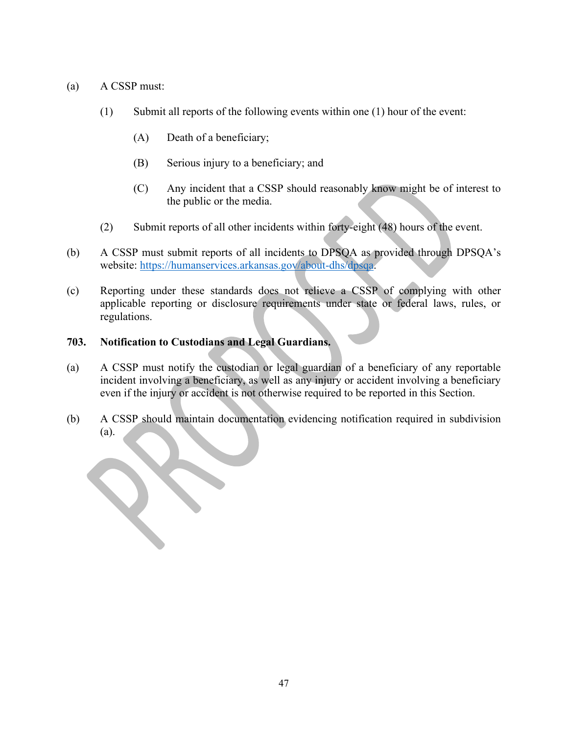(a) A CSSP must:

(1) Submit all reports of the following events within one (1) hour of the event:

(A) Death of a beneficiary;

(B) Serious injury to a beneficiary; and

(C) Any incident that a CSSP should reasonably know might be of interest to the public or the media.

(2) Submit reports of all other incidents within forty-eight (48) hours of the event.

(b) A CSSP must submit reports of all incidents to DPSQA as provided through DPSQA's website: https://humanservices.arkansas.gov/about-dhs/dpsqa.

(c) Reporting under these standards does not relieve a CSSP of complying with other applicable reporting or disclosure requirements under state or federal laws, rules, or regulations.

### 703. Notification to Custodians and Legal Guardians.

(a) A CSSP must notify the custodian or legal guardian of a beneficiary of any reportable incident involving a beneficiary, as well as any injury or accident involving a beneficiary even if the injury or accident is not otherwise required to be reported in this Section.

(b) A CSSP should maintain documentation evidencing notification required in subdivision (a).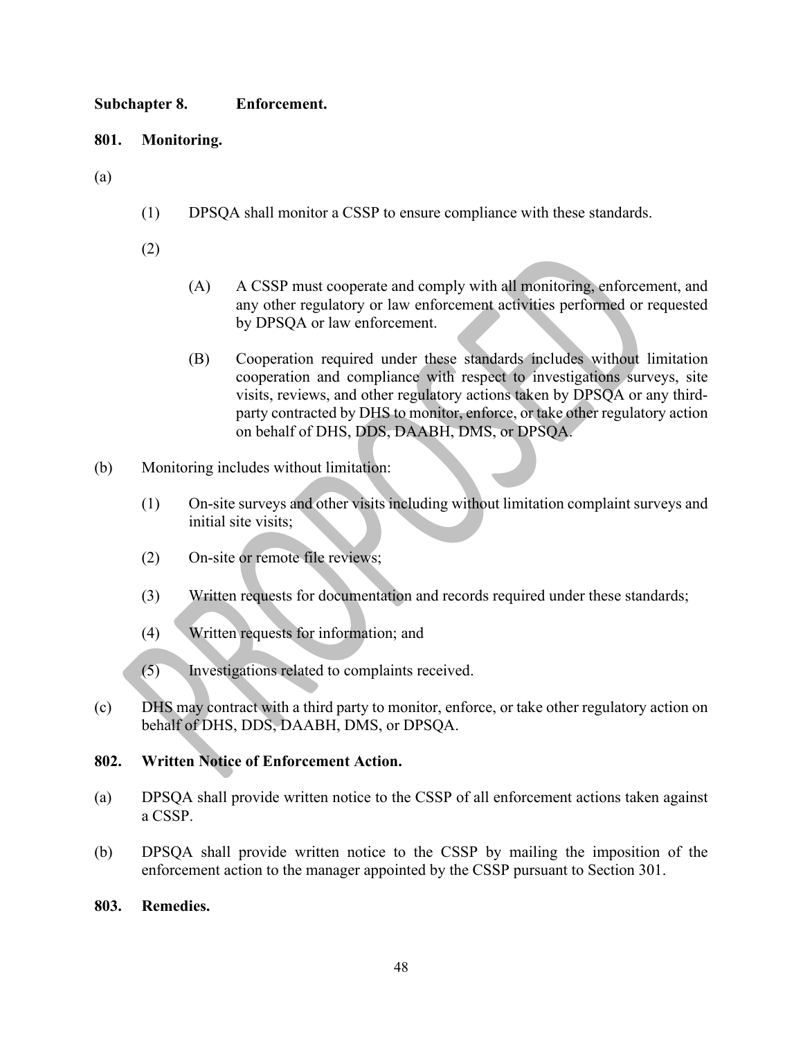**Subchapter 8. Enforcement.**

**801. Monitoring.**

(a)

(1) DPSQA shall monitor a CSSP to ensure compliance with these standards.

(2)

(A) A CSSP must cooperate and comply with all monitoring, enforcement, and any other regulatory or law enforcement activities performed or requested by DPSQA or law enforcement.

(B) Cooperation required under these standards includes without limitation cooperation and compliance with respect to investigations surveys, site visits, reviews, and other regulatory actions taken by DPSQA or any third-party contracted by DHS to monitor, enforce, or take other regulatory action on behalf of DHS, DDS, DAABH, DMS, or DPSQA.

(b) Monitoring includes without limitation:

(1) On-site surveys and other visits including without limitation complaint surveys and initial site visits;

(2) On-site or remote file reviews;

(3) Written requests for documentation and records required under these standards;

(4) Written requests for information; and

(5) Investigations related to complaints received.

(c) DHS may contract with a third party to monitor, enforce, or take other regulatory action on behalf of DHS, DDS, DAABH, DMS, or DPSQA.

**802. Written Notice of Enforcement Action.**

(a) DPSQA shall provide written notice to the CSSP of all enforcement actions taken against a CSSP.

(b) DPSQA shall provide written notice to the CSSP by mailing the imposition of the enforcement action to the manager appointed by the CSSP pursuant to Section 301.

**803. Remedies.**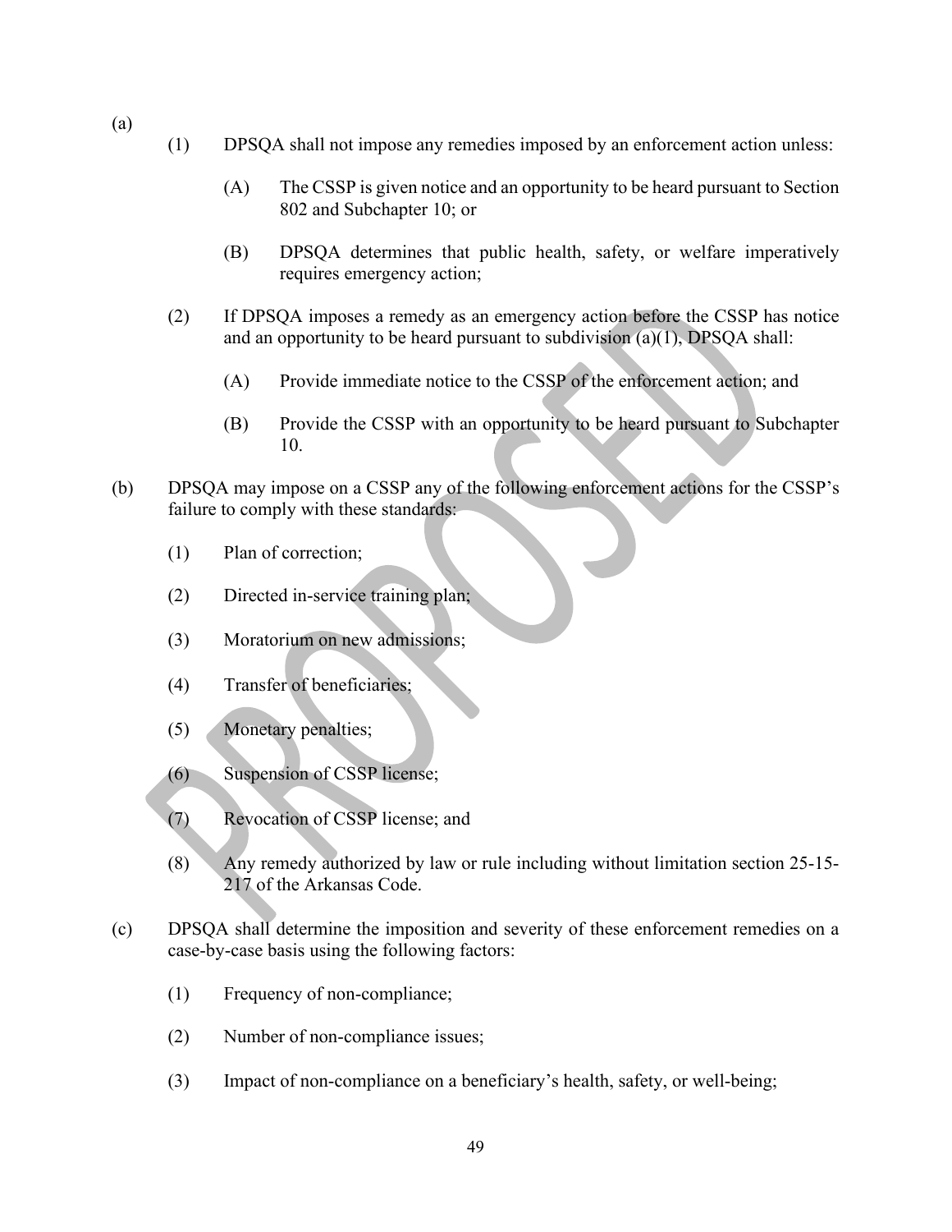(a)

(1) DPSQA shall not impose any remedies imposed by an enforcement action unless:

(A) The CSSP is given notice and an opportunity to be heard pursuant to Section 802 and Subchapter 10; or

(B) DPSQA determines that public health, safety, or welfare imperatively requires emergency action;

(2) If DPSQA imposes a remedy as an emergency action before the CSSP has notice and an opportunity to be heard pursuant to subdivision (a)(1), DPSQA shall:

(A) Provide immediate notice to the CSSP of the enforcement action; and

(B) Provide the CSSP with an opportunity to be heard pursuant to Subchapter 10.

(b) DPSQA may impose on a CSSP any of the following enforcement actions for the CSSP's failure to comply with these standards:

(1) Plan of correction;

(2) Directed in-service training plan;

(3) Moratorium on new admissions;

(4) Transfer of beneficiaries;

(5) Monetary penalties;

(6) Suspension of CSSP license;

(7) Revocation of CSSP license; and

(8) Any remedy authorized by law or rule including without limitation section 25-15-217 of the Arkansas Code.

(c) DPSQA shall determine the imposition and severity of these enforcement remedies on a case-by-case basis using the following factors:

(1) Frequency of non-compliance;

(2) Number of non-compliance issues;

(3) Impact of non-compliance on a beneficiary's health, safety, or well-being;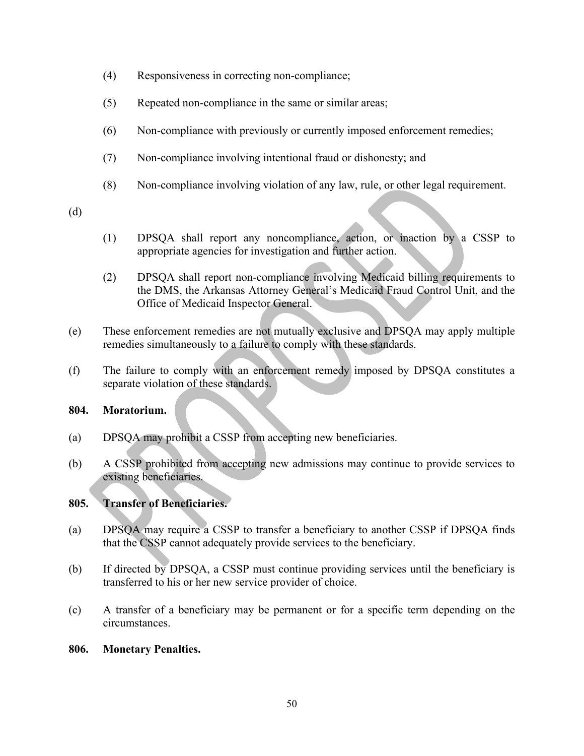(4) Responsiveness in correcting non-compliance;

(5) Repeated non-compliance in the same or similar areas;

(6) Non-compliance with previously or currently imposed enforcement remedies;

(7) Non-compliance involving intentional fraud or dishonesty; and

(8) Non-compliance involving violation of any law, rule, or other legal requirement.

(d)

(1) DPSQA shall report any noncompliance, action, or inaction by a CSSP to appropriate agencies for investigation and further action.

(2) DPSQA shall report non-compliance involving Medicaid billing requirements to the DMS, the Arkansas Attorney General's Medicaid Fraud Control Unit, and the Office of Medicaid Inspector General.

(e) These enforcement remedies are not mutually exclusive and DPSQA may apply multiple remedies simultaneously to a failure to comply with these standards.

(f) The failure to comply with an enforcement remedy imposed by DPSQA constitutes a separate violation of these standards.

**804. Moratorium.**

(a) DPSQA may prohibit a CSSP from accepting new beneficiaries.

(b) A CSSP prohibited from accepting new admissions may continue to provide services to existing beneficiaries.

**805. Transfer of Beneficiaries.**

(a) DPSQA may require a CSSP to transfer a beneficiary to another CSSP if DPSQA finds that the CSSP cannot adequately provide services to the beneficiary.

(b) If directed by DPSQA, a CSSP must continue providing services until the beneficiary is transferred to his or her new service provider of choice.

(c) A transfer of a beneficiary may be permanent or for a specific term depending on the circumstances.

**806. Monetary Penalties.**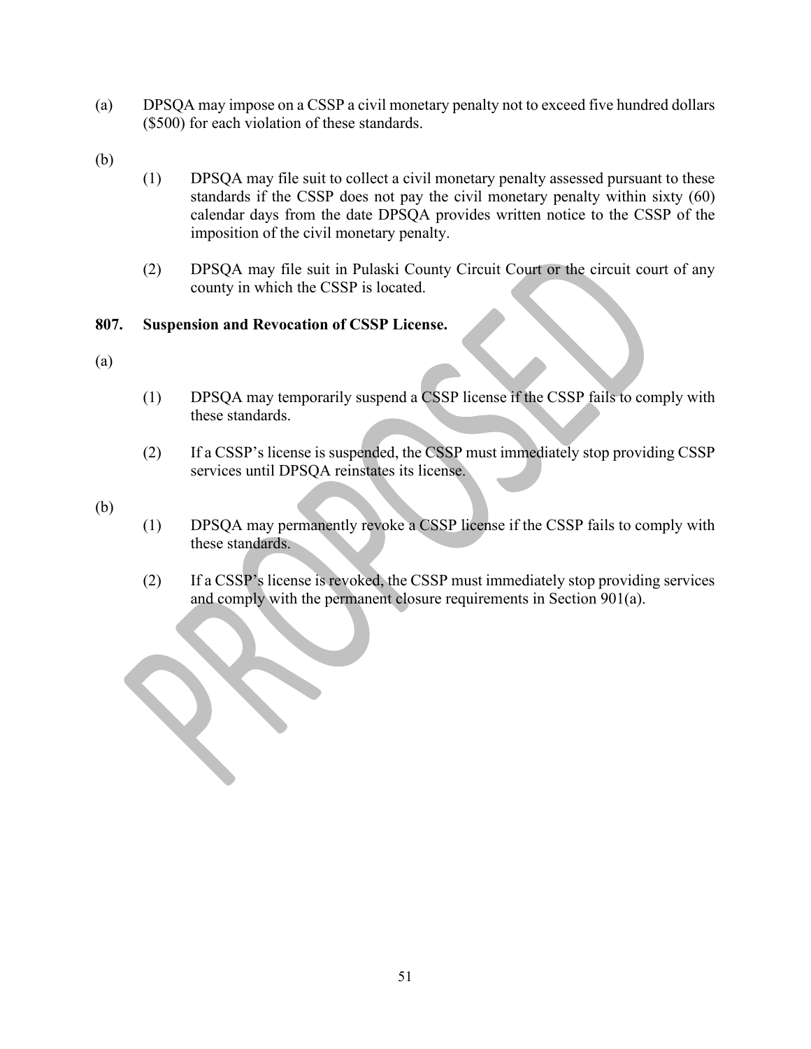(a) DPSQA may impose on a CSSP a civil monetary penalty not to exceed five hundred dollars ($500) for each violation of these standards.

(b)

(1) DPSQA may file suit to collect a civil monetary penalty assessed pursuant to these standards if the CSSP does not pay the civil monetary penalty within sixty (60) calendar days from the date DPSQA provides written notice to the CSSP of the imposition of the civil monetary penalty.

(2) DPSQA may file suit in Pulaski County Circuit Court or the circuit court of any county in which the CSSP is located.

**807. Suspension and Revocation of CSSP License.**

(a)

(1) DPSQA may temporarily suspend a CSSP license if the CSSP fails to comply with these standards.

(2) If a CSSP's license is suspended, the CSSP must immediately stop providing CSSP services until DPSQA reinstates its license.

(b)

(1) DPSQA may permanently revoke a CSSP license if the CSSP fails to comply with these standards.

(2) If a CSSP's license is revoked, the CSSP must immediately stop providing services and comply with the permanent closure requirements in Section 901(a).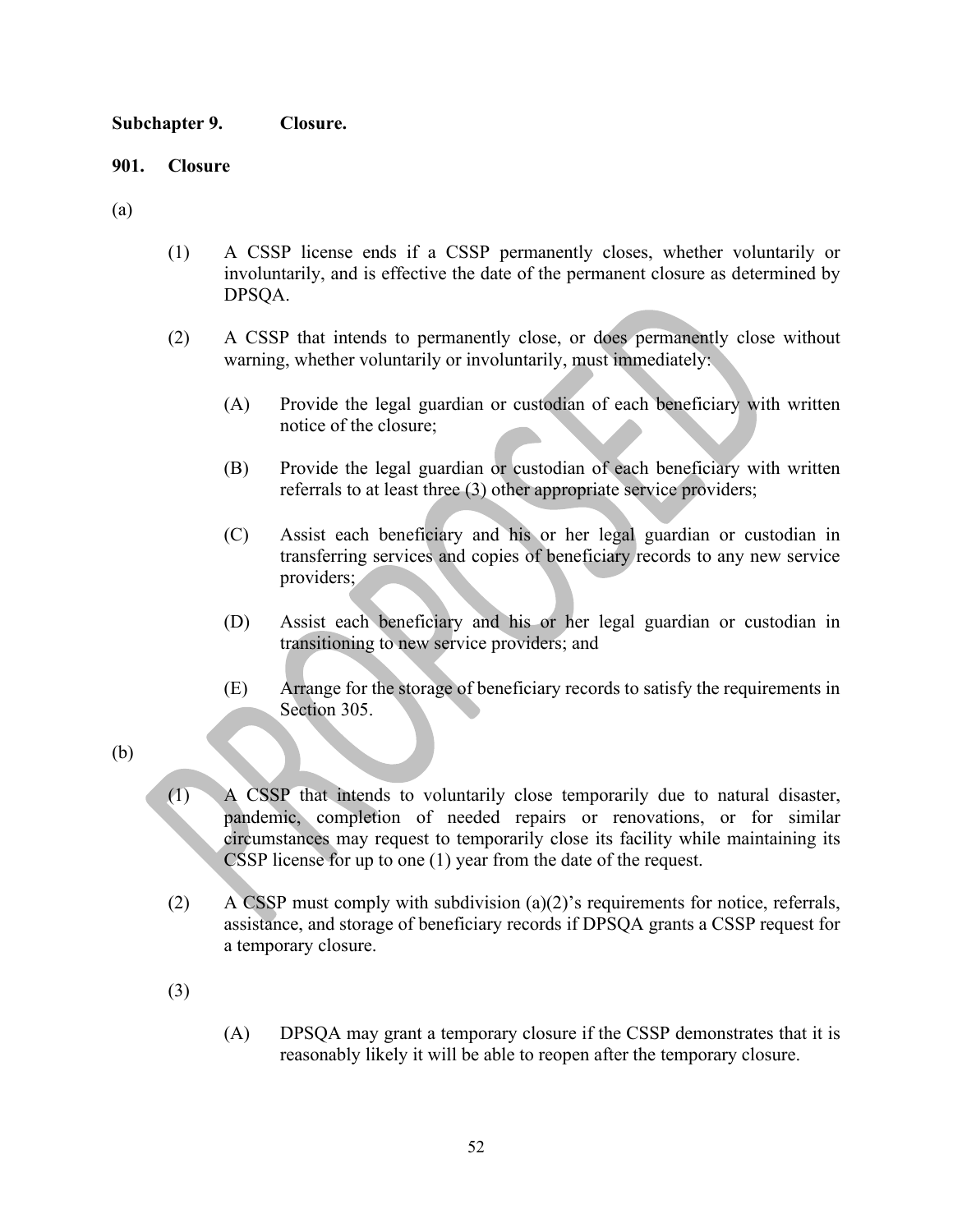## Subchapter 9. Closure.

### 901. Closure

(a)

(1) A CSSP license ends if a CSSP permanently closes, whether voluntarily or involuntarily, and is effective the date of the permanent closure as determined by DPSQA.

(2) A CSSP that intends to permanently close, or does permanently close without warning, whether voluntarily or involuntarily, must immediately:

(A) Provide the legal guardian or custodian of each beneficiary with written notice of the closure;

(B) Provide the legal guardian or custodian of each beneficiary with written referrals to at least three (3) other appropriate service providers;

(C) Assist each beneficiary and his or her legal guardian or custodian in transferring services and copies of beneficiary records to any new service providers;

(D) Assist each beneficiary and his or her legal guardian or custodian in transitioning to new service providers; and

(E) Arrange for the storage of beneficiary records to satisfy the requirements in Section 305.

(b)

(1) A CSSP that intends to voluntarily close temporarily due to natural disaster, pandemic, completion of needed repairs or renovations, or for similar circumstances may request to temporarily close its facility while maintaining its CSSP license for up to one (1) year from the date of the request.

(2) A CSSP must comply with subdivision (a)(2)'s requirements for notice, referrals, assistance, and storage of beneficiary records if DPSQA grants a CSSP request for a temporary closure.

(3)

(A) DPSQA may grant a temporary closure if the CSSP demonstrates that it is reasonably likely it will be able to reopen after the temporary closure.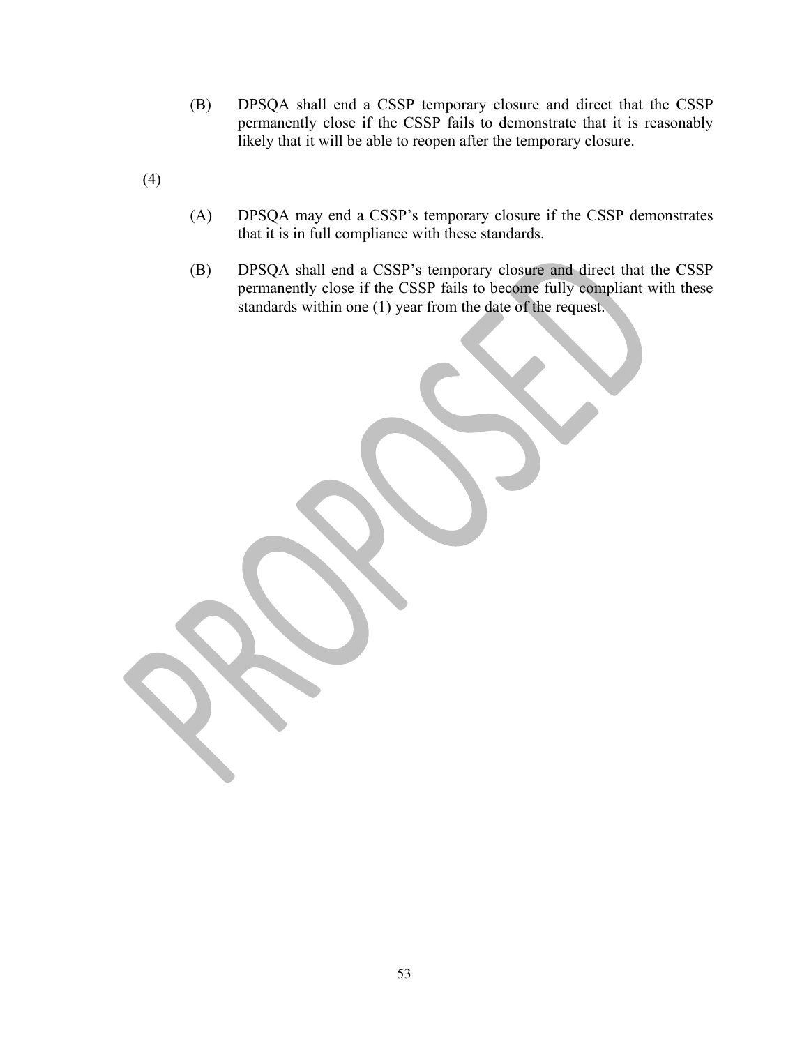(B) DPSQA shall end a CSSP temporary closure and direct that the CSSP permanently close if the CSSP fails to demonstrate that it is reasonably likely that it will be able to reopen after the temporary closure.

(4)

(A) DPSQA may end a CSSP's temporary closure if the CSSP demonstrates that it is in full compliance with these standards.

(B) DPSQA shall end a CSSP's temporary closure and direct that the CSSP permanently close if the CSSP fails to become fully compliant with these standards within one (1) year from the date of the request.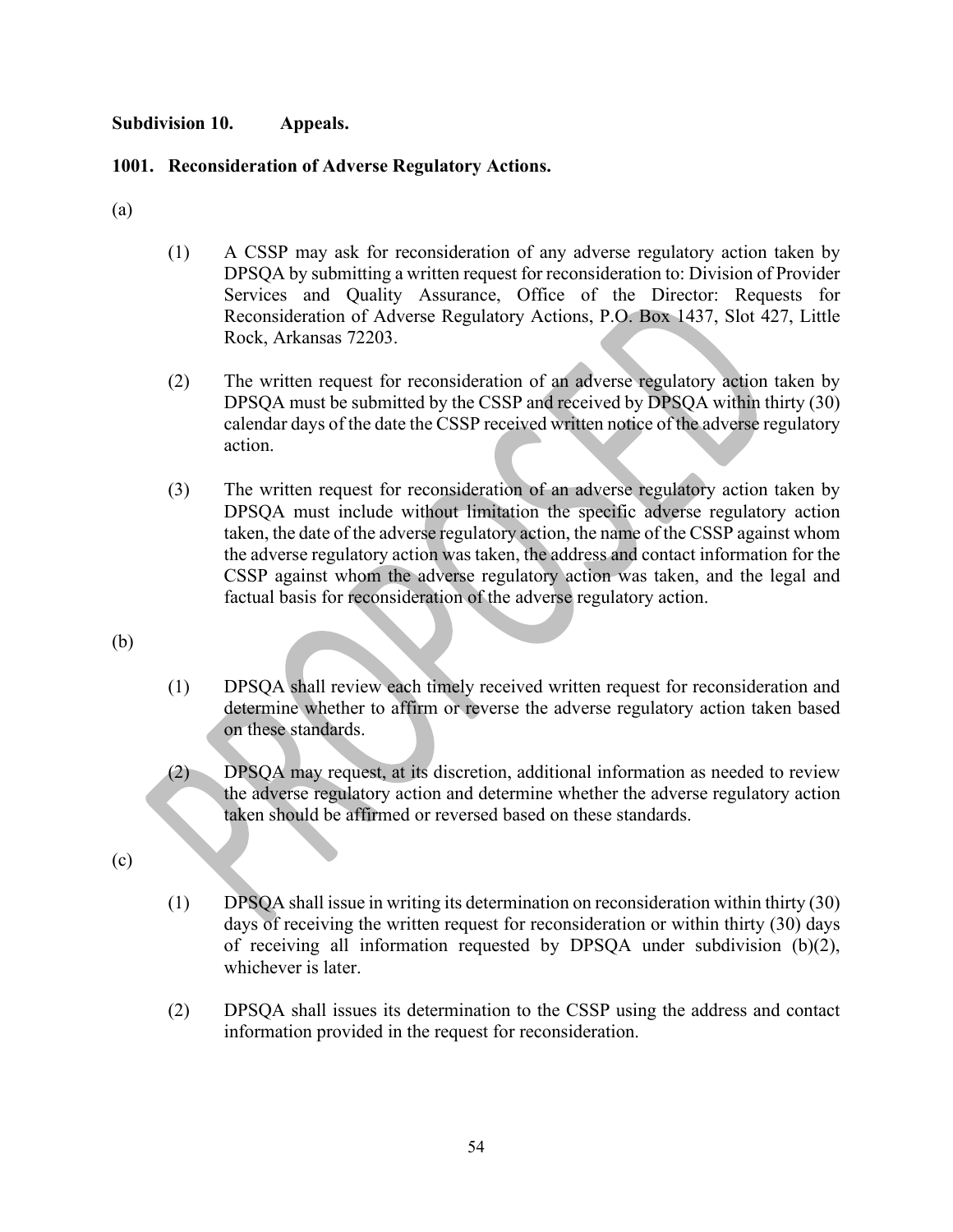**Subdivision 10. Appeals.**

**1001. Reconsideration of Adverse Regulatory Actions.**

(a)

(1) A CSSP may ask for reconsideration of any adverse regulatory action taken by DPSQA by submitting a written request for reconsideration to: Division of Provider Services and Quality Assurance, Office of the Director: Requests for Reconsideration of Adverse Regulatory Actions, P.O. Box 1437, Slot 427, Little Rock, Arkansas 72203.

(2) The written request for reconsideration of an adverse regulatory action taken by DPSQA must be submitted by the CSSP and received by DPSQA within thirty (30) calendar days of the date the CSSP received written notice of the adverse regulatory action.

(3) The written request for reconsideration of an adverse regulatory action taken by DPSQA must include without limitation the specific adverse regulatory action taken, the date of the adverse regulatory action, the name of the CSSP against whom the adverse regulatory action was taken, the address and contact information for the CSSP against whom the adverse regulatory action was taken, and the legal and factual basis for reconsideration of the adverse regulatory action.

(b)

(1) DPSQA shall review each timely received written request for reconsideration and determine whether to affirm or reverse the adverse regulatory action taken based on these standards.

(2) DPSQA may request, at its discretion, additional information as needed to review the adverse regulatory action and determine whether the adverse regulatory action taken should be affirmed or reversed based on these standards.

(c)

(1) DPSQA shall issue in writing its determination on reconsideration within thirty (30) days of receiving the written request for reconsideration or within thirty (30) days of receiving all information requested by DPSQA under subdivision (b)(2), whichever is later.

(2) DPSQA shall issues its determination to the CSSP using the address and contact information provided in the request for reconsideration.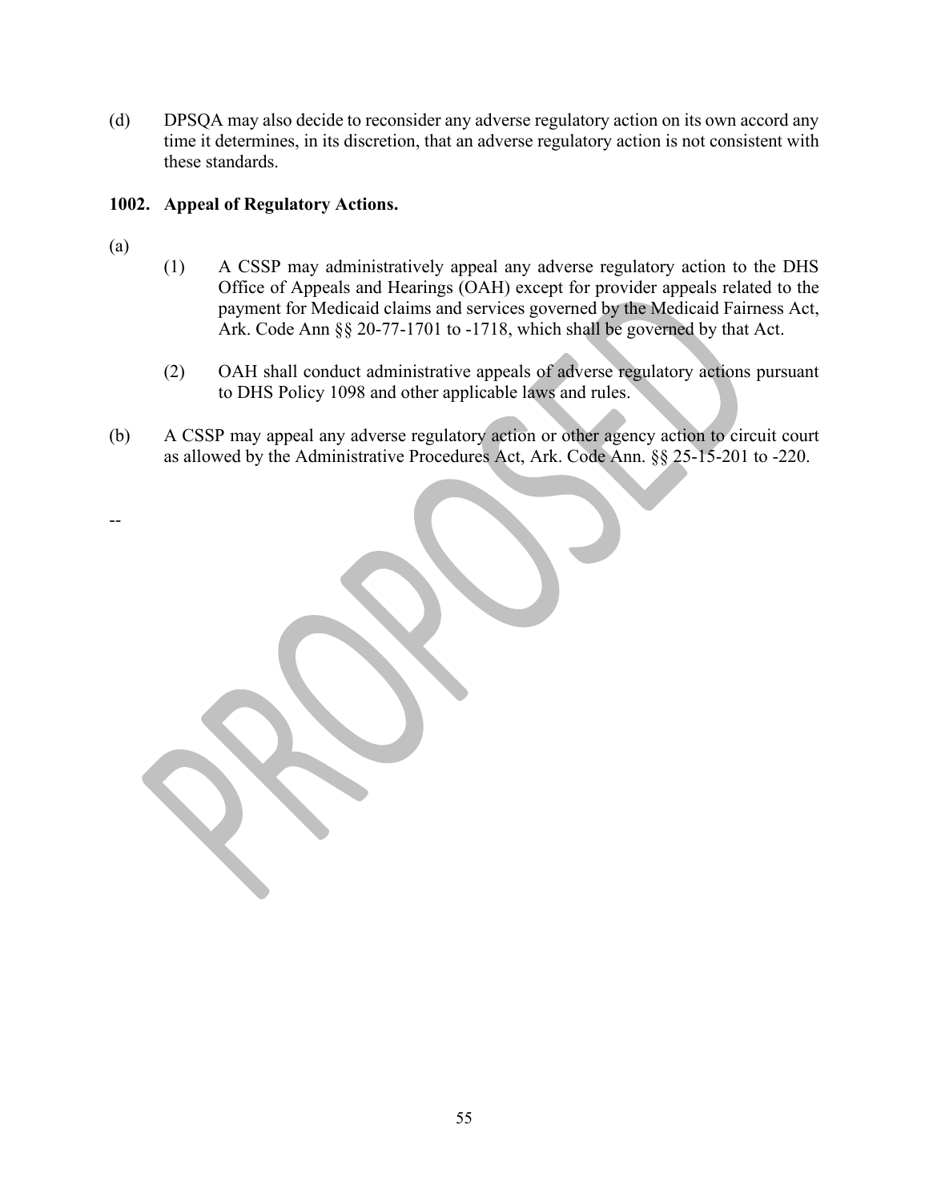(d) DPSQA may also decide to reconsider any adverse regulatory action on its own accord any time it determines, in its discretion, that an adverse regulatory action is not consistent with these standards.

**1002. Appeal of Regulatory Actions.**

(a)

(1) A CSSP may administratively appeal any adverse regulatory action to the DHS Office of Appeals and Hearings (OAH) except for provider appeals related to the payment for Medicaid claims and services governed by the Medicaid Fairness Act, Ark. Code Ann §§ 20-77-1701 to -1718, which shall be governed by that Act.

(2) OAH shall conduct administrative appeals of adverse regulatory actions pursuant to DHS Policy 1098 and other applicable laws and rules.

(b) A CSSP may appeal any adverse regulatory action or other agency action to circuit court as allowed by the Administrative Procedures Act, Ark. Code Ann. §§ 25-15-201 to -220.

--